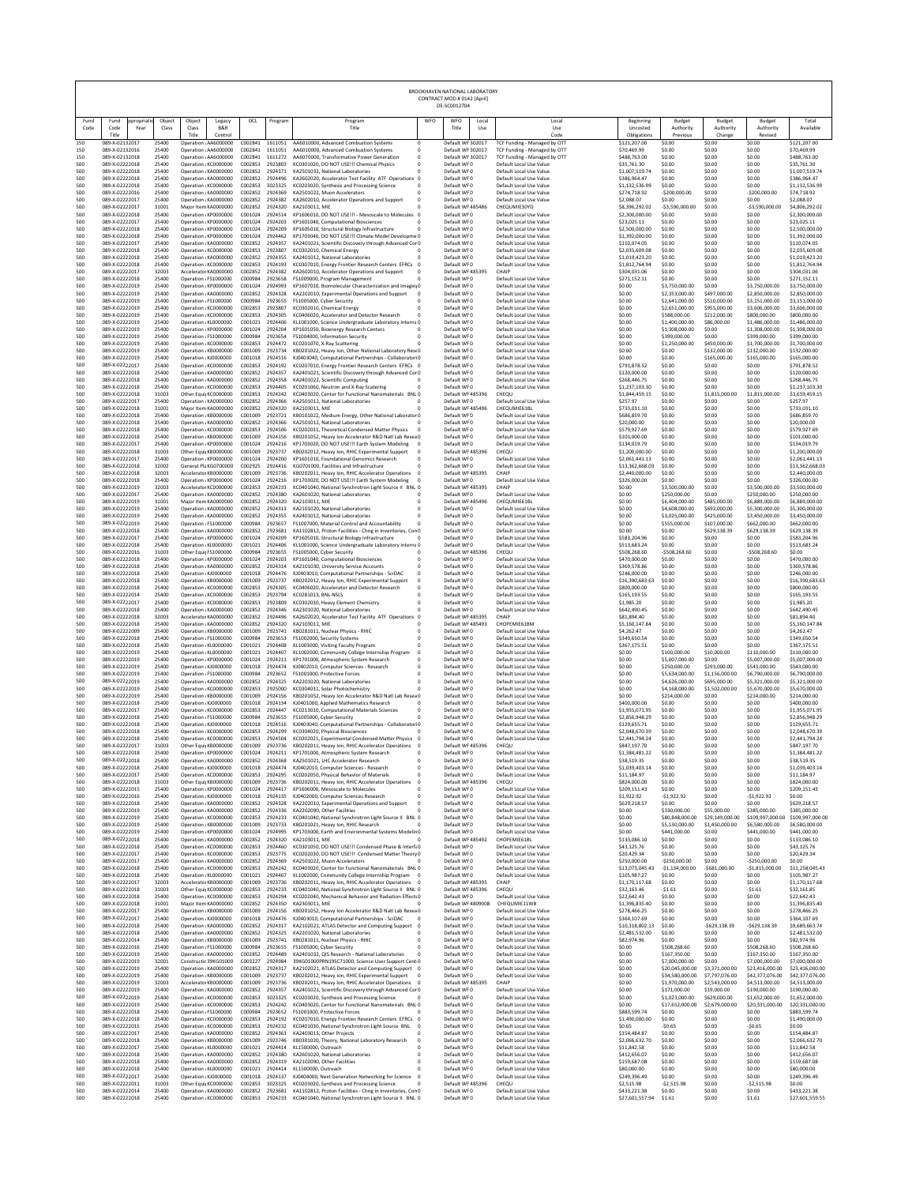# BROOKHAVEN NATIONAL LABORATORY

CONTRACT MOD # 0142 [April]

DE-SC0012704

| Fund Code | Fund Code Title | Appropriation Year | Object Class | Object Class Title | Legacy B&R Control | OCL | Program | Program Title | WFO | WFO Title | Local Use | Local Use Code | Beginning Uncosted Obligations | Budget Authority Previous | Budget Authority Change | Budget Authority Revised | Total Available |
|---|---|---|---|---|---|---|---|---|---|---|---|---|---|---|---|---|---|
| 150 | 089-X-0213 | 2017 | 25400 | Operation : | AA6000000 | C002841 | 1611051 | AA6010000, Advanced Combustion Systems | 0 | Default WF | 302017 | TCF Funding - Managed by OTT | $121,207.00 | $0.00 | $0.00 | $0.00 | $121,207.00 |
| 150 | 089-X-0213 | 2016 | 25400 | Operation : | AA6000000 | C002841 | 1611051 | AA6010000, Advanced Combustion Systems | 0 | Default WF | 302017 | TCF Funding - Managed by OTT | $70,469.99 | $0.00 | $0.00 | $0.00 | $70,469.99 |
| 150 | 089-X-0213 | 2018 | 25400 | Operation : | AA6000000 | C002841 | 1611271 | AA6070000, Transformative Power Generation | 0 | Default WF | 302017 | TCF Funding - Managed by OTT | $488,763.00 | $0.00 | $0.00 | $0.00 | $488,763.00 |
| 500 | 089-X-0222 | 2018 | 25400 | Operation : | KC0000000 | C002853 | 2923803 | KC0301020, DO NOT USE!!! Chemical Physics | 0 | Default WFO | | Default Local Use Value | $35,761.30 | $0.00 | $0.00 | $0.00 | $35,761.30 |
| 500 | 089-X-0222 | 2018 | 25400 | Operation : | KA0000000 | C002852 | 2924371 | KA2501032, National Laboratories | 0 | Default WFO | | Default Local Use Value | $1,007,519.74 | $0.00 | $0.00 | $0.00 | $1,007,519.74 |
| 500 | 089-X-0222 | 2018 | 25400 | Operation : | KA0000000 | C002852 | 2924496 | KA2602020, Accelerator Test Facility ATF Operations | 0 | Default WFO | | Default Local Use Value | $386,964.47 | $0.00 | $0.00 | $0.00 | $386,964.47 |
| 500 | 089-X-0222 | 2018 | 25400 | Operation : | KC0000000 | C002853 | 3023325 | KC0203020, Synthesis and Processing Science | 0 | Default WFO | | Default Local Use Value | $1,132,536.99 | $0.00 | $0.00 | $0.00 | $1,132,536.99 |
| 500 | 089-X-0222 | 2016 | 25400 | Operation : | KA0000000 | C002852 | 2924369 | KA2501022, Muon Accelerators | 0 | Default WFO | | Default Local Use Value | $274,718.92 | -$200,000.00 | $0.00 | -$200,000.00 | $74,718.92 |
| 500 | 089-X-0222 | 2017 | 25400 | Operation : | KA0000000 | C002852 | 2924382 | KA2602010, Accelerator Operations and Support | 0 | Default WFO | | Default Local Use Value | $2,088.07 | $0.00 | $0.00 | $0.00 | $2,088.07 |
| 500 | 089-X-0222 | 2017 | 31001 | Major Item | KA0000000 | C002852 | 2924320 | KA2103011, MIE | 0 | Default WF | 485486 | CHEQUMIE30YD | $8,396,292.02 | -$3,590,000.00 | $0.00 | -$3,590,000.00 | $4,806,292.02 |
| 500 | 089-X-0222 | 2018 | 25400 | Operation : | KP0000000 | C001024 | 2924514 | KP1606010, DO NOT USE!!! - Mesoscale to Molecules | 0 | Default WFO | | Default Local Use Value | $2,300,000.00 | $0.00 | $0.00 | $0.00 | $2,300,000.00 |
| 500 | 089-X-0222 | 2017 | 25400 | Operation : | KP0000000 | C001024 | 2924203 | KP1601040, Computational Biosciences | 0 | Default WFO | | Default Local Use Value | $23,025.11 | $0.00 | $0.00 | $0.00 | $23,025.11 |
| 500 | 089-X-0222 | 2018 | 25400 | Operation : | KP0000000 | C001024 | 2924209 | KP1605010, Structural Biology Infrastructure | 0 | Default WFO | | Default Local Use Value | $2,500,000.00 | $0.00 | $0.00 | $0.00 | $2,500,000.00 |
| 500 | 089-X-0222 | 2018 | 25400 | Operation : | KP0000000 | C001024 | 2924462 | KP1703040, DO NOT USE!!! Climate Model Developme | 0 | Default WFO | | Default Local Use Value | $1,392,000.00 | $0.00 | $0.00 | $0.00 | $1,392,000.00 |
| 500 | 089-X-0222 | 2017 | 25400 | Operation : | KA0000000 | C002852 | 2924357 | KA2401021, Scientific Discovery through Advanced Cor | 0 | Default WFO | | Default Local Use Value | $110,074.05 | $0.00 | $0.00 | $0.00 | $110,074.05 |
| 500 | 089-X-0222 | 2018 | 25400 | Operation : | KC0000000 | C002853 | 2923807 | KC0302010, Chemical Energy | 0 | Default WFO | | Default Local Use Value | $2,035,609.08 | $0.00 | $0.00 | $0.00 | $2,035,609.08 |
| 500 | 089-X-0222 | 2018 | 25400 | Operation : | KA0000000 | C002852 | 2924355 | KA2401012, National Laboratories | 0 | Default WFO | | Default Local Use Value | $1,019,423.20 | $0.00 | $0.00 | $0.00 | $1,019,423.20 |
| 500 | 089-X-0222 | 2018 | 25400 | Operation : | KC0000000 | C002853 | 2924193 | KC0307010, Energy Frontier Research Centers EFRCs | 0 | Default WFO | | Default Local Use Value | $1,812,764.94 | $0.00 | $0.00 | $0.00 | $1,812,764.94 |
| 500 | 089-X-0222 | 2017 | 32003 | Accelerator | KA0000000 | C002852 | 2924362 | KA2602010, Accelerator Operations and Support | 0 | Default WF | 485395 | CHAIP | $304,031.06 | $0.00 | $0.00 | $0.00 | $304,031.06 |
| 500 | 089-X-0222 | 2018 | 25400 | Operation : | FS1000000 | C000984 | 2923658 | FS1009000, Program Management | 0 | Default WFO | | Default Local Use Value | $271,152.11 | $0.00 | $0.00 | $0.00 | $271,152.11 |
| 500 | 089-X-0222 | 2019 | 25400 | Operation : | KP0000000 | C001024 | 2924993 | KP1607010, Biomolecular Characterization and Imaging | 0 | Default WFO | | Default Local Use Value | $0.00 | $3,750,000.00 | $0.00 | $3,750,000.00 | $3,750,000.00 |
| 500 | 089-X-0222 | 2019 | 25400 | Operation : | KA0000000 | C002852 | 2924328 | KA2202010, Experimental Operations and Support | 0 | Default WFO | | Default Local Use Value | $0.00 | $2,353,000.00 | $497,000.00 | $2,850,000.00 | $2,850,000.00 |
| 500 | 089-X-0222 | 2019 | 25400 | Operation : | FS1000000 | C000984 | 2923655 | FS1005000, Cyber Security | 0 | Default WFO | | Default Local Use Value | $0.00 | $2,641,000.00 | $510,000.00 | $3,151,000.00 | $3,151,000.00 |
| 500 | 089-X-0222 | 2019 | 25400 | Operation : | KC0000000 | C002853 | 2923807 | KC0302010, Chemical Energy | 0 | Default WFO | | Default Local Use Value | $0.00 | $2,651,000.00 | $955,000.00 | $3,606,000.00 | $3,606,000.00 |
| 500 | 089-X-0222 | 2019 | 25400 | Operation : | KC0000000 | C002853 | 2924305 | KC0406020, Accelerator and Detector Research | 0 | Default WFO | | Default Local Use Value | $0.00 | $588,000.00 | $212,000.00 | $800,000.00 | $800,000.00 |
| 500 | 089-X-0222 | 2019 | 25400 | Operation : | KL0000000 | C001021 | 2924406 | KL1001000, Science Undergraduate Laboratory Interns | 0 | Default WFO | | Default Local Use Value | $0.00 | $1,400,000.00 | $86,000.00 | $1,486,000.00 | $1,486,000.00 |
| 500 | 089-X-0222 | 2019 | 25400 | Operation : | KP0000000 | C001024 | 2924204 | KP1601050, Bioenergy Research Centers | 0 | Default WFO | | Default Local Use Value | $0.00 | $1,308,000.00 | $0.00 | $1,308,000.00 | $1,308,000.00 |
| 500 | 089-X-0222 | 2019 | 25400 | Operation : | FS1000000 | C000984 | 2923654 | FS1004000, Information Security | 0 | Default WFO | | Default Local Use Value | $0.00 | $399,000.00 | $0.00 | $399,000.00 | $399,000.00 |
| 500 | 089-X-0222 | 2019 | 25400 | Operation : | KC0000000 | C002853 | 2924472 | KC0201070, X-Ray Scattering | 0 | Default WFO | | Default Local Use Value | $0.00 | $1,250,000.00 | $450,000.00 | $1,700,000.00 | $1,700,000.00 |
| 500 | 089-X-0222 | 2019 | 25400 | Operation : | KB0000000 | C001009 | 2923734 | KB0202012, Heavy Ion, Other National Laboratory Rese | 0 | Default WFO | | Default Local Use Value | $0.00 | $0.00 | $132,000.00 | $132,000.00 | $132,000.00 |
| 500 | 089-X-0222 | 2019 | 25400 | Operation : | KJ0000000 | C001018 | 2924516 | KJ0403040, Computational Partnerships - Collaboratori | 0 | Default WFO | | Default Local Use Value | $0.00 | $0.00 | $165,000.00 | $165,000.00 | $165,000.00 |
| 500 | 089-X-0222 | 2017 | 25400 | Operation : | KC0000000 | C002853 | 2924192 | KC0207010, Energy Frontier Research Centers EFRCs | 0 | Default WFO | | Default Local Use Value | $791,878.52 | $0.00 | $0.00 | $0.00 | $791,878.52 |
| 500 | 089-X-0222 | 2018 | 25400 | Operation : | KA0000000 | C002852 | 2924357 | KA2401021, Scientific Discovery through Advanced Cor | 0 | Default WFO | | Default Local Use Value | $120,000.00 | $0.00 | $0.00 | $0.00 | $120,000.00 |
| 500 | 089-X-0222 | 2018 | 25400 | Operation : | KA0000000 | C002852 | 2924358 | KA2401022, Scientific Computing | 0 | Default WFO | | Default Local Use Value | $268,446.75 | $0.00 | $0.00 | $0.00 | $268,446.75 |
| 500 | 089-X-0222 | 2018 | 25400 | Operation : | KC0000000 | C002853 | 2924405 | KC0201060, Neutron and X-Ray Scattering | 0 | Default WFO | | Default Local Use Value | $1,237,103.30 | $0.00 | $0.00 | $0.00 | $1,237,103.30 |
| 500 | 089-X-0222 | 2018 | 31003 | Other Equi | KC0000000 | C002853 | 2924242 | KC0403020, Center for Functional Nanomaterials BNL | 0 | Default WF | 485396 | CHEQU | $1,844,459.15 | $0.00 | $1,815,000.00 | $1,815,000.00 | $3,659,459.15 |
| 500 | 089-X-0222 | 2017 | 25400 | Operation : | KA0000000 | C002852 | 2924366 | KA2501012, National Laboratories | 0 | Default WFO | | Default Local Use Value | $257.97 | $0.00 | $0.00 | $0.00 | $257.97 |
| 500 | 089-X-0222 | 2018 | 31001 | Major Item | KA0000000 | C002852 | 2924320 | KA2103011, MIE | 0 | Default WF | 485496 | CHEQUMIE61BL | $733,031.10 | $0.00 | $0.00 | $0.00 | $733,031.10 |
| 500 | 089-X-0222 | 2018 | 25400 | Operation : | KB0000000 | C001009 | 2923721 | KB0102022, Medium Energy, Other National Laborator | 0 | Default WFO | | Default Local Use Value | $686,859.70 | $0.00 | $0.00 | $0.00 | $686,859.70 |
| 500 | 089-X-0222 | 2018 | 25400 | Operation : | KA0000000 | C002852 | 2924366 | KA2501012, National Laboratories | 0 | Default WFO | | Default Local Use Value | $20,000.00 | $0.00 | $0.00 | $0.00 | $20,000.00 |
| 500 | 089-X-0222 | 2018 | 25400 | Operation : | KC0000000 | C002853 | 2924506 | KC0202031, Theoretical Condensed Matter Physics | 0 | Default WFO | | Default Local Use Value | $579,927.69 | $0.00 | $0.00 | $0.00 | $579,927.69 |
| 500 | 089-X-0222 | 2018 | 25400 | Operation : | KB0000000 | C001009 | 2924156 | KB0201052, Heavy Ion Accelerator R&D Natl Lab Resea | 0 | Default WFO | | Default Local Use Value | $101,000.00 | $0.00 | $0.00 | $0.00 | $101,000.00 |
| 500 | 089-X-0222 | 2017 | 25400 | Operation : | KP0000000 | C001024 | 2924216 | KP1703020, DO NOT USE!!! Earth System Modeling | 0 | Default WFO | | Default Local Use Value | $134,019.79 | $0.00 | $0.00 | $0.00 | $134,019.79 |
| 500 | 089-X-0222 | 2018 | 31003 | Other Equi | KB0000000 | C001009 | 2923737 | KB0202012, Heavy Ion, RHIC Experimental Support | 0 | Default WF | 485396 | CHEQU | $1,200,000.00 | $0.00 | $0.00 | $0.00 | $1,200,000.00 |
| 500 | 089-X-0222 | 2017 | 25400 | Operation : | KP0000000 | C001024 | 2924200 | KP1601010, Foundational Genomics Research | 0 | Default WFO | | Default Local Use Value | $2,061,441.13 | $0.00 | $0.00 | $0.00 | $2,061,441.13 |
| 500 | 089-X-0222 | 2018 | 32002 | General Pla | KG0700000 | C002925 | 2924416 | KG0701000, Facilities and Infrastructure | 0 | Default WFO | | Default Local Use Value | $13,362,668.03 | $0.00 | $0.00 | $0.00 | $13,362,668.03 |
| 500 | 089-X-0222 | 2018 | 32003 | Accelerator | KB0000000 | C001009 | 2923736 | KB0202011, Heavy Ion, RHIC Accelerator Operations | 0 | Default WF | 485395 | CHAIP | $2,440,000.00 | $0.00 | $0.00 | $0.00 | $2,440,000.00 |
| 500 | 089-X-0222 | 2018 | 25400 | Operation : | KP0000000 | C001024 | 2924216 | KP1703020, DO NOT USE!!! Earth System Modeling | 0 | Default WFO | | Default Local Use Value | $326,000.00 | $0.00 | $0.00 | $0.00 | $326,000.00 |
| 500 | 089-X-0222 | 2019 | 32003 | Accelerator | KC0000000 | C002853 | 2924233 | KC0401040, National Synchrotron Light Source II BNL | 0 | Default WF | 485395 | CHAIP | $0.00 | $3,500,000.00 | $0.00 | $3,500,000.00 | $3,500,000.00 |
| 500 | 089-X-0222 | 2019 | 25400 | Operation : | KA0000000 | C002852 | 2924380 | KA2601020, National Laboratories | 0 | Default WFO | | Default Local Use Value | $0.00 | $250,000.00 | $0.00 | $250,000.00 | $250,000.00 |
| 500 | 089-X-0222 | 2019 | 31001 | Major Item | KA0000000 | C002852 | 2924320 | KA2103011, MIE | 0 | Default WF | 485496 | CHEQUMIE61BL | $0.00 | $6,404,000.00 | $485,000.00 | $6,889,000.00 | $6,889,000.00 |
| 500 | 089-X-0222 | 2019 | 25400 | Operation : | KA0000000 | C002852 | 2924313 | KA2101020, National Laboratories | 0 | Default WFO | | Default Local Use Value | $0.00 | $4,608,000.00 | $692,000.00 | $5,300,000.00 | $5,300,000.00 |
| 500 | 089-X-0222 | 2019 | 25400 | Operation : | KA0000000 | C002852 | 2924355 | KA2401012, National Laboratories | 0 | Default WFO | | Default Local Use Value | $0.00 | $3,025,000.00 | $425,000.00 | $3,450,000.00 | $3,450,000.00 |
| 500 | 089-X-0222 | 2019 | 25400 | Operation : | FS1000000 | C000984 | 2923657 | FS1007000, Material Control and Accountability | 0 | Default WFO | | Default Local Use Value | $0.00 | $555,000.00 | $107,000.00 | $662,000.00 | $662,000.00 |
| 500 | 089-X-0222 | 2019 | 25400 | Operation : | KA0000000 | C002852 | 2923681 | KA1102812, Proton Facilities - Chng in Inventories, Con | 0 | Default WFO | | Default Local Use Value | $0.00 | $0.00 | $629,138.39 | $629,138.39 | $629,138.39 |
| 500 | 089-X-0222 | 2017 | 25400 | Operation : | KP0000000 | C001024 | 2924209 | KP1605010, Structural Biology Infrastructure | 0 | Default WFO | | Default Local Use Value | $583,204.96 | $0.00 | $0.00 | $0.00 | $583,204.96 |
| 500 | 089-X-0222 | 2018 | 25400 | Operation : | KL0000000 | C001021 | 2924406 | KL1001000, Science Undergraduate Laboratory Interns | 0 | Default WFO | | Default Local Use Value | $513,683.24 | $0.00 | $0.00 | $0.00 | $513,683.24 |
| 500 | 089-X-0222 | 2016 | 31003 | Other Equi | FS1000000 | C000984 | 2923655 | FS1005000, Cyber Security | 0 | Default WF | 485396 | CHEQU | $508,268.60 | -$508,268.60 | $0.00 | -$508,268.60 | $0.00 |
| 500 | 089-X-0222 | 2018 | 25400 | Operation : | KP0000000 | C001024 | 2924203 | KP1601040, Computational Biosciences | 0 | Default WFO | | Default Local Use Value | $470,000.00 | $0.00 | $0.00 | $0.00 | $470,000.00 |
| 500 | 089-X-0222 | 2018 | 25400 | Operation : | KA0000000 | C002852 | 2924314 | KA2101030, University Service Accounts | 0 | Default WFO | | Default Local Use Value | $369,578.86 | $0.00 | $0.00 | $0.00 | $369,578.86 |
| 500 | 089-X-0222 | 2018 | 25400 | Operation : | KJ0000000 | C001018 | 2924476 | KJ0403010, Computational Partnerships - SciDAC | 0 | Default WFO | | Default Local Use Value | $246,000.00 | $0.00 | $0.00 | $0.00 | $246,000.00 |
| 500 | 089-X-0222 | 2018 | 25400 | Operation : | KB0000000 | C001009 | 2923737 | KB0202012, Heavy Ion, RHIC Experimental Support | 0 | Default WFO | | Default Local Use Value | $16,390,683.63 | $0.00 | $0.00 | $0.00 | $16,390,683.63 |
| 500 | 089-X-0222 | 2018 | 25400 | Operation : | KC0000000 | C002853 | 2924305 | KC0406020, Accelerator and Detector Research | 0 | Default WFO | | Default Local Use Value | $800,000.00 | $0.00 | $0.00 | $0.00 | $800,000.00 |
| 500 | 089-X-0222 | 2014 | 25400 | Operation : | KC0000000 | C002853 | 2923794 | KC0281013, BNL-NSLS | 0 | Default WFO | | Default Local Use Value | $165,193.55 | $0.00 | $0.00 | $0.00 | $165,193.55 |
| 500 | 089-X-0222 | 2017 | 25400 | Operation : | KC0000000 | C002853 | 2923809 | KC0302030, Heavy Element Chemistry | 0 | Default WFO | | Default Local Use Value | $1,985.20 | $0.00 | $0.00 | $0.00 | $1,985.20 |
| 500 | 089-X-0222 | 2018 | 25400 | Operation : | KA0000000 | C002852 | 2924346 | KA2301020, National Laboratories | 0 | Default WFO | | Default Local Use Value | $642,490.45 | $0.00 | $0.00 | $0.00 | $642,490.45 |
| 500 | 089-X-0222 | 2018 | 32003 | Accelerator | KA0000000 | C002852 | 2924496 | KA2602020, Accelerator Test Facility ATF Operations | 0 | Default WF | 485395 | CHAIP | $81,894.40 | $0.00 | $0.00 | $0.00 | $81,894.40 |
| 500 | 089-X-0222 | 2018 | 31001 | Major Item | KA0000000 | C002852 | 2924320 | KA2103011, MIE | 0 | Default WF | 485493 | CHOPEMIE61BM | $5,160,147.84 | $0.00 | $0.00 | $0.00 | $5,160,147.84 |
| 500 | 089-X-0222 | 2009 | 25400 | Operation : | KB0000000 | C001009 | 2923741 | KB0281011, Nuclear Physics - RHIC | 0 | Default WFO | | Default Local Use Value | $4,262.47 | $0.00 | $0.00 | $0.00 | $4,262.47 |
| 500 | 089-X-0222 | 2018 | 25400 | Operation : | FS1000000 | C000984 | 2923653 | FS1002000, Security Systems | 0 | Default WFO | | Default Local Use Value | $349,650.54 | $0.00 | $0.00 | $0.00 | $349,650.54 |
| 500 | 089-X-0222 | 2018 | 25400 | Operation : | KL0000000 | C001021 | 2924408 | KL1003000, Visiting Faculty Program | 0 | Default WFO | | Default Local Use Value | $367,175.51 | $0.00 | $0.00 | $0.00 | $367,175.51 |
| 500 | 089-X-0222 | 2019 | 25400 | Operation : | KL0000000 | C001021 | 2924407 | KL1002000, Community College Internship Program | 0 | Default WFO | | Default Local Use Value | $0.00 | $100,000.00 | $10,000.00 | $110,000.00 | $110,000.00 |
| 500 | 089-X-0222 | 2019 | 25400 | Operation : | KP0000000 | C001024 | 2924211 | KP1701000, Atmospheric System Research | 0 | Default WFO | | Default Local Use Value | $0.00 | $5,007,000.00 | $0.00 | $5,007,000.00 | $5,007,000.00 |
| 500 | 089-X-0222 | 2019 | 25400 | Operation : | KJ0000000 | C001018 | 2924474 | KJ0402010, Computer Sciences - Research | 0 | Default WFO | | Default Local Use Value | $0.00 | $250,000.00 | $293,000.00 | $543,000.00 | $543,000.00 |
| 500 | 089-X-0222 | 2019 | 25400 | Operation : | FS1000000 | C000984 | 2923652 | FS1001000, Protective Forces | 0 | Default WFO | | Default Local Use Value | $0.00 | $5,634,000.00 | $1,156,000.00 | $6,790,000.00 | $6,790,000.00 |
| 500 | 089-X-0222 | 2019 | 25400 | Operation : | KA0000000 | C002852 | 2924325 | KA2201020, National Laboratories | 0 | Default WFO | | Default Local Use Value | $0.00 | $4,626,000.00 | $695,000.00 | $5,321,000.00 | $5,321,000.00 |
| 500 | 089-X-0222 | 2019 | 25400 | Operation : | KC0000000 | C002853 | 2925000 | KC0304031, Solar Photochemistry | 0 | Default WFO | | Default Local Use Value | $0.00 | $4,168,000.00 | $1,502,000.00 | $5,670,000.00 | $5,670,000.00 |
| 500 | 089-X-0222 | 2019 | 25400 | Operation : | KB0000000 | C001009 | 2924156 | KB0201052, Heavy Ion Accelerator R&D Natl Lab Resea | 0 | Default WFO | | Default Local Use Value | $0.00 | $214,000.00 | $0.00 | $214,000.00 | $214,000.00 |
| 500 | 089-X-0222 | 2018 | 25400 | Operation : | KJ0000000 | C001018 | 2924134 | KJ0401000, Applied Mathematics Research | 0 | Default WFO | | Default Local Use Value | $400,000.00 | $0.00 | $0.00 | $0.00 | $400,000.00 |
| 500 | 089-X-0222 | 2017 | 25400 | Operation : | KC0000000 | C002853 | 2924447 | KC0213010, Computational Materials Sciences | 0 | Default WFO | | Default Local Use Value | $1,955,071.95 | $0.00 | $0.00 | $0.00 | $1,955,071.95 |
| 500 | 089-X-0222 | 2018 | 25400 | Operation : | FS1000000 | C000984 | 2923655 | FS1005000, Cyber Security | 0 | Default WFO | | Default Local Use Value | $2,856,948.29 | $0.00 | $0.00 | $0.00 | $2,856,948.29 |
| 500 | 089-X-0222 | 2018 | 25400 | Operation : | KJ0000000 | C001018 | 2924516 | KJ0403040, Computational Partnerships - Collaboratori | 0 | Default WFO | | Default Local Use Value | $129,655.71 | $0.00 | $0.00 | $0.00 | $129,655.71 |
| 500 | 089-X-0222 | 2018 | 25400 | Operation : | KC0000000 | C002853 | 2924299 | KC0304020, Physical Biosciences | 0 | Default WFO | | Default Local Use Value | $2,048,670.39 | $0.00 | $0.00 | $0.00 | $2,048,670.39 |
| 500 | 089-X-0222 | 2018 | 25400 | Operation : | KC0000000 | C002853 | 2924504 | KC0202021, Experimental Condensed Matter Physics | 0 | Default WFO | | Default Local Use Value | $2,441,794.24 | $0.00 | $0.00 | $0.00 | $2,441,794.24 |
| 500 | 089-X-0222 | 2017 | 31003 | Other Equi | KB0000000 | C001009 | 2923736 | KB0202011, Heavy Ion, RHIC Accelerator Operations | 0 | Default WF | 485396 | CHEQU | $847,197.70 | $0.00 | $0.00 | $0.00 | $847,197.70 |
| 500 | 089-X-0222 | 2018 | 25400 | Operation : | KP0000000 | C001024 | 2924211 | KP1701000, Atmospheric System Research | 0 | Default WFO | | Default Local Use Value | $1,384,481.22 | $0.00 | $0.00 | $0.00 | $1,384,481.22 |
| 500 | 089-X-0222 | 2018 | 25400 | Operation : | KA0000000 | C002852 | 2924368 | KA2501021, LHC Accelerator Research | 0 | Default WFO | | Default Local Use Value | $38,519.35 | $0.00 | $0.00 | $0.00 | $38,519.35 |
| 500 | 089-X-0222 | 2018 | 25400 | Operation : | KJ0000000 | C001018 | 2924474 | KJ0402010, Computer Sciences - Research | 0 | Default WFO | | Default Local Use Value | $1,039,403.14 | $0.00 | $0.00 | $0.00 | $1,039,403.14 |
| 500 | 089-X-0222 | 2018 | 25400 | Operation : | KC0000000 | C002853 | 2924295 | KC0202050, Physical Behavior of Materials | 0 | Default WFO | | Default Local Use Value | $11,184.97 | $0.00 | $0.00 | $0.00 | $11,184.97 |
| 500 | 089-X-0222 | 2018 | 31003 | Other Equi | KB0000000 | C001009 | 2923736 | KB0202011, Heavy Ion, RHIC Accelerator Operations | 0 | Default WF | 485396 | CHEQU | $824,000.00 | $0.00 | $0.00 | $0.00 | $824,000.00 |
| 500 | 089-X-0222 | 2015 | 25400 | Operation : | KP0000000 | C001024 | 2924417 | KP1606000, Mesoscale to Molecules | 0 | Default WFO | | Default Local Use Value | $209,151.43 | $0.00 | $0.00 | $0.00 | $209,151.43 |
| 500 | 089-X-0222 | 2016 | 25400 | Operation : | KJ0000000 | C001018 | 2924135 | KJ0402000, Computer Sciences Research | 0 | Default WFO | | Default Local Use Value | $1,922.92 | -$1,922.92 | $0.00 | -$1,922.92 | $0.00 |
| 500 | 089-X-0222 | 2018 | 25400 | Operation : | KA0000000 | C002852 | 2924328 | KA2202010, Experimental Operations and Support | 0 | Default WFO | | Default Local Use Value | $629,218.57 | $0.00 | $0.00 | $0.00 | $629,218.57 |
| 500 | 089-X-0222 | 2019 | 25400 | Operation : | KA0000000 | C002852 | 2924336 | KA2202090, Other Facilities | 0 | Default WFO | | Default Local Use Value | $0.00 | $330,000.00 | $55,000.00 | $385,000.00 | $385,000.00 |
| 500 | 089-X-0222 | 2019 | 25400 | Operation : | KC0000000 | C002853 | 2924233 | KC0401040, National Synchrotron Light Source II BNL | 0 | Default WFO | | Default Local Use Value | $0.00 | $80,848,000.00 | $29,149,000.00 | $109,997,000.00 | $109,997,000.00 |
| 500 | 089-X-0222 | 2019 | 25400 | Operation : | KB0000000 | C001009 | 2923736 | KB0202011, Heavy Ion, RHIC Accelerator Operations | 0 | Default WFO | | Default Local Use Value | $0.00 | $5,130,000.00 | $1,450,000.00 | $6,580,000.00 | $6,580,000.00 |
| 500 | 089-X-0222 | 2019 | 25400 | Operation : | KP0000000 | C001024 | 2924995 | KP1703000, Earth and Environmental Systems Modelin | 0 | Default WFO | | Default Local Use Value | $0.00 | $441,000.00 | $0.00 | $441,000.00 | $441,000.00 |
| 500 | 089-X-0222 | 2018 | 31001 | Major Item | KA0000000 | C002852 | 2924320 | KA2103011, MIE | 0 | Default WF | 485492 | CHOPEMIE61BL | $133,086.10 | $0.00 | $0.00 | $0.00 | $133,086.10 |
| 500 | 089-X-0222 | 2018 | 25400 | Operation : | KC0000000 | C002853 | 2924460 | KC0301050, DO NOT USE!!! Condensed Phase & Interfa | 0 | Default WFO | | Default Local Use Value | $43,125.76 | $0.00 | $0.00 | $0.00 | $43,125.76 |
| 500 | 089-X-0222 | 2017 | 25400 | Operation : | KC0000000 | C002853 | 2923775 | KC0202030, DO NOT USE!!! Condensed Matter Theory | 0 | Default WFO | | Default Local Use Value | $20,429.34 | $0.00 | $0.00 | $0.00 | $20,429.34 |
| 500 | 089-X-0222 | 2017 | 25400 | Operation : | KA0000000 | C002852 | 2924369 | KA2501022, Muon Accelerators | 0 | Default WFO | | Default Local Use Value | $250,000.00 | -$250,000.00 | $0.00 | -$250,000.00 | $0.00 |
| 500 | 089-X-0222 | 2018 | 25400 | Operation : | KC0000000 | C002853 | 2924242 | KC0403020, Center for Functional Nanomaterials BNL | 0 | Default WFO | | Default Local Use Value | $13,073,045.43 | -$1,134,000.00 | -$681,000.00 | -$1,815,000.00 | $11,258,045.43 |
| 500 | 089-X-0222 | 2018 | 25400 | Operation : | KL0000000 | C001021 | 2924407 | KL1002000, Community College Internship Program | 0 | Default WFO | | Default Local Use Value | $105,987.27 | $0.00 | $0.00 | $0.00 | $105,987.27 |
| 500 | 089-X-0222 | 2017 | 32003 | Accelerator | KB0000000 | C001009 | 2923736 | KB0202011, Heavy Ion, RHIC Accelerator Operations | 0 | Default WF | 485395 | CHAIP | $1,170,117.68 | $0.00 | $0.00 | $0.00 | $1,170,117.68 |
| 500 | 089-X-0222 | 2018 | 31003 | Other Equi | KC0000000 | C002853 | 2924233 | KC0401040, National Synchrotron Light Source II BNL | 0 | Default WF | 485396 | CHEQU | $32,163.46 | -$1.61 | $0.00 | -$1.61 | $32,161.85 |
| 500 | 089-X-0222 | 2018 | 25400 | Operation : | KC0000000 | C002853 | 2924294 | KC0202040, Mechanical Behavior and Radiation Effects | 0 | Default WFO | | Default Local Use Value | $22,642.43 | $0.00 | $0.00 | $0.00 | $22,642.43 |
| 500 | 089-X-0222 | 2018 | 31001 | Major Item | KA0000000 | C002852 | 2924350 | KA2303011, MIE | 0 | Default WF | 4809008 | CHEQUMIE11WB | $1,396,835.40 | $0.00 | $0.00 | $0.00 | $1,396,835.40 |
| 500 | 089-X-0222 | 2017 | 25400 | Operation : | KB0000000 | C001009 | 2924156 | KB0201052, Heavy Ion Accelerator R&D Natl Lab Resea | 0 | Default WFO | | Default Local Use Value | $278,466.25 | $0.00 | $0.00 | $0.00 | $278,466.25 |
| 500 | 089-X-0222 | 2017 | 25400 | Operation : | KJ0000000 | C001018 | 2924476 | KJ0403010, Computational Partnerships - SciDAC | 0 | Default WFO | | Default Local Use Value | $364,107.69 | $0.00 | $0.00 | $0.00 | $364,107.69 |
| 500 | 089-X-0222 | 2018 | 25400 | Operation : | KA0000000 | C002852 | 2924317 | KA2102021, ATLAS Detector and Computing Support | 0 | Default WFO | | Default Local Use Value | $10,318,802.13 | $0.00 | -$629,138.39 | -$629,138.39 | $9,689,663.74 |
| 500 | 089-X-0222 | 2018 | 25400 | Operation : | KA0000000 | C002852 | 2924325 | KA2201020, National Laboratories | 0 | Default WFO | | Default Local Use Value | $2,481,532.00 | $0.00 | $0.00 | $0.00 | $2,481,532.00 |
| 500 | 089-X-0222 | 2014 | 25400 | Operation : | KB0000000 | C001009 | 2923741 | KB0281011, Nuclear Physics - RHIC | 0 | Default WFO | | Default Local Use Value | $82,974.96 | $0.00 | $0.00 | $0.00 | $82,974.96 |
| 500 | 089-X-0222 | 2016 | 25400 | Operation : | FS1000000 | C000984 | 2923655 | FS1005000, Cyber Security | 0 | Default WFO | | Default Local Use Value | $0.00 | $508,268.60 | $0.00 | $508,268.60 | $508,268.60 |
| 500 | 089-X-0222 | 2019 | 25400 | Operation : | KA0000000 | C002852 | 2924489 | KA2401032, QIS Research - National Laboratories | 0 | Default WFO | | Default Local Use Value | $0.00 | $167,350.00 | $0.00 | $167,350.00 | $167,350.00 |
| 500 | 089-X-0222 | 2019 | 32001 | Constructio | 39KG01000 | C003227 | 2924984 | 39KG01000PRN19SC71000, Science User Support Cent | 0 | Default WFO | | Default Local Use Value | $0.00 | $7,000,000.00 | $0.00 | $7,000,000.00 | $7,000,000.00 |
| 500 | 089-X-0222 | 2019 | 25400 | Operation : | KA0000000 | C002852 | 2924317 | KA2102021, ATLAS Detector and Computing Support | 0 | Default WFO | | Default Local Use Value | $0.00 | $20,045,000.00 | $3,371,000.00 | $23,416,000.00 | $23,416,000.00 |
| 500 | 089-X-0222 | 2019 | 25400 | Operation : | KB0000000 | C001009 | 2923737 | KB0202012, Heavy Ion, RHIC Experimental Support | 0 | Default WFO | | Default Local Use Value | $0.00 | $34,580,000.00 | $7,797,076.00 | $42,377,076.00 | $42,377,076.00 |
| 500 | 089-X-0222 | 2019 | 32003 | Accelerator | KB0000000 | C001009 | 2923736 | KB0202011, Heavy Ion, RHIC Accelerator Operations | 0 | Default WF | 485395 | CHAIP | $0.00 | $1,970,000.00 | $2,543,000.00 | $4,513,000.00 | $4,513,000.00 |
| 500 | 089-X-0222 | 2019 | 25400 | Operation : | KA0000000 | C002852 | 2924357 | KA2401021, Scientific Discovery through Advanced Cor | 0 | Default WFO | | Default Local Use Value | $0.00 | $171,000.00 | $19,000.00 | $190,000.00 | $190,000.00 |
| 500 | 089-X-0222 | 2019 | 25400 | Operation : | KC0000000 | C002853 | 3023325 | KC0203020, Synthesis and Processing Science | 0 | Default WFO | | Default Local Use Value | $0.00 | $1,023,000.00 | $629,000.00 | $1,652,000.00 | $1,652,000.00 |
| 500 | 089-X-0222 | 2019 | 25400 | Operation : | KC0000000 | C002853 | 2924242 | KC0403020, Center for Functional Nanomaterials BNL | 0 | Default WFO | | Default Local Use Value | $0.00 | $17,652,000.00 | $2,679,000.00 | $20,331,000.00 | $20,331,000.00 |
| 500 | 089-X-0222 | 2018 | 25400 | Operation : | FS1000000 | C000984 | 2923652 | FS1001000, Protective Forces | 0 | Default WFO | | Default Local Use Value | $883,599.74 | $0.00 | $0.00 | $0.00 | $883,599.74 |
| 500 | 089-X-0222 | 2018 | 25400 | Operation : | KC0000000 | C002853 | 2924192 | KC0207010, Energy Frontier Research Centers EFRCs | 0 | Default WFO | | Default Local Use Value | $1,490,000.00 | $0.00 | $0.00 | $0.00 | $1,490,000.00 |
| 500 | 089-X-0222 | 2015 | 25400 | Operation : | KC0000000 | C002853 | 2924232 | KC0401030, National Synchrotron Light Source BNL | 0 | Default WFO | | Default Local Use Value | $0.65 | -$0.65 | $0.00 | -$0.65 | $0.00 |
| 500 | 089-X-0222 | 2017 | 25400 | Operation : | KA0000000 | C002852 | 2924363 | KA2403013, Other Projects | 0 | Default WFO | | Default Local Use Value | $154,484.87 | $0.00 | $0.00 | $0.00 | $154,484.87 |
| 500 | 089-X-0222 | 2018 | 25400 | Operation : | KB0000000 | C001009 | 2923746 | KB0301020, Theory, National Laboratory Research | 0 | Default WFO | | Default Local Use Value | $2,066,632.70 | $0.00 | $0.00 | $0.00 | $2,066,632.70 |
| 500 | 089-X-0222 | 2018 | 25400 | Operation : | KL0000000 | C001021 | 2924414 | KL1500000, Outreach | 0 | Default WFO | | Default Local Use Value | $11,842.58 | $0.00 | $0.00 | $0.00 | $11,842.58 |
| 500 | 089-X-0222 | 2018 | 25400 | Operation : | KA0000000 | C002852 | 2924380 | KA2601020, National Laboratories | 0 | Default WFO | | Default Local Use Value | $412,656.07 | $0.00 | $0.00 | $0.00 | $412,656.07 |
| 500 | 089-X-0222 | 2018 | 25400 | Operation : | KA0000000 | C002852 | 2924319 | KA2102090, Other Facilities | 0 | Default WFO | | Default Local Use Value | $159,687.08 | $0.00 | $0.00 | $0.00 | $159,687.08 |
| 500 | 089-X-0222 | 2018 | 25400 | Operation : | KL0000000 | C001021 | 2924414 | KL1500000, Outreach | 0 | Default WFO | | Default Local Use Value | $80,000.00 | $0.00 | $0.00 | $0.00 | $80,000.00 |
| 500 | 089-X-0222 | 2017 | 25400 | Operation : | KJ0000000 | C001018 | 2924137 | KJ0404000, Next Generation Networking for Science | 0 | Default WFO | | Default Local Use Value | $249,396.49 | $0.00 | $0.00 | $0.00 | $249,396.49 |
| 500 | 089-X-0222 | 2011 | 31003 | Other Equi | KC0000000 | C002853 | 3023325 | KC0203020, Synthesis and Processing Science | 0 | Default WF | 485396 | CHEQU | $2,515.98 | -$2,515.98 | $0.00 | -$2,515.98 | $0.00 |
| 500 | 089-X-0222 | 2014 | 25400 | Operation : | KA0000000 | C002852 | 2923681 | KA1102812, Proton Facilities - Chng in Inventories, Con | 0 | Default WFO | | Default Local Use Value | $433,221.38 | $0.00 | $0.00 | $0.00 | $433,221.38 |
| 500 | 089-X-0222 | 2018 | 25400 | Operation : | KC0000000 | C002853 | 2924233 | KC0401040, National Synchrotron Light Source II BNL | 0 | Default WFO | | Default Local Use Value | $27,601,557.94 | $1.61 | $0.00 | $1.61 | $27,601,559.55 |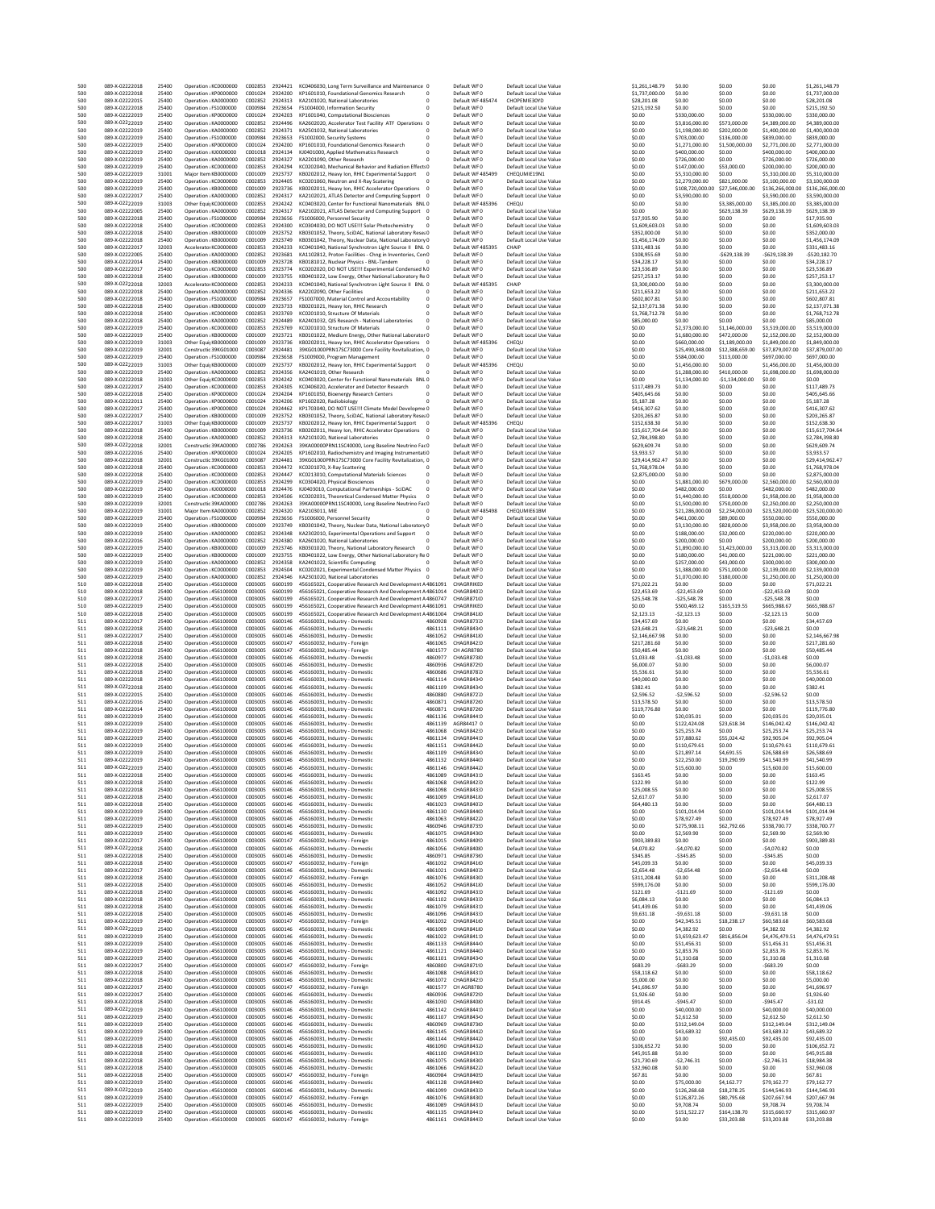| | | | | | | | | | | | | | | |
|---|---|---|---|---|---|---|---|---|---|---|---|---|---|---|
| 500 | 089-X-02222018 | 25400 | Operation : KC0000000 | C002853 | 2924421 | KC0406030, Long Term Surveillance and Maintenance | 0 | Default WFO | Default Local Use Value | $1,261,148.79 | $0.00 | $0.00 | $0.00 | $1,261,148.79 |
| 500 | 089-X-02222018 | 25400 | Operation : KP0000000 | C001024 | 2924200 | KP1601010, Foundational Genomics Research | 0 | Default WFO | Default Local Use Value | $1,737,000.00 | $0.00 | $0.00 | $0.00 | $1,737,000.00 |
| 500 | 089-X-02222015 | 25400 | Operation : KA0000000 | C002852 | 2924313 | KA2101020, National Laboratories | 0 | Default WF 485474 | CHOPEMIE3OYD | $28,201.08 | $0.00 | $0.00 | $0.00 | $28,201.08 |
| 500 | 089-X-02222018 | 25400 | Operation : FS1000000 | C000984 | 2923654 | FS1004000, Information Security | 0 | Default WFO | Default Local Use Value | $215,192.50 | $0.00 | $0.00 | $0.00 | $215,192.50 |
| 500 | 089-X-02222019 | 25400 | Operation : KP0000000 | C001024 | 2924203 | KP1601040, Computational Biosciences | 0 | Default WFO | Default Local Use Value | $0.00 | $330,000.00 | $0.00 | $330,000.00 | $330,000.00 |
| 500 | 089-X-02222019 | 25400 | Operation : KA0000000 | C002852 | 2924496 | KA2602020, Accelerator Test Facility ATF Operations | 0 | Default WFO | Default Local Use Value | $0.00 | $3,816,000.00 | $573,000.00 | $4,389,000.00 | $4,389,000.00 |
| 500 | 089-X-02222019 | 25400 | Operation : KA0000000 | C002852 | 2924371 | KA2501032, National Laboratories | 0 | Default WFO | Default Local Use Value | $0.00 | $1,198,000.00 | $202,000.00 | $1,400,000.00 | $1,400,000.00 |
| 500 | 089-X-02222019 | 25400 | Operation : FS1000000 | C000984 | 2923653 | FS1002000, Security Systems | 0 | Default WFO | Default Local Use Value | $0.00 | $703,000.00 | $136,000.00 | $839,000.00 | $839,000.00 |
| 500 | 089-X-02222019 | 25400 | Operation : KP0000000 | C001024 | 2924200 | KP1601010, Foundational Genomics Research | 0 | Default WFO | Default Local Use Value | $0.00 | $1,271,000.00 | $1,500,000.00 | $2,771,000.00 | $2,771,000.00 |
| 500 | 089-X-02222019 | 25400 | Operation : KJ0000000 | C001018 | 2924134 | KJ0401000, Applied Mathematics Research | 0 | Default WFO | Default Local Use Value | $0.00 | $400,000.00 | $0.00 | $400,000.00 | $400,000.00 |
| 500 | 089-X-02222019 | 25400 | Operation : KA0000000 | C002852 | 2924327 | KA2201090, Other Research | 0 | Default WFO | Default Local Use Value | $0.00 | $726,000.00 | $0.00 | $726,000.00 | $726,000.00 |
| 500 | 089-X-02222019 | 25400 | Operation : KC0000000 | C002853 | 2924294 | KC0202040, Mechanical Behavior and Radiation Effects | 0 | Default WFO | Default Local Use Value | $0.00 | $147,000.00 | $53,000.00 | $200,000.00 | $200,000.00 |
| 500 | 089-X-02222019 | 31001 | Major Item KB0000000 | C001009 | 2923737 | KB0202012, Heavy Ion, RHIC Experimental Support | 0 | Default WF 485499 | CHEQUMIE19N1 | $0.00 | $5,310,000.00 | $0.00 | $5,310,000.00 | $5,310,000.00 |
| 500 | 089-X-02222019 | 25400 | Operation : KC0000000 | C002853 | 2924405 | KC0201060, Neutron and X-Ray Scattering | 0 | Default WFO | Default Local Use Value | $0.00 | $2,279,000.00 | $821,000.00 | $3,100,000.00 | $3,100,000.00 |
| 500 | 089-X-02222019 | 25400 | Operation : KB0000000 | C001009 | 2923736 | KB0202011, Heavy Ion, RHIC Accelerator Operations | 0 | Default WFO | Default Local Use Value | $0.00 | $108,720,000.00 | $27,546,000.00 | $136,266,000.00 | $136,266,000.00 |
| 500 | 089-X-02222017 | 25400 | Operation : KA0000000 | C002852 | 2924317 | KA2102021, ATLAS Detector and Computing Support | 0 | Default WFO | Default Local Use Value | $0.00 | $3,590,000.00 | $0.00 | $3,590,000.00 | $3,590,000.00 |
| 500 | 089-X-02222019 | 31003 | Other Equi KC0000000 | C002853 | 2924242 | KC0403020, Center for Functional Nanomaterials BNL | 0 | Default WF 485396 | CHEQU | $0.00 | $0.00 | $3,385,000.00 | $3,385,000.00 | $3,385,000.00 |
| 500 | 089-X-02222005 | 25400 | Operation : KA0000000 | C002852 | 2924317 | KA2102021, ATLAS Detector and Computing Support | 0 | Default WFO | Default Local Use Value | $0.00 | $0.00 | $629,138.39 | $629,138.39 | $629,138.39 |
| 500 | 089-X-02222018 | 25400 | Operation : FS1000000 | C000984 | 2923656 | FS1006000, Personnel Security | 0 | Default WFO | Default Local Use Value | $17,935.90 | $0.00 | $0.00 | $0.00 | $17,935.90 |
| 500 | 089-X-02222018 | 25400 | Operation : KC0000000 | C002853 | 2924300 | KC0304030, DO NOT USE!!! Solar Photochemistry | 0 | Default WFO | Default Local Use Value | $1,609,603.03 | $0.00 | $0.00 | $0.00 | $1,609,603.03 |
| 500 | 089-X-02222018 | 25400 | Operation : KB0000000 | C001009 | 2923752 | KB0301052, Theory, SciDAC, National Laboratory Resea | 0 | Default WFO | Default Local Use Value | $352,000.00 | $0.00 | $0.00 | $0.00 | $352,000.00 |
| 500 | 089-X-02222018 | 25400 | Operation : KB0000000 | C001009 | 2923749 | KB0301042, Theory, Nuclear Data, National Laboratory | 0 | Default WFO | Default Local Use Value | $1,456,174.09 | $0.00 | $0.00 | $0.00 | $1,456,174.09 |
| 500 | 089-X-02222017 | 32003 | Accelerator KC0000000 | C002853 | 2924233 | KC0401040, National Synchrotron Light Source II BNL | 0 | Default WF 485395 | CHAIP | $331,483.16 | $0.00 | $0.00 | $0.00 | $331,483.16 |
| 500 | 089-X-02222005 | 25400 | Operation : KA0000000 | C002852 | 2923681 | KA1102812, Proton Facilities - Chng in Inventories, Con | 0 | Default WFO | Default Local Use Value | $108,955.69 | $0.00 | -$629,138.39 | -$629,138.39 | -$520,182.70 |
| 500 | 089-X-02222014 | 25400 | Operation : KB0000000 | C001009 | 2923728 | KB0181012, Nuclear Physics - BNL-Tandem | 0 | Default WFO | Default Local Use Value | $34,228.17 | $0.00 | $0.00 | $0.00 | $34,228.17 |
| 500 | 089-X-02222017 | 25400 | Operation : KC0000000 | C002853 | 2923774 | KC0202020, DO NOT USE!!! Experimental Condensed M | 0 | Default WFO | Default Local Use Value | $23,536.89 | $0.00 | $0.00 | $0.00 | $23,536.89 |
| 500 | 089-X-02222018 | 25400 | Operation : KB0000000 | C001009 | 2923755 | KB0401022, Low Energy, Other National Laboratory Re | 0 | Default WFO | Default Local Use Value | $257,253.17 | $0.00 | $0.00 | $0.00 | $257,253.17 |
| 500 | 089-X-02222018 | 32003 | Accelerator KC0000000 | C002853 | 2924233 | KC0401040, National Synchrotron Light Source II BNL | 0 | Default WF 485395 | CHAIP | $3,300,000.00 | $0.00 | $0.00 | $0.00 | $3,300,000.00 |
| 500 | 089-X-02222018 | 25400 | Operation : KA0000000 | C002852 | 2924336 | KA2202090, Other Facilities | 0 | Default WFO | Default Local Use Value | $211,653.22 | $0.00 | $0.00 | $0.00 | $211,653.22 |
| 500 | 089-X-02222018 | 25400 | Operation : FS1000000 | C000984 | 2923657 | FS1007000, Material Control and Accountability | 0 | Default WFO | Default Local Use Value | $602,807.81 | $0.00 | $0.00 | $0.00 | $602,807.81 |
| 500 | 089-X-02222018 | 25400 | Operation : KB0000000 | C001009 | 2923733 | KB0201021, Heavy Ion, RHIC Research | 0 | Default WFO | Default Local Use Value | $2,137,071.38 | $0.00 | $0.00 | $0.00 | $2,137,071.38 |
| 500 | 089-X-02222018 | 25400 | Operation : KC0000000 | C002853 | 2923769 | KC0201010, Structure Of Materials | 0 | Default WFO | Default Local Use Value | $1,768,712.78 | $0.00 | $0.00 | $0.00 | $1,768,712.78 |
| 500 | 089-X-02222018 | 25400 | Operation : KA0000000 | C002852 | 2924489 | KA2401032, QIS Research - National Laboratories | 0 | Default WFO | Default Local Use Value | $85,000.00 | $0.00 | $0.00 | $0.00 | $85,000.00 |
| 500 | 089-X-02222019 | 25400 | Operation : KC0000000 | C002853 | 2923769 | KC0201010, Structure Of Materials | 0 | Default WFO | Default Local Use Value | $0.00 | $2,373,000.00 | $1,146,000.00 | $3,519,000.00 | $3,519,000.00 |
| 500 | 089-X-02222019 | 25400 | Operation : KB0000000 | C001009 | 2923721 | KB0101022, Medium Energy, Other National Laborator | 0 | Default WFO | Default Local Use Value | $0.00 | $1,680,000.00 | $472,000.00 | $2,152,000.00 | $2,152,000.00 |
| 500 | 089-X-02222019 | 31003 | Other Equi KB0000000 | C001009 | 2923736 | KB0202011, Heavy Ion, RHIC Accelerator Operations | 0 | Default WF 485396 | CHEQU | $0.00 | $660,000.00 | $1,189,000.00 | $1,849,000.00 | $1,849,000.00 |
| 500 | 089-X-02222019 | 32001 | Constructic 39KG0100 | C003087 | 2924481 | 39KG01000PRN17SC73000 Core Facility Revitalization, | 0 | Default WFO | Default Local Use Value | $0.00 | $25,490,348.00 | $12,388,659.00 | $37,879,007.00 | $37,879,007.00 |
| 500 | 089-X-02222019 | 25400 | Operation : FS1000000 | C000984 | 2923658 | FS1009000, Program Management | 0 | Default WFO | Default Local Use Value | $0.00 | $584,000.00 | $113,000.00 | $697,000.00 | $697,000.00 |
| 500 | 089-X-02222019 | 31003 | Other Equi KB0000000 | C001009 | 2923737 | KB0202012, Heavy Ion, RHIC Experimental Support | 0 | Default WF 485396 | CHEQU | $0.00 | $1,456,000.00 | $0.00 | $1,456,000.00 | $1,456,000.00 |
| 500 | 089-X-02222019 | 25400 | Operation : KA0000000 | C002852 | 2924356 | KA2401019, Other Research | 0 | Default WFO | Default Local Use Value | $0.00 | $1,288,000.00 | $410,000.00 | $1,698,000.00 | $1,698,000.00 |
| 500 | 089-X-02222018 | 31003 | Other Equi KC0000000 | C002853 | 2924242 | KC0403020, Center for Functional Nanomaterials BNL | 0 | Default WFO | Default Local Use Value | $0.00 | $1,134,000.00 | -$1,134,000.00 | $0.00 | $0.00 |
| 500 | 089-X-02222017 | 25400 | Operation : KC0000000 | C002853 | 2924305 | KC0406020, Accelerator and Detector Research | 0 | Default WFO | Default Local Use Value | $117,489.73 | $0.00 | $0.00 | $0.00 | $117,489.73 |
| 500 | 089-X-02222018 | 25400 | Operation : KP0000000 | C001024 | 2924204 | KP1601050, Bioenergy Research Centers | 0 | Default WFO | Default Local Use Value | $405,645.66 | $0.00 | $0.00 | $0.00 | $405,645.66 |
| 500 | 089-X-02222011 | 25400 | Operation : KP0000000 | C001024 | 2924206 | KP1602020, Radiobiology | 0 | Default WFO | Default Local Use Value | $5,187.28 | $0.00 | $0.00 | $0.00 | $5,187.28 |
| 500 | 089-X-02222017 | 25400 | Operation : KP0000000 | C001024 | 2924462 | KP1703040, DO NOT USE!!! Climate Model Developme | 0 | Default WFO | Default Local Use Value | $416,307.62 | $0.00 | $0.00 | $0.00 | $416,307.62 |
| 500 | 089-X-02222017 | 25400 | Operation : KB0000000 | C001009 | 2923752 | KB0301052, Theory, SciDAC, National Laboratory Resea | 0 | Default WFO | Default Local Use Value | $203,265.87 | $0.00 | $0.00 | $0.00 | $203,265.87 |
| 500 | 089-X-02222017 | 31003 | Other Equi KB0000000 | C001009 | 2923737 | KB0202012, Heavy Ion, RHIC Experimental Support | 0 | Default WF 485396 | CHEQU | $152,638.30 | $0.00 | $0.00 | $0.00 | $152,638.30 |
| 500 | 089-X-02222018 | 25400 | Operation : KB0000000 | C001009 | 2923736 | KB0202011, Heavy Ion, RHIC Accelerator Operations | 0 | Default WFO | Default Local Use Value | $15,617,704.64 | $0.00 | $0.00 | $0.00 | $15,617,704.64 |
| 500 | 089-X-02222018 | 25400 | Operation : KA0000000 | C002852 | 2924313 | KA2101020, National Laboratories | 0 | Default WFO | Default Local Use Value | $2,784,398.80 | $0.00 | $0.00 | $0.00 | $2,784,398.80 |
| 500 | 089-X-02222018 | 32001 | Constructic 39KA0000 | C002786 | 2924263 | 39KA00000PRN11SC40000, Long Baseline Neutrino Fac | 0 | Default WFO | Default Local Use Value | $629,609.74 | $0.00 | $0.00 | $0.00 | $629,609.74 |
| 500 | 089-X-02222016 | 25400 | Operation : KP0000000 | C001024 | 2924205 | KP1602010, Radiochemistry and Imaging Instrumentatio | 0 | Default WFO | Default Local Use Value | $3,933.57 | $0.00 | $0.00 | $0.00 | $3,933.57 |
| 500 | 089-X-02222018 | 32001 | Constructic 39KG0100 | C003087 | 2924481 | 39KG01000PRN17SC73000 Core Facility Revitalization, | 0 | Default WFO | Default Local Use Value | $29,414,962.47 | $0.00 | $0.00 | $0.00 | $29,414,962.47 |
| 500 | 089-X-02222018 | 25400 | Operation : KC0000000 | C002853 | 2924472 | KC0201070, X-Ray Scattering | 0 | Default WFO | Default Local Use Value | $1,768,978.04 | $0.00 | $0.00 | $0.00 | $1,768,978.04 |
| 500 | 089-X-02222018 | 25400 | Operation : KC0000000 | C002853 | 2924447 | KC0213010, Computational Materials Sciences | 0 | Default WFO | Default Local Use Value | $2,875,000.00 | $0.00 | $0.00 | $0.00 | $2,875,000.00 |
| 500 | 089-X-02222019 | 25400 | Operation : KC0000000 | C002853 | 2924299 | KC0304020, Physical Biosciences | 0 | Default WFO | Default Local Use Value | $0.00 | $1,881,000.00 | $679,000.00 | $2,560,000.00 | $2,560,000.00 |
| 500 | 089-X-02222019 | 25400 | Operation : KJ0000000 | C001018 | 2924476 | KJ0403010, Computational Partnerships - SciDAC | 0 | Default WFO | Default Local Use Value | $0.00 | $482,000.00 | $0.00 | $482,000.00 | $482,000.00 |
| 500 | 089-X-02222019 | 25400 | Operation : KC0000000 | C002853 | 2924506 | KC0202031, Theoretical Condensed Matter Physics | 0 | Default WFO | Default Local Use Value | $0.00 | $1,440,000.00 | $518,000.00 | $1,958,000.00 | $1,958,000.00 |
| 500 | 089-X-02222019 | 32001 | Constructic 39KA0000 | C002786 | 2924263 | 39KA00000PRN11SC40000, Long Baseline Neutrino Fac | 0 | Default WFO | Default Local Use Value | $0.00 | $1,500,000.00 | $750,000.00 | $2,250,000.00 | $2,250,000.00 |
| 500 | 089-X-02222019 | 31001 | Major Item KA0000000 | C002852 | 2924320 | KA2103011, MIE | 0 | Default WF 485498 | CHEQUMIE618M | $0.00 | $21,286,000.00 | $2,234,000.00 | $23,520,000.00 | $23,520,000.00 |
| 500 | 089-X-02222019 | 25400 | Operation : FS1000000 | C000984 | 2923656 | FS1006000, Personnel Security | 0 | Default WFO | Default Local Use Value | $0.00 | $461,000.00 | $89,000.00 | $550,000.00 | $550,000.00 |
| 500 | 089-X-02222019 | 25400 | Operation : KB0000000 | C001009 | 2923749 | KB0301042, Theory, Nuclear Data, National Laboratory | 0 | Default WFO | Default Local Use Value | $0.00 | $3,130,000.00 | $828,000.00 | $3,958,000.00 | $3,958,000.00 |
| 500 | 089-X-02222019 | 25400 | Operation : KA0000000 | C002852 | 2924348 | KA2302010, Experimental Operations and Support | 0 | Default WFO | Default Local Use Value | $0.00 | $188,000.00 | $32,000.00 | $220,000.00 | $220,000.00 |
| 500 | 089-X-02222019 | 25400 | Operation : KA0000000 | C002852 | 2924380 | KA2601020, National Laboratories | 0 | Default WFO | Default Local Use Value | $0.00 | $200,000.00 | $0.00 | $200,000.00 | $200,000.00 |
| 500 | 089-X-02222019 | 25400 | Operation : KB0000000 | C001009 | 2923746 | KB0301020, Theory, National Laboratory Research | 0 | Default WFO | Default Local Use Value | $0.00 | $1,890,000.00 | $1,423,000.00 | $3,313,000.00 | $3,313,000.00 |
| 500 | 089-X-02222019 | 25400 | Operation : KB0000000 | C001009 | 2923755 | KB0401022, Low Energy, Other National Laboratory Re | 0 | Default WFO | Default Local Use Value | $0.00 | $180,000.00 | $41,000.00 | $221,000.00 | $221,000.00 |
| 500 | 089-X-02222019 | 25400 | Operation : KA0000000 | C002852 | 2924358 | KA2401022, Scientific Computing | 0 | Default WFO | Default Local Use Value | $0.00 | $257,000.00 | $43,000.00 | $300,000.00 | $300,000.00 |
| 500 | 089-X-02222019 | 25400 | Operation : KC0000000 | C002853 | 2924504 | KC0202021, Experimental Condensed Matter Physics | 0 | Default WFO | Default Local Use Value | $0.00 | $1,388,000.00 | $751,000.00 | $2,139,000.00 | $2,139,000.00 |
| 500 | 089-X-02222019 | 25400 | Operation : KA0000000 | C002852 | 2924346 | KA2301020, National Laboratories | 0 | Default WFO | Default Local Use Value | $0.00 | $1,070,000.00 | $180,000.00 | $1,250,000.00 | $1,250,000.00 |
| 510 | 089-X-02222018 | 25400 | Operation : 456100000 | C003005 | 6600199 | 456165021, Cooperative Research And Development A | 4861091 | CHAGRRIKE0 | Default Local Use Value | $71,022.21 | $0.00 | $0.00 | $0.00 | $71,022.21 |
| 510 | 089-X-02222018 | 25400 | Operation : 456100000 | C003005 | 6600199 | 456165021, Cooperative Research And Development A | 4861014 | CHAGR8400 | Default Local Use Value | $22,453.69 | -$22,453.69 | $0.00 | -$22,453.69 | $0.00 |
| 510 | 089-X-02222017 | 25400 | Operation : 456100000 | C003005 | 6600199 | 456165021, Cooperative Research And Development A | 4860747 | CHAGR8710 | Default Local Use Value | $25,548.78 | -$25,548.78 | $0.00 | -$25,548.78 | $0.00 |
| 510 | 089-X-02222019 | 25400 | Operation : 456100000 | C003005 | 6600199 | 456165021, Cooperative Research And Development A | 4861091 | CHAGRRIKE0 | Default Local Use Value | $0.00 | $500,469.12 | $165,519.55 | $665,988.67 | $665,988.67 |
| 510 | 089-X-02222018 | 25400 | Operation : 456100000 | C003005 | 6600199 | 456165021, Cooperative Research And Development A | 4861004 | CHAGR8410 | Default Local Use Value | $2,123.13 | -$2,123.13 | $0.00 | -$2,123.13 | $0.00 |
| 511 | 089-X-02222017 | 25400 | Operation : 456100000 | C003005 | 6600146 | 456160031, Industry - Domestic | 4860928 | CHAGR8730 | Default Local Use Value | $34,457.69 | $0.00 | $0.00 | $0.00 | $34,457.69 |
| 511 | 089-X-02222018 | 25400 | Operation : 456100000 | C003005 | 6600146 | 456160031, Industry - Domestic | 4861111 | CHAGR8430 | Default Local Use Value | $23,648.21 | -$23,648.21 | $0.00 | -$23,648.21 | $0.00 |
| 511 | 089-X-02222017 | 25400 | Operation : 456100000 | C003005 | 6600146 | 456160031, Industry - Domestic | 4861052 | CHAGR8410 | Default Local Use Value | $2,146,667.98 | $0.00 | $0.00 | $0.00 | $2,146,667.98 |
| 511 | 089-X-02222018 | 25400 | Operation : 456100000 | C003005 | 6600147 | 456160032, Industry - Foreign | 4861065 | CHAGR8420 | Default Local Use Value | $217,281.60 | $0.00 | $0.00 | $0.00 | $217,281.60 |
| 511 | 089-X-02222018 | 25400 | Operation : 456100000 | C003005 | 6600147 | 456160032, Industry - Foreign | 4801577 | CH AGR8780 | Default Local Use Value | $50,485.44 | $0.00 | $0.00 | $0.00 | $50,485.44 |
| 511 | 089-X-02222018 | 25400 | Operation : 456100000 | C003005 | 6600146 | 456160031, Industry - Domestic | 4860977 | CHAGR8730 | Default Local Use Value | $1,033.48 | -$1,033.48 | $0.00 | -$1,033.48 | $0.00 |
| 511 | 089-X-02222018 | 25400 | Operation : 456100000 | C003005 | 6600146 | 456160031, Industry - Domestic | 4860936 | CHAGR8720 | Default Local Use Value | $6,000.07 | $0.00 | $0.00 | $0.00 | $6,000.07 |
| 511 | 089-X-02222018 | 25400 | Operation : 456100000 | C003005 | 6600146 | 456160031, Industry - Domestic | 4860686 | CHAGR8780 | Default Local Use Value | $5,536.61 | $0.00 | $0.00 | $0.00 | $5,536.61 |
| 511 | 089-X-02222018 | 25400 | Operation : 456100000 | C003005 | 6600146 | 456160031, Industry - Domestic | 4861114 | CHAGR8430 | Default Local Use Value | $40,000.00 | $0.00 | $0.00 | $0.00 | $40,000.00 |
| 511 | 089-X-02222018 | 25400 | Operation : 456100000 | C003005 | 6600146 | 456160031, Industry - Domestic | 4861109 | CHAGR8430 | Default Local Use Value | $382.41 | $0.00 | $0.00 | $0.00 | $382.41 |
| 511 | 089-X-02222015 | 25400 | Operation : 456100000 | C003005 | 6600146 | 456160031, Industry - Domestic | 4860880 | CHAGR8720 | Default Local Use Value | $2,596.52 | -$2,596.52 | $0.00 | -$2,596.52 | $0.00 |
| 511 | 089-X-02222016 | 25400 | Operation : 456100000 | C003005 | 6600146 | 456160031, Industry - Domestic | 4860871 | CHAGR8720 | Default Local Use Value | $13,578.50 | $0.00 | $0.00 | $0.00 | $13,578.50 |
| 511 | 089-X-02222014 | 25400 | Operation : 456100000 | C003005 | 6600146 | 456160031, Industry - Domestic | 4860871 | CHAGR8720 | Default Local Use Value | $119,776.80 | $0.00 | $0.00 | $0.00 | $119,776.80 |
| 511 | 089-X-02222019 | 25400 | Operation : 456100000 | C003005 | 6600146 | 456160031, Industry - Domestic | 4861136 | CHAGR8440 | Default Local Use Value | $0.00 | $20,035.01 | $0.00 | $20,035.01 | $20,035.01 |
| 511 | 089-X-02222019 | 25400 | Operation : 456100000 | C003005 | 6600146 | 456160031, Industry - Domestic | 4861139 | AGR8441 | Default Local Use Value | $0.00 | $122,424.08 | $23,618.34 | $146,042.42 | $146,042.42 |
| 511 | 089-X-02222019 | 25400 | Operation : 456100000 | C003005 | 6600146 | 456160031, Industry - Domestic | 4861068 | CHAGR8420 | Default Local Use Value | $0.00 | $25,253.74 | $0.00 | $25,253.74 | $25,253.74 |
| 511 | 089-X-02222019 | 25400 | Operation : 456100000 | C003005 | 6600146 | 456160031, Industry - Domestic | 4861134 | CHAGR8440 | Default Local Use Value | $0.00 | $37,880.62 | $55,024.42 | $92,905.04 | $92,905.04 |
| 511 | 089-X-02222019 | 25400 | Operation : 456100000 | C003005 | 6600146 | 456160031, Industry - Domestic | 4861151 | CHAGR8440 | Default Local Use Value | $0.00 | $110,679.61 | $0.00 | $110,679.61 | $110,679.61 |
| 511 | 089-X-02222019 | 25400 | Operation : 456100000 | C003005 | 6600146 | 456160031, Industry - Domestic | 4861109 | CHAGR8430 | Default Local Use Value | $0.00 | $21,897.14 | $4,691.55 | $26,588.69 | $26,588.69 |
| 511 | 089-X-02222019 | 25400 | Operation : 456100000 | C003005 | 6600146 | 456160031, Industry - Domestic | 4861132 | CHAGR8440 | Default Local Use Value | $0.00 | $22,250.00 | $19,290.99 | $41,540.99 | $41,540.99 |
| 511 | 089-X-02222019 | 25400 | Operation : 456100000 | C003005 | 6600146 | 456160031, Industry - Domestic | 4861146 | CHAGR8440 | Default Local Use Value | $0.00 | $15,600.00 | $0.00 | $15,600.00 | $15,600.00 |
| 511 | 089-X-02222018 | 25400 | Operation : 456100000 | C003005 | 6600146 | 456160031, Industry - Domestic | 4861089 | CHAGR8430 | Default Local Use Value | $163.45 | $0.00 | $0.00 | $0.00 | $163.45 |
| 511 | 089-X-02222018 | 25400 | Operation : 456100000 | C003005 | 6600146 | 456160031, Industry - Domestic | 4861068 | CHAGR8420 | Default Local Use Value | $122.99 | $0.00 | $0.00 | $0.00 | $122.99 |
| 511 | 089-X-02222018 | 25400 | Operation : 456100000 | C003005 | 6600146 | 456160031, Industry - Domestic | 4861098 | CHAGR8430 | Default Local Use Value | $25,008.55 | $0.00 | $0.00 | $0.00 | $25,008.55 |
| 511 | 089-X-02222018 | 25400 | Operation : 456100000 | C003005 | 6600146 | 456160031, Industry - Domestic | 4861009 | CHAGR8410 | Default Local Use Value | $2,617.07 | $0.00 | $0.00 | $0.00 | $2,617.07 |
| 511 | 089-X-02222018 | 25400 | Operation : 456100000 | C003005 | 6600146 | 456160031, Industry - Domestic | 4861023 | CHAGR8400 | Default Local Use Value | $64,480.13 | $0.00 | $0.00 | $0.00 | $64,480.13 |
| 511 | 089-X-02222019 | 25400 | Operation : 456100000 | C003005 | 6600146 | 456160031, Industry - Domestic | 4861130 | CHAGR8440 | Default Local Use Value | $0.00 | $101,014.94 | $0.00 | $101,014.94 | $101,014.94 |
| 511 | 089-X-02222019 | 25400 | Operation : 456100000 | C003005 | 6600146 | 456160031, Industry - Domestic | 4861063 | CHAGR8420 | Default Local Use Value | $0.00 | $78,927.49 | $0.00 | $78,927.49 | $78,927.49 |
| 511 | 089-X-02222019 | 25400 | Operation : 456100000 | C003005 | 6600146 | 456160031, Industry - Domestic | 4860946 | CHAGR8730 | Default Local Use Value | $0.00 | $275,908.11 | $62,792.66 | $338,700.77 | $338,700.77 |
| 511 | 089-X-02222019 | 25400 | Operation : 456100000 | C003005 | 6600146 | 456160031, Industry - Domestic | 4861075 | CHAGR8420 | Default Local Use Value | $0.00 | $2,569.90 | $0.00 | $2,569.90 | $2,569.90 |
| 511 | 089-X-02222017 | 25400 | Operation : 456100000 | C003005 | 6600147 | 456160032, Industry - Foreign | 4861015 | CHAGR8400 | Default Local Use Value | $903,389.83 | $0.00 | $0.00 | $0.00 | $903,389.83 |
| 511 | 089-X-02222018 | 25400 | Operation : 456100000 | C003005 | 6600146 | 456160031, Industry - Domestic | 4861056 | CHAGR8480 | Default Local Use Value | $4,070.82 | -$4,070.82 | $0.00 | -$4,070.82 | $0.00 |
| 511 | 089-X-02222018 | 25400 | Operation : 456100000 | C003005 | 6600146 | 456160031, Industry - Domestic | 4860971 | CHAGR8730 | Default Local Use Value | $345.85 | -$345.85 | $0.00 | -$345.85 | $0.00 |
| 511 | 089-X-02222018 | 25400 | Operation : 456100000 | C003005 | 6600147 | 456160032, Industry - Foreign | 4861032 | CHAGR8410 | Default Local Use Value | $45,039.33 | $0.00 | $0.00 | $0.00 | $45,039.33 |
| 511 | 089-X-02222017 | 25400 | Operation : 456100000 | C003005 | 6600146 | 456160031, Industry - Domestic | 4861021 | CHAGR8400 | Default Local Use Value | $2,654.48 | -$2,654.48 | $0.00 | -$2,654.48 | $0.00 |
| 511 | 089-X-02222018 | 25400 | Operation : 456100000 | C003005 | 6600147 | 456160032, Industry - Foreign | 4861076 | CHAGR8430 | Default Local Use Value | $311,208.48 | $0.00 | $0.00 | $0.00 | $311,208.48 |
| 511 | 089-X-02222018 | 25400 | Operation : 456100000 | C003005 | 6600147 | 456160032, Industry - Foreign | 4861052 | CHAGR8410 | Default Local Use Value | $599,176.00 | $0.00 | $0.00 | $0.00 | $599,176.00 |
| 511 | 089-X-02222018 | 25400 | Operation : 456100000 | C003005 | 6600146 | 456160031, Industry - Domestic | 4861092 | CHAGR8430 | Default Local Use Value | $121.69 | -$121.69 | $0.00 | -$121.69 | $0.00 |
| 511 | 089-X-02222018 | 25400 | Operation : 456100000 | C003005 | 6600146 | 456160031, Industry - Domestic | 4861102 | CHAGR8430 | Default Local Use Value | $6,084.13 | $0.00 | $0.00 | $0.00 | $6,084.13 |
| 511 | 089-X-02222018 | 25400 | Operation : 456100000 | C003005 | 6600146 | 456160031, Industry - Domestic | 4861079 | CHAGR8430 | Default Local Use Value | $41,439.06 | $0.00 | $0.00 | $0.00 | $41,439.06 |
| 511 | 089-X-02222018 | 25400 | Operation : 456100000 | C003005 | 6600146 | 456160031, Industry - Domestic | 4861096 | CHAGR8430 | Default Local Use Value | $9,631.18 | -$9,631.18 | $0.00 | -$9,631.18 | $0.00 |
| 511 | 089-X-02222019 | 25400 | Operation : 456100000 | C003005 | 6600147 | 456160032, Industry - Foreign | 4861032 | CHAGR8410 | Default Local Use Value | $0.00 | $42,345.51 | $18,238.17 | $60,583.68 | $60,583.68 |
| 511 | 089-X-02222019 | 25400 | Operation : 456100000 | C003005 | 6600146 | 456160031, Industry - Domestic | 4861009 | CHAGR8410 | Default Local Use Value | $0.00 | $4,382.92 | $0.00 | $4,382.92 | $4,382.92 |
| 511 | 089-X-02222019 | 25400 | Operation : 456100000 | C003005 | 6600146 | 456160031, Industry - Domestic | 4861022 | CHAGR8410 | Default Local Use Value | $0.00 | $3,659,623.47 | $816,856.04 | $4,476,479.51 | $4,476,479.51 |
| 511 | 089-X-02222019 | 25400 | Operation : 456100000 | C003005 | 6600146 | 456160031, Industry - Domestic | 4861133 | CHAGR8440 | Default Local Use Value | $0.00 | $51,456.31 | $0.00 | $51,456.31 | $51,456.31 |
| 511 | 089-X-02222019 | 25400 | Operation : 456100000 | C003005 | 6600146 | 456160031, Industry - Domestic | 4861121 | CHAGR8440 | Default Local Use Value | $0.00 | $2,853.76 | $0.00 | $2,853.76 | $2,853.76 |
| 511 | 089-X-02222019 | 25400 | Operation : 456100000 | C003005 | 6600146 | 456160031, Industry - Domestic | 4861101 | CHAGR8430 | Default Local Use Value | $0.00 | $1,310.68 | $0.00 | $1,310.68 | $1,310.68 |
| 511 | 089-X-02222018 | 25400 | Operation : 456100000 | C003005 | 6600147 | 456160032, Industry - Foreign | 4860800 | CHAGR8710 | Default Local Use Value | $683.29 | -$683.29 | $0.00 | -$683.29 | $0.00 |
| 511 | 089-X-02222018 | 25400 | Operation : 456100000 | C003005 | 6600146 | 456160031, Industry - Domestic | 4861088 | CHAGR8430 | Default Local Use Value | $58,118.62 | $0.00 | $0.00 | $0.00 | $58,118.62 |
| 511 | 089-X-02222018 | 25400 | Operation : 456100000 | C003005 | 6600146 | 456160031, Industry - Domestic | 4861072 | CHAGR8420 | Default Local Use Value | $5,000.00 | $0.00 | $0.00 | $0.00 | $5,000.00 |
| 511 | 089-X-02222018 | 25400 | Operation : 456100000 | C003005 | 6600147 | 456160032, Industry - Foreign | 4801577 | CH AGR8780 | Default Local Use Value | $41,696.97 | $0.00 | $0.00 | $0.00 | $41,696.97 |
| 511 | 089-X-02222017 | 25400 | Operation : 456100000 | C003005 | 6600146 | 456160031, Industry - Domestic | 4860936 | CHAGR8720 | Default Local Use Value | $1,926.60 | $0.00 | $0.00 | $0.00 | $1,926.60 |
| 511 | 089-X-02222018 | 25400 | Operation : 456100000 | C003005 | 6600146 | 456160031, Industry - Domestic | 4861030 | CHAGR8400 | Default Local Use Value | $914.45 | -$945.47 | $0.00 | -$945.47 | -$31.02 |
| 511 | 089-X-02222019 | 25400 | Operation : 456100000 | C003005 | 6600146 | 456160031, Industry - Domestic | 4861142 | CHAGR8440 | Default Local Use Value | $0.00 | $40,000.00 | $0.00 | $40,000.00 | $40,000.00 |
| 511 | 089-X-02222019 | 25400 | Operation : 456100000 | C003005 | 6600146 | 456160031, Industry - Domestic | 4861107 | CHAGR8430 | Default Local Use Value | $0.00 | $2,612.50 | $0.00 | $2,612.50 | $2,612.50 |
| 511 | 089-X-02222019 | 25400 | Operation : 456100000 | C003005 | 6600146 | 456160031, Industry - Domestic | 4860969 | CHAGR8730 | Default Local Use Value | $0.00 | $312,149.04 | $0.00 | $312,149.04 | $312,149.04 |
| 511 | 089-X-02222019 | 25400 | Operation : 456100000 | C003005 | 6600146 | 456160031, Industry - Domestic | 4861145 | CHAGR8440 | Default Local Use Value | $0.00 | $43,689.32 | $0.00 | $43,689.32 | $43,689.32 |
| 511 | 089-X-02222019 | 25400 | Operation : 456100000 | C003005 | 6600146 | 456160031, Industry - Domestic | 4861144 | CHAGR8440 | Default Local Use Value | $0.00 | $0.00 | $92,435.00 | $92,435.00 | $92,435.00 |
| 511 | 089-X-02222018 | 25400 | Operation : 456100000 | C003005 | 6600146 | 456160031, Industry - Domestic | 4861090 | CHAGR8430 | Default Local Use Value | $106,652.72 | $0.00 | $0.00 | $0.00 | $106,652.72 |
| 511 | 089-X-02222018 | 25400 | Operation : 456100000 | C003005 | 6600146 | 456160031, Industry - Domestic | 4861100 | CHAGR8430 | Default Local Use Value | $45,915.88 | $0.00 | $0.00 | $0.00 | $45,915.88 |
| 511 | 089-X-02222018 | 25400 | Operation : 456100000 | C003005 | 6600146 | 456160031, Industry - Domestic | 4861075 | CHAGR8420 | Default Local Use Value | $21,730.69 | -$2,746.31 | $0.00 | -$2,746.31 | $18,984.38 |
| 511 | 089-X-02222018 | 25400 | Operation : 456100000 | C003005 | 6600146 | 456160031, Industry - Domestic | 4861066 | CHAGR8420 | Default Local Use Value | $32,960.08 | $0.00 | $0.00 | $0.00 | $32,960.08 |
| 511 | 089-X-02222018 | 25400 | Operation : 456100000 | C003005 | 6600147 | 456160032, Industry - Foreign | 4860984 | CHAGR8480 | Default Local Use Value | $67.81 | $0.00 | $0.00 | $0.00 | $67.81 |
| 511 | 089-X-02222019 | 25400 | Operation : 456100000 | C003005 | 6600146 | 456160031, Industry - Domestic | 4861128 | CHAGR8440 | Default Local Use Value | $0.00 | $75,000.00 | $4,162.77 | $79,162.77 | $79,162.77 |
| 511 | 089-X-02222019 | 25400 | Operation : 456100000 | C003005 | 6600146 | 456160031, Industry - Domestic | 4861099 | CHAGR8430 | Default Local Use Value | $0.00 | $126,268.68 | $18,278.25 | $144,546.93 | $144,546.93 |
| 511 | 089-X-02222019 | 25400 | Operation : 456100000 | C003005 | 6600147 | 456160032, Industry - Foreign | 4861076 | CHAGR8430 | Default Local Use Value | $0.00 | $126,872.26 | $80,795.68 | $207,667.94 | $207,667.94 |
| 511 | 089-X-02222019 | 25400 | Operation : 456100000 | C003005 | 6600146 | 456160031, Industry - Domestic | 4861089 | CHAGR8430 | Default Local Use Value | $0.00 | $9,708.74 | $0.00 | $9,708.74 | $9,708.74 |
| 511 | 089-X-02222019 | 25400 | Operation : 456100000 | C003005 | 6600146 | 456160031, Industry - Domestic | 4861135 | CHAGR8440 | Default Local Use Value | $0.00 | $151,522.27 | $164,138.70 | $315,660.97 | $315,660.97 |
| 511 | 089-X-02222019 | 25400 | Operation : 456100000 | C003005 | 6600147 | 456160032, Industry - Foreign | 4861161 | CHAGR8440 | Default Local Use Value | $0.00 | $0.00 | $33,203.88 | $33,203.88 | $33,203.88 |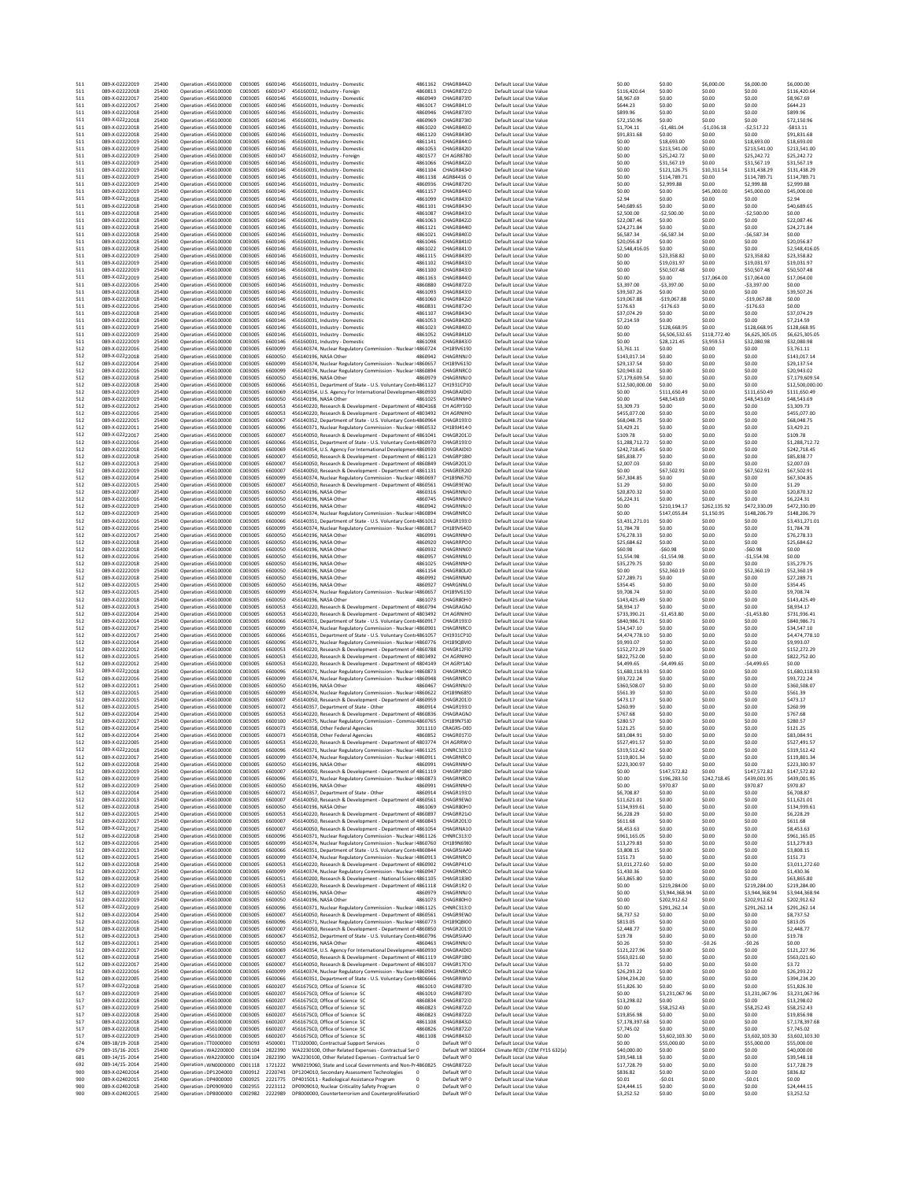| | | | | | | | | | | | | | | |
|---|---|---|---|---|---|---|---|---|---|---|---|---|---|---|
| 511 | 089-X-02222019 | 25400 | Operation : 456100000 | C003005 | 6600146 | 456160031, Industry - Domestic | 4861162 | CHAGR8440 | Default Local Use Value | $0.00 | $0.00 | $6,000.00 | $6,000.00 | $6,000.00 |
| 511 | 089-X-02222018 | 25400 | Operation : 456100000 | C003005 | 6600147 | 456160032, Industry - Foreign | 4860813 | CHAGR8720 | Default Local Use Value | $116,420.64 | $0.00 | $0.00 | $0.00 | $116,420.64 |
| 511 | 089-X-02222017 | 25400 | Operation : 456100000 | C003005 | 6600146 | 456160031, Industry - Domestic | 4860949 | CHAGR8730 | Default Local Use Value | $8,967.69 | $0.00 | $0.00 | $0.00 | $8,967.69 |
| 511 | 089-X-02222017 | 25400 | Operation : 456100000 | C003005 | 6600146 | 456160031, Industry - Domestic | 4861017 | CHAGR8410 | Default Local Use Value | $644.23 | $0.00 | $0.00 | $0.00 | $644.23 |
| 511 | 089-X-02222018 | 25400 | Operation : 456100000 | C003005 | 6600146 | 456160031, Industry - Domestic | 4860946 | CHAGR8730 | Default Local Use Value | $899.96 | $0.00 | $0.00 | $0.00 | $899.96 |
| 511 | 089-X-02222018 | 25400 | Operation : 456100000 | C003005 | 6600146 | 456160031, Industry - Domestic | 4860969 | CHAGR8730 | Default Local Use Value | $72,150.96 | $0.00 | $0.00 | $0.00 | $72,150.96 |
| 511 | 089-X-02222018 | 25400 | Operation : 456100000 | C003005 | 6600146 | 456160031, Industry - Domestic | 4861020 | CHAGR8400 | Default Local Use Value | $1,704.11 | -$1,481.04 | -$1,036.18 | -$2,517.22 | -$813.11 |
| 511 | 089-X-02222018 | 25400 | Operation : 456100000 | C003005 | 6600146 | 456160031, Industry - Domestic | 4861120 | CHAGR8430 | Default Local Use Value | $91,831.68 | $0.00 | $0.00 | $0.00 | $91,831.68 |
| 511 | 089-X-02222019 | 25400 | Operation : 456100000 | C003005 | 6600146 | 456160031, Industry - Domestic | 4861141 | CHAGR8440 | Default Local Use Value | $0.00 | $18,693.00 | $0.00 | $18,693.00 | $18,693.00 |
| 511 | 089-X-02222019 | 25400 | Operation : 456100000 | C003005 | 6600146 | 456160031, Industry - Domestic | 4861053 | CHAGR8420 | Default Local Use Value | $0.00 | $213,541.00 | $0.00 | $213,541.00 | $213,541.00 |
| 511 | 089-X-02222019 | 25400 | Operation : 456100000 | C003005 | 6600147 | 456160032, Industry - Foreign | 4801577 | CH AGR8780 | Default Local Use Value | $0.00 | $25,242.72 | $0.00 | $25,242.72 | $25,242.72 |
| 511 | 089-X-02222019 | 25400 | Operation : 456100000 | C003005 | 6600146 | 456160031, Industry - Domestic | 4861066 | CHAGR8420 | Default Local Use Value | $0.00 | $31,567.19 | $0.00 | $31,567.19 | $31,567.19 |
| 511 | 089-X-02222019 | 25400 | Operation : 456100000 | C003005 | 6600146 | 456160031, Industry - Domestic | 4861104 | CHAGR8430 | Default Local Use Value | $0.00 | $121,126.75 | $10,311.54 | $131,438.29 | $131,438.29 |
| 511 | 089-X-02222019 | 25400 | Operation : 456100000 | C003005 | 6600146 | 456160031, Industry - Domestic | 4861138 | AGR84416 0 | Default Local Use Value | $0.00 | $114,789.71 | $0.00 | $114,789.71 | $114,789.71 |
| 511 | 089-X-02222019 | 25400 | Operation : 456100000 | C003005 | 6600146 | 456160031, Industry - Domestic | 4860936 | CHAGR8720 | Default Local Use Value | $0.00 | $2,999.88 | $0.00 | $2,999.88 | $2,999.88 |
| 511 | 089-X-02222019 | 25400 | Operation : 456100000 | C003005 | 6600146 | 456160031, Industry - Domestic | 4861157 | CHAGR8440 | Default Local Use Value | $0.00 | $0.00 | $45,000.00 | $45,000.00 | $45,000.00 |
| 511 | 089-X-02222018 | 25400 | Operation : 456100000 | C003005 | 6600146 | 456160031, Industry - Domestic | 4861099 | CHAGR8430 | Default Local Use Value | $2.94 | $0.00 | $0.00 | $0.00 | $2.94 |
| 511 | 089-X-02222018 | 25400 | Operation : 456100000 | C003005 | 6600146 | 456160031, Industry - Domestic | 4861101 | CHAGR8430 | Default Local Use Value | $40,689.65 | $0.00 | $0.00 | $0.00 | $40,689.65 |
| 511 | 089-X-02222018 | 25400 | Operation : 456100000 | C003005 | 6600146 | 456160031, Industry - Domestic | 4861087 | CHAGR8430 | Default Local Use Value | $2,500.00 | -$2,500.00 | $0.00 | -$2,500.00 | $0.00 |
| 511 | 089-X-02222018 | 25400 | Operation : 456100000 | C003005 | 6600146 | 456160031, Industry - Domestic | 4861063 | CHAGR8420 | Default Local Use Value | $22,087.46 | $0.00 | $0.00 | $0.00 | $22,087.46 |
| 511 | 089-X-02222018 | 25400 | Operation : 456100000 | C003005 | 6600146 | 456160031, Industry - Domestic | 4861121 | CHAGR8440 | Default Local Use Value | $24,271.84 | $0.00 | $0.00 | $0.00 | $24,271.84 |
| 511 | 089-X-02222018 | 25400 | Operation : 456100000 | C003005 | 6600146 | 456160031, Industry - Domestic | 4861021 | CHAGR8400 | Default Local Use Value | $6,587.34 | -$6,587.34 | $0.00 | -$6,587.34 | $0.00 |
| 511 | 089-X-02222018 | 25400 | Operation : 456100000 | C003005 | 6600146 | 456160031, Industry - Domestic | 4861046 | CHAGR8410 | Default Local Use Value | $20,056.87 | $0.00 | $0.00 | $0.00 | $20,056.87 |
| 511 | 089-X-02222018 | 25400 | Operation : 456100000 | C003005 | 6600146 | 456160031, Industry - Domestic | 4861022 | CHAGR8410 | Default Local Use Value | $2,548,416.05 | $0.00 | $0.00 | $0.00 | $2,548,416.05 |
| 511 | 089-X-02222019 | 25400 | Operation : 456100000 | C003005 | 6600146 | 456160031, Industry - Domestic | 4861115 | CHAGR8430 | Default Local Use Value | $0.00 | $23,358.82 | $0.00 | $23,358.82 | $23,358.82 |
| 511 | 089-X-02222019 | 25400 | Operation : 456100000 | C003005 | 6600146 | 456160031, Industry - Domestic | 4861102 | CHAGR8430 | Default Local Use Value | $0.00 | $19,031.97 | $0.00 | $19,031.97 | $19,031.97 |
| 511 | 089-X-02222019 | 25400 | Operation : 456100000 | C003005 | 6600146 | 456160031, Industry - Domestic | 4861100 | CHAGR8430 | Default Local Use Value | $0.00 | $50,507.48 | $0.00 | $50,507.48 | $50,507.48 |
| 511 | 089-X-02222019 | 25400 | Operation : 456100000 | C003005 | 6600146 | 456160031, Industry - Domestic | 4861163 | CHAGR8440 | Default Local Use Value | $0.00 | $0.00 | $17,064.00 | $17,064.00 | $17,064.00 |
| 511 | 089-X-02222016 | 25400 | Operation : 456100000 | C003005 | 6600146 | 456160031, Industry - Domestic | 4860880 | CHAGR8720 | Default Local Use Value | $3,397.00 | -$3,397.00 | $0.00 | -$3,397.00 | $0.00 |
| 511 | 089-X-02222018 | 25400 | Operation : 456100000 | C003005 | 6600146 | 456160031, Industry - Domestic | 4861093 | CHAGR8430 | Default Local Use Value | $39,507.26 | $0.00 | $0.00 | $0.00 | $39,507.26 |
| 511 | 089-X-02222018 | 25400 | Operation : 456100000 | C003005 | 6600146 | 456160031, Industry - Domestic | 4861060 | CHAGR8420 | Default Local Use Value | $19,067.88 | -$19,067.88 | $0.00 | -$19,067.88 | $0.00 |
| 511 | 089-X-02222016 | 25400 | Operation : 456100000 | C003005 | 6600146 | 456160031, Industry - Domestic | 4860831 | CHAGR8720 | Default Local Use Value | $176.63 | -$176.63 | $0.00 | -$176.63 | $0.00 |
| 511 | 089-X-02222018 | 25400 | Operation : 456100000 | C003005 | 6600146 | 456160031, Industry - Domestic | 4861107 | CHAGR8430 | Default Local Use Value | $37,074.29 | $0.00 | $0.00 | $0.00 | $37,074.29 |
| 511 | 089-X-02222018 | 25400 | Operation : 456100000 | C003005 | 6600146 | 456160031, Industry - Domestic | 4861053 | CHAGR8420 | Default Local Use Value | $7,214.59 | $0.00 | $0.00 | $0.00 | $7,214.59 |
| 511 | 089-X-02222019 | 25400 | Operation : 456100000 | C003005 | 6600146 | 456160031, Industry - Domestic | 4861023 | CHAGR8400 | Default Local Use Value | $0.00 | $128,668.95 | $0.00 | $128,668.95 | $128,668.95 |
| 511 | 089-X-02222019 | 25400 | Operation : 456100000 | C003005 | 6600146 | 456160031, Industry - Domestic | 4861052 | CHAGR8410 | Default Local Use Value | $0.00 | $6,506,532.65 | $118,772.40 | $6,625,305.05 | $6,625,305.05 |
| 511 | 089-X-02222019 | 25400 | Operation : 456100000 | C003005 | 6600146 | 456160031, Industry - Domestic | 4861098 | CHAGR8430 | Default Local Use Value | $0.00 | $28,121.45 | $3,959.53 | $32,080.98 | $32,080.98 |
| 512 | 089-X-02222016 | 25400 | Operation : 456100000 | C003005 | 6600099 | 456140374, Nuclear Regulatory Commission - Nuclear R | 4860724 | CH189V6190 | Default Local Use Value | $3,761.11 | $0.00 | $0.00 | $0.00 | $3,761.11 |
| 512 | 089-X-02222018 | 25400 | Operation : 456100000 | C003005 | 6600050 | 456140196, NASA Other | 4860942 | CHAGRNNJ0 | Default Local Use Value | $143,017.14 | $0.00 | $0.00 | $0.00 | $143,017.14 |
| 512 | 089-X-02222014 | 25400 | Operation : 456100000 | C003005 | 6600099 | 456140374, Nuclear Regulatory Commission - Nuclear R | 4860657 | CH189V6150 | Default Local Use Value | $29,137.54 | $0.00 | $0.00 | $0.00 | $29,137.54 |
| 512 | 089-X-02222016 | 25400 | Operation : 456100000 | C003005 | 6600099 | 456140374, Nuclear Regulatory Commission - Nuclear R | 4860894 | CHAGRNRC0 | Default Local Use Value | $20,943.02 | $0.00 | $0.00 | $0.00 | $20,943.02 |
| 512 | 089-X-02222018 | 25400 | Operation : 456100000 | C003005 | 6600050 | 456140196, NASA Other | 4860979 | CHAGRNNJ0 | Default Local Use Value | $7,179,609.54 | $0.00 | $0.00 | $0.00 | $7,179,609.54 |
| 512 | 089-X-02222018 | 25400 | Operation : 456100000 | C003005 | 6600066 | 456140351, Department of State - U.S. Voluntary Contr | 4861127 | CH1931CP10 | Default Local Use Value | $12,500,000.00 | $0.00 | $0.00 | $0.00 | $12,500,000.00 |
| 512 | 089-X-02222019 | 25400 | Operation : 456100000 | C003005 | 6600069 | 456140354, U.S. Agency For International Developmen | 4860930 | CHAGRAID0 | Default Local Use Value | $0.00 | $111,650.49 | $0.00 | $111,650.49 | $111,650.49 |
| 512 | 089-X-02222019 | 25400 | Operation : 456100000 | C003005 | 6600050 | 456140196, NASA Other | 4861025 | CHAGRNNH0 | Default Local Use Value | $0.00 | $48,543.69 | $0.00 | $48,543.69 | $48,543.69 |
| 512 | 089-X-02222012 | 25400 | Operation : 456100000 | C003005 | 6600053 | 456140220, Research & Development - Department of | 4804168 | CH AGRY1G0 | Default Local Use Value | $3,309.73 | $0.00 | $0.00 | $0.00 | $3,309.73 |
| 512 | 089-X-02222016 | 25400 | Operation : 456100000 | C003005 | 6600053 | 456140220, Research & Development - Department of | 4803492 | CH AGRNIH0 | Default Local Use Value | $455,077.00 | $0.00 | $0.00 | $0.00 | $455,077.00 |
| 512 | 089-X-02222015 | 25400 | Operation : 456100000 | C003005 | 6600067 | 456140352, Department of State - U.S. Voluntary Contr | 4860964 | CHAGR1930 | Default Local Use Value | $68,048.75 | $0.00 | $0.00 | $0.00 | $68,048.75 |
| 512 | 089-X-02222011 | 25400 | Operation : 456100000 | C003005 | 6600096 | 456140371, Nuclear Regulatory Commission - Nuclear R | 4860532 | CH189J4140 | Default Local Use Value | $3,429.21 | $0.00 | $0.00 | $0.00 | $3,429.21 |
| 512 | 089-X-02222017 | 25400 | Operation : 456100000 | C003005 | 6600007 | 456140050, Research & Development - Department of | 4861041 | CHAGR2010 | Default Local Use Value | $109.78 | $0.00 | $0.00 | $0.00 | $109.78 |
| 512 | 089-X-02222016 | 25400 | Operation : 456100000 | C003005 | 6600066 | 456140351, Department of State - U.S. Voluntary Contr | 4860970 | CHAGR1930 | Default Local Use Value | $1,288,712.72 | $0.00 | $0.00 | $0.00 | $1,288,712.72 |
| 512 | 089-X-02222018 | 25400 | Operation : 456100000 | C003005 | 6600069 | 456140354, U.S. Agency For International Developmen | 4860930 | CHAGRAID0 | Default Local Use Value | $242,718.45 | $0.00 | $0.00 | $0.00 | $242,718.45 |
| 512 | 089-X-02222018 | 25400 | Operation : 456100000 | C003005 | 6600007 | 456140050, Research & Development - Department of | 4861123 | CHAGRP1800 | Default Local Use Value | $85,838.77 | $0.00 | $0.00 | $0.00 | $85,838.77 |
| 512 | 089-X-02222013 | 25400 | Operation : 456100000 | C003005 | 6600007 | 456140050, Research & Development - Department of | 4860849 | CHAGR2010 | Default Local Use Value | $2,007.03 | $0.00 | $0.00 | $0.00 | $2,007.03 |
| 512 | 089-X-02222019 | 25400 | Operation : 456100000 | C003005 | 6600007 | 456140050, Research & Development - Department of | 4861131 | CHAGRR200 | Default Local Use Value | $0.00 | $67,502.91 | $0.00 | $67,502.91 | $67,502.91 |
| 512 | 089-X-02222014 | 25400 | Operation : 456100000 | C003005 | 6600099 | 456140374, Nuclear Regulatory Commission - Nuclear R | 4860697 | CH189N6750 | Default Local Use Value | $67,304.85 | $0.00 | $0.00 | $0.00 | $67,304.85 |
| 512 | 089-X-02222015 | 25400 | Operation : 456100000 | C003005 | 6600007 | 456140050, Research & Development - Department of | 4860561 | CHAGRNFA0 | Default Local Use Value | $1.29 | $0.00 | $0.00 | $0.00 | $1.29 |
| 512 | 089-X-02222007 | 25400 | Operation : 456100000 | C003005 | 6600050 | 456140196, NASA Other | 4860316 | CHAGRNNH0 | Default Local Use Value | $20,870.32 | $0.00 | $0.00 | $0.00 | $20,870.32 |
| 512 | 089-X-02222016 | 25400 | Operation : 456100000 | C003005 | 6600050 | 456140196, NASA Other | 4860745 | CHAGRNNJ0 | Default Local Use Value | $6,224.31 | $0.00 | $0.00 | $0.00 | $6,224.31 |
| 512 | 089-X-02222019 | 25400 | Operation : 456100000 | C003005 | 6600050 | 456140196, NASA Other | 4860942 | CHAGRNNJ0 | Default Local Use Value | $0.00 | $210,194.17 | $262,135.92 | $472,330.09 | $472,330.09 |
| 512 | 089-X-02222019 | 25400 | Operation : 456100000 | C003005 | 6600099 | 456140374, Nuclear Regulatory Commission - Nuclear R | 4860894 | CHAGRNRC0 | Default Local Use Value | $0.00 | $147,055.84 | $1,150.95 | $148,206.79 | $148,206.79 |
| 512 | 089-X-02222016 | 25400 | Operation : 456100000 | C003005 | 6600066 | 456140351, Department of State - U.S. Voluntary Contr | 4861012 | CHAGR1930 | Default Local Use Value | $3,431,271.01 | $0.00 | $0.00 | $0.00 | $3,431,271.01 |
| 512 | 089-X-02222016 | 25400 | Operation : 456100000 | C003005 | 6600099 | 456140374, Nuclear Regulatory Commission - Nuclear R | 4860817 | CH189V6400 | Default Local Use Value | $1,784.78 | $0.00 | $0.00 | $0.00 | $1,784.78 |
| 512 | 089-X-02222017 | 25400 | Operation : 456100000 | C003005 | 6600050 | 456140196, NASA Other | 4860991 | CHAGRNNH0 | Default Local Use Value | $76,278.33 | $0.00 | $0.00 | $0.00 | $76,278.33 |
| 512 | 089-X-02222018 | 25400 | Operation : 456100000 | C003005 | 6600050 | 456140196, NASA Other | 4860920 | CHAGRRPO0 | Default Local Use Value | $25,684.62 | $0.00 | $0.00 | $0.00 | $25,684.62 |
| 512 | 089-X-02222018 | 25400 | Operation : 456100000 | C003005 | 6600050 | 456140196, NASA Other | 4860932 | CHAGRNNC0 | Default Local Use Value | $60.98 | -$60.98 | $0.00 | -$60.98 | $0.00 |
| 512 | 089-X-02222016 | 25400 | Operation : 456100000 | C003005 | 6600050 | 456140196, NASA Other | 4860957 | CHAGRNNL0 | Default Local Use Value | $1,554.98 | -$1,554.98 | $0.00 | -$1,554.98 | $0.00 |
| 512 | 089-X-02222018 | 25400 | Operation : 456100000 | C003005 | 6600050 | 456140196, NASA Other | 4861025 | CHAGRNNH0 | Default Local Use Value | $35,279.75 | $0.00 | $0.00 | $0.00 | $35,279.75 |
| 512 | 089-X-02222019 | 25400 | Operation : 456100000 | C003005 | 6600050 | 456140196, NASA Other | 4861154 | CHAGR8OLJ0 | Default Local Use Value | $0.00 | $52,360.19 | $0.00 | $52,360.19 | $52,360.19 |
| 512 | 089-X-02222018 | 25400 | Operation : 456100000 | C003005 | 6600050 | 456140196, NASA Other | 4860992 | CHAGRNNA0 | Default Local Use Value | $27,289.71 | $0.00 | $0.00 | $0.00 | $27,289.71 |
| 512 | 089-X-02222015 | 25400 | Operation : 456100000 | C003005 | 6600050 | 456140196, NASA Other | 4860927 | CHARGNNL0 | Default Local Use Value | $354.45 | $0.00 | $0.00 | $0.00 | $354.45 |
| 512 | 089-X-02222015 | 25400 | Operation : 456100000 | C003005 | 6600099 | 456140374, Nuclear Regulatory Commission - Nuclear R | 4860657 | CH189V6150 | Default Local Use Value | $9,708.74 | $0.00 | $0.00 | $0.00 | $9,708.74 |
| 512 | 089-X-02222018 | 25400 | Operation : 456100000 | C003005 | 6600050 | 456140196, NASA Other | 4861073 | CHAGR8OH0 | Default Local Use Value | $143,425.49 | $0.00 | $0.00 | $0.00 | $143,425.49 |
| 512 | 089-X-02222013 | 25400 | Operation : 456100000 | C003005 | 6600053 | 456140220, Research & Development - Department of | 4860794 | CHAGRAGN0 | Default Local Use Value | $8,934.17 | $0.00 | $0.00 | $0.00 | $8,934.17 |
| 512 | 089-X-02222014 | 25400 | Operation : 456100000 | C003005 | 6600053 | 456140220, Research & Development - Department of | 4803492 | CH AGRNIH0 | Default Local Use Value | $733,390.21 | -$1,453.80 | $0.00 | -$1,453.80 | $731,936.41 |
| 512 | 089-X-02222014 | 25400 | Operation : 456100000 | C003005 | 6600066 | 456140351, Department of State - U.S. Voluntary Contr | 4860917 | CHAGR1930 | Default Local Use Value | $840,986.71 | $0.00 | $0.00 | $0.00 | $840,986.71 |
| 512 | 089-X-02222016 | 25400 | Operation : 456100000 | C003005 | 6600099 | 456140374, Nuclear Regulatory Commission - Nuclear R | 4860901 | CHAGRNRC0 | Default Local Use Value | $34,547.10 | $0.00 | $0.00 | $0.00 | $34,547.10 |
| 512 | 089-X-02222017 | 25400 | Operation : 456100000 | C003005 | 6600066 | 456140351, Department of State - U.S. Voluntary Contr | 4861057 | CH1931CP10 | Default Local Use Value | $4,474,778.10 | $0.00 | $0.00 | $0.00 | $4,474,778.10 |
| 512 | 089-X-02222014 | 25400 | Operation : 456100000 | C003005 | 6600096 | 456140371, Nuclear Regulatory Commission - Nuclear R | 4860776 | CH189QBV0 | Default Local Use Value | $9,993.07 | $0.00 | $0.00 | $0.00 | $9,993.07 |
| 512 | 089-X-02222012 | 25400 | Operation : 456100000 | C003005 | 6600053 | 456140220, Research & Development - Department of | 4860788 | CHAGR12F0 | Default Local Use Value | $152,272.29 | $0.00 | $0.00 | $0.00 | $152,272.29 |
| 512 | 089-X-02222015 | 25400 | Operation : 456100000 | C003005 | 6600053 | 456140220, Research & Development - Department of | 4803492 | CH AGRNIH0 | Default Local Use Value | $822,752.00 | $0.00 | $0.00 | $0.00 | $822,752.00 |
| 512 | 089-X-02222012 | 25400 | Operation : 456100000 | C003005 | 6600053 | 456140220, Research & Development - Department of | 4804149 | CH AGRY1A0 | Default Local Use Value | $4,499.65 | -$4,499.65 | $0.00 | -$4,499.65 | $0.00 |
| 512 | 089-X-02222018 | 25400 | Operation : 456100000 | C003005 | 6600096 | 456140371, Nuclear Regulatory Commission - Nuclear R | 4860873 | CHAGRNRC0 | Default Local Use Value | $1,680,118.93 | $0.00 | $0.00 | $0.00 | $1,680,118.93 |
| 512 | 089-X-02222016 | 25400 | Operation : 456100000 | C003005 | 6600099 | 456140374, Nuclear Regulatory Commission - Nuclear R | 4860967 | CHAGRNRC0 | Default Local Use Value | $93,722.24 | $0.00 | $0.00 | $0.00 | $93,722.24 |
| 512 | 089-X-02222011 | 25400 | Operation : 456100000 | C003005 | 6600050 | 456140196, NASA Other | 4860467 | CHAGRNNJ0 | Default Local Use Value | $360,508.07 | $0.00 | $0.00 | $0.00 | $360,508.07 |
| 512 | 089-X-02222015 | 25400 | Operation : 456100000 | C003005 | 6600099 | 456140374, Nuclear Regulatory Commission - Nuclear R | 4860622 | CH189N6850 | Default Local Use Value | $561.39 | $0.00 | $0.00 | $0.00 | $561.39 |
| 512 | 089-X-02222015 | 25400 | Operation : 456100000 | C003005 | 6600007 | 456140050, Research & Development - Department of | 4860959 | CHAGR2010 | Default Local Use Value | $473.17 | $0.00 | $0.00 | $0.00 | $473.17 |
| 512 | 089-X-02222015 | 25400 | Operation : 456100000 | C003005 | 6600072 | 456140357, Department of State - Other | 4860914 | CHAGR1930 | Default Local Use Value | $260.99 | $0.00 | $0.00 | $0.00 | $260.99 |
| 512 | 089-X-02222014 | 25400 | Operation : 456100000 | C003005 | 6600053 | 456140220, Research & Development - Department of | 4860836 | CHAGRAGA0 | Default Local Use Value | $767.68 | $0.00 | $0.00 | $0.00 | $767.68 |
| 512 | 089-X-02222017 | 25400 | Operation : 456100000 | C003005 | 6600100 | 456140375, Nuclear Regulatory Commission - Commiss | 4860765 | CH189N7530 | Default Local Use Value | $280.57 | $0.00 | $0.00 | $0.00 | $280.57 |
| 512 | 089-X-02222014 | 25400 | Operation : 456100000 | C003005 | 6600073 | 456140358, Other Federal Agencies | 3011110 | CRAGRS-OE0 | Default Local Use Value | $121.25 | $0.00 | $0.00 | $0.00 | $121.25 |
| 512 | 089-X-02222014 | 25400 | Operation : 456100000 | C003005 | 6600073 | 456140358, Other Federal Agencies | 4860852 | CHAGR0170 | Default Local Use Value | $83,084.91 | $0.00 | $0.00 | $0.00 | $83,084.91 |
| 512 | 089-X-02222005 | 25400 | Operation : 456100000 | C003005 | 6600053 | 456140220, Research & Development - Department of | 4803774 | CH AGRRW0 | Default Local Use Value | $527,491.57 | $0.00 | $0.00 | $0.00 | $527,491.57 |
| 512 | 089-X-02222018 | 25400 | Operation : 456100000 | C003005 | 6600096 | 456140371, Nuclear Regulatory Commission - Nuclear R | 4861125 | CHNRC3130 | Default Local Use Value | $319,512.42 | $0.00 | $0.00 | $0.00 | $319,512.42 |
| 512 | 089-X-02222017 | 25400 | Operation : 456100000 | C003005 | 6600099 | 456140374, Nuclear Regulatory Commission - Nuclear R | 4860931 | CHAGRNRC0 | Default Local Use Value | $119,801.34 | $0.00 | $0.00 | $0.00 | $119,801.34 |
| 512 | 089-X-02222018 | 25400 | Operation : 456100000 | C003005 | 6600050 | 456140196, NASA Other | 4860991 | CHAGRNNH0 | Default Local Use Value | $223,300.97 | $0.00 | $0.00 | $0.00 | $223,300.97 |
| 512 | 089-X-02222019 | 25400 | Operation : 456100000 | C003005 | 6600007 | 456140050, Research & Development - Department of | 4861119 | CHAGRP1800 | Default Local Use Value | $0.00 | $147,572.82 | $0.00 | $147,572.82 | $147,572.82 |
| 512 | 089-X-02222019 | 25400 | Operation : 456100000 | C003005 | 6600096 | 456140371, Nuclear Regulatory Commission - Nuclear R | 4860873 | CHAGRNRC0 | Default Local Use Value | $0.00 | $196,283.50 | $242,718.45 | $439,001.95 | $439,001.95 |
| 512 | 089-X-02222019 | 25400 | Operation : 456100000 | C003005 | 6600050 | 456140196, NASA Other | 4860991 | CHAGRNNH0 | Default Local Use Value | $0.00 | $970.87 | $0.00 | $970.87 | $970.87 |
| 512 | 089-X-02222014 | 25400 | Operation : 456100000 | C003005 | 6600072 | 456140357, Department of State - Other | 4860914 | CHAGR1930 | Default Local Use Value | $6,708.87 | $0.00 | $0.00 | $0.00 | $6,708.87 |
| 512 | 089-X-02222013 | 25400 | Operation : 456100000 | C003005 | 6600007 | 456140050, Research & Development - Department of | 4860561 | CHAGR9FEN0 | Default Local Use Value | $11,621.01 | $0.00 | $0.00 | $0.00 | $11,621.01 |
| 512 | 089-X-02222018 | 25400 | Operation : 456100000 | C003005 | 6600050 | 456140196, NASA Other | 4861069 | CHAGR8OH0 | Default Local Use Value | $134,939.61 | $0.00 | $0.00 | $0.00 | $134,939.61 |
| 512 | 089-X-02222015 | 25400 | Operation : 456100000 | C003005 | 6600053 | 456140220, Research & Development - Department of | 4860897 | CHAGR8210 | Default Local Use Value | $6,228.29 | $0.00 | $0.00 | $0.00 | $6,228.29 |
| 512 | 089-X-02222016 | 25400 | Operation : 456100000 | C003005 | 6600007 | 456140050, Research & Development - Department of | 4860843 | CHAGR2010 | Default Local Use Value | $611.68 | $0.00 | $0.00 | $0.00 | $611.68 |
| 512 | 089-X-02222017 | 25400 | Operation : 456100000 | C003005 | 6600007 | 456140050, Research & Development - Department of | 4861054 | CHGRNA10 | Default Local Use Value | $8,453.63 | $0.00 | $0.00 | $0.00 | $8,453.63 |
| 512 | 089-X-02222018 | 25400 | Operation : 456100000 | C003005 | 6600096 | 456140371, Nuclear Regulatory Commission - Nuclear R | 4861126 | CHNRC3130 | Default Local Use Value | $961,165.05 | $0.00 | $0.00 | $0.00 | $961,165.05 |
| 512 | 089-X-02222016 | 25400 | Operation : 456100000 | C003005 | 6600099 | 456140374, Nuclear Regulatory Commission - Nuclear R | 4860760 | CH189N6900 | Default Local Use Value | $13,279.83 | $0.00 | $0.00 | $0.00 | $13,279.83 |
| 512 | 089-X-02222013 | 25400 | Operation : 456100000 | C003005 | 6600066 | 456140351, Department of State - U.S. Voluntary Contr | 4860844 | CHAGRSAA0 | Default Local Use Value | $3,808.15 | $0.00 | $0.00 | $0.00 | $3,808.15 |
| 512 | 089-X-02222015 | 25400 | Operation : 456100000 | C003005 | 6600099 | 456140374, Nuclear Regulatory Commission - Nuclear R | 4860913 | CHAGRNRC0 | Default Local Use Value | $151.73 | $0.00 | $0.00 | $0.00 | $151.73 |
| 512 | 089-X-02222015 | 25400 | Operation : 456100000 | C003005 | 6600053 | 456140220, Research & Development - Department of | 4860902 | CHAGR1410 | Default Local Use Value | $3,011,272.60 | $0.00 | $0.00 | $0.00 | $3,011,272.60 |
| 512 | 089-X-02222017 | 25400 | Operation : 456100000 | C003005 | 6600099 | 456140374, Nuclear Regulatory Commission - Nuclear R | 4860947 | CHAGRNRC0 | Default Local Use Value | $1,430.36 | $0.00 | $0.00 | $0.00 | $1,430.36 |
| 512 | 089-X-02222018 | 25400 | Operation : 456100000 | C003005 | 6600065 | 456140350, Research & Development - National Scienc | 4861105 | CHAGR1830 | Default Local Use Value | $63,865.80 | $0.00 | $0.00 | $0.00 | $63,865.80 |
| 512 | 089-X-02222019 | 25400 | Operation : 456100000 | C003005 | 6600053 | 456140220, Research & Development - Department of | 4861118 | CHAGR1R20 | Default Local Use Value | $0.00 | $219,284.00 | $0.00 | $219,284.00 | $219,284.00 |
| 512 | 089-X-02222019 | 25400 | Operation : 456100000 | C003005 | 6600050 | 456140196, NASA Other | 4860979 | CHAGRNNJ0 | Default Local Use Value | $0.00 | $3,944,368.94 | $0.00 | $3,944,368.94 | $3,944,368.94 |
| 512 | 089-X-02222019 | 25400 | Operation : 456100000 | C003005 | 6600050 | 456140196, NASA Other | 4861073 | CHAGR8OH0 | Default Local Use Value | $0.00 | $202,912.62 | $0.00 | $202,912.62 | $202,912.62 |
| 512 | 089-X-02222019 | 25400 | Operation : 456100000 | C003005 | 6600096 | 456140371, Nuclear Regulatory Commission - Nuclear R | 4861125 | CHNRC3130 | Default Local Use Value | $0.00 | $291,262.14 | $0.00 | $291,262.14 | $291,262.14 |
| 512 | 089-X-02222014 | 25400 | Operation : 456100000 | C003005 | 6600007 | 456140050, Research & Development - Department of | 4860561 | CHAGR9FEN0 | Default Local Use Value | $8,737.52 | $0.00 | $0.00 | $0.00 | $8,737.52 |
| 512 | 089-X-02222016 | 25400 | Operation : 456100000 | C003005 | 6600096 | 456140371, Nuclear Regulatory Commission - Nuclear R | 4860773 | CH189Q800 | Default Local Use Value | $813.05 | $0.00 | $0.00 | $0.00 | $813.05 |
| 512 | 089-X-02222018 | 25400 | Operation : 456100000 | C003005 | 6600007 | 456140050, Research & Development - Department of | 4860850 | CHAGR2010 | Default Local Use Value | $2,448.77 | $0.00 | $0.00 | $0.00 | $2,448.77 |
| 512 | 089-X-02222013 | 25400 | Operation : 456100000 | C003005 | 6600067 | 456140352, Department of State - U.S. Voluntary Contr | 4860796 | CHAGRSAA0 | Default Local Use Value | $19.78 | $0.00 | $0.00 | $0.00 | $19.78 |
| 512 | 089-X-02222011 | 25400 | Operation : 456100000 | C003005 | 6600050 | 456140196, NASA Other | 4860463 | CHAGRNNJ0 | Default Local Use Value | $0.26 | $0.00 | -$0.26 | -$0.26 | $0.00 |
| 512 | 089-X-02222017 | 25400 | Operation : 456100000 | C003005 | 6600069 | 456140354, U.S. Agency For International Developmen | 4860930 | CHAGRAID0 | Default Local Use Value | $121,227.96 | $0.00 | $0.00 | $0.00 | $121,227.96 |
| 512 | 089-X-02222018 | 25400 | Operation : 456100000 | C003005 | 6600007 | 456140050, Research & Development - Department of | 4861119 | CHAGRP1800 | Default Local Use Value | $563,021.60 | $0.00 | $0.00 | $0.00 | $563,021.60 |
| 512 | 089-X-02222017 | 25400 | Operation : 456100000 | C003005 | 6600007 | 456140050, Research & Development - Department of | 4861037 | CHAGR17EV0 | Default Local Use Value | $3.72 | $0.00 | $0.00 | $0.00 | $3.72 |
| 512 | 089-X-02222016 | 25400 | Operation : 456100000 | C003005 | 6600099 | 456140374, Nuclear Regulatory Commission - Nuclear R | 4860941 | CHAGRNRC0 | Default Local Use Value | $26,293.22 | $0.00 | $0.00 | $0.00 | $26,293.22 |
| 512 | 089-X-02222005 | 25400 | Operation : 456100000 | C003005 | 6600066 | 456140351, Department of State - U.S. Voluntary Contr | 4860666 | CHAGRRWV0 | Default Local Use Value | $394,234.20 | $0.00 | $0.00 | $0.00 | $394,234.20 |
| 517 | 089-X-02222018 | 25400 | Operation : 456100000 | C003005 | 6600207 | 456167SC0, Office of Science SC | 4861010 | CHAGR8730 | Default Local Use Value | $51,826.30 | $0.00 | $0.00 | $0.00 | $51,826.30 |
| 517 | 089-X-02222019 | 25400 | Operation : 456100000 | C003005 | 6600207 | 456167SC0, Office of Science SC | 4861010 | CHAGR8730 | Default Local Use Value | $0.00 | $3,231,067.96 | $0.00 | $3,231,067.96 | $3,231,067.96 |
| 517 | 089-X-02222018 | 25400 | Operation : 456100000 | C003005 | 6600207 | 456167SC0, Office of Science SC | 4860834 | CHAGR8720 | Default Local Use Value | $13,298.02 | $0.00 | $0.00 | $0.00 | $13,298.02 |
| 517 | 089-X-02222019 | 25400 | Operation : 456100000 | C003005 | 6600207 | 456167SC0, Office of Science SC | 4860823 | CHAGR8720 | Default Local Use Value | $0.00 | $58,252.43 | $0.00 | $58,252.43 | $58,252.43 |
| 517 | 089-X-02222018 | 25400 | Operation : 456100000 | C003005 | 6600207 | 456167SC0, Office of Science SC | 4860823 | CHAGR8720 | Default Local Use Value | $19,856.98 | $0.00 | $0.00 | $0.00 | $19,856.98 |
| 517 | 089-X-02222018 | 25400 | Operation : 456100000 | C003005 | 6600207 | 456167SC0, Office of Science SC | 4861108 | CHAGR8430 | Default Local Use Value | $7,178,397.68 | $0.00 | $0.00 | $0.00 | $7,178,397.68 |
| 517 | 089-X-02222017 | 25400 | Operation : 456100000 | C003005 | 6600207 | 456167SC0, Office of Science SC | 4860826 | CHAGR8720 | Default Local Use Value | $7,745.02 | $0.00 | $0.00 | $0.00 | $7,745.02 |
| 517 | 089-X-02222019 | 25400 | Operation : 456100000 | C003005 | 6600207 | 456167SC0, Office of Science SC | 4861108 | CHAGR8430 | Default Local Use Value | $0.00 | $3,602,103.30 | $0.00 | $3,602,103.30 | $3,602,103.30 |
| 674 | 089-18/19- 2018 | 25400 | Operation : TT0000000 | C003093 | 4500001 | TT1020000, Contractual Support Services | 0 | Default WF0 | Default Local Use Value | $0.00 | $55,000.00 | $0.00 | $55,000.00 | $55,000.00 |
| 679 | 089-15/16- 2015 | 25400 | Operation : WA2200000 | C001104 | 2822390 | WA2230100, Other Related Expenses - Contractual Ser | 0 | Default WF 302064 | Climate REDI / CEM FY15 632(a) | $40,000.00 | $0.00 | $0.00 | $0.00 | $40,000.00 |
| 681 | 089-14/15- 2014 | 25400 | Operation : WA2200000 | C001104 | 2822390 | WA2230100, Other Related Expenses - Contractual Ser | 0 | Default WF0 | Default Local Use Value | $39,548.18 | $0.00 | $0.00 | $0.00 | $39,548.18 |
| 692 | 089-14/15- 2014 | 25400 | Operation : WN0000000 | C001118 | 1721222 | WN0219060, State and Local Governments and Non-Pr | 4860825 | CHAGR8720 | Default Local Use Value | $17,728.79 | $0.00 | $0.00 | $0.00 | $17,728.79 |
| 900 | 089-X-02402014 | 25400 | Operation : DP1204000 | C000912 | 2220743 | DP1204010, Secondary Assessment Technologies | 0 | Default WF0 | Default Local Use Value | $836.82 | $0.00 | $0.00 | $0.00 | $836.82 |
| 900 | 089-X-02402015 | 25400 | Operation : DP4000000 | C000925 | 2221775 | DP4015011 - Radiological Assistance Program | 0 | Default WF0 | Default Local Use Value | $0.01 | -$0.01 | $0.00 | -$0.01 | $0.00 |
| 900 | 089-X-02402015 | 25400 | Operation : DP0909000 | C002955 | 2223112 | DP0909010, Nuclear Criticality Safety Program | 0 | Default WF0 | Default Local Use Value | $24,444.15 | $0.00 | $0.00 | $0.00 | $24,444.15 |
| 900 | 089-X-02402015 | 25400 | Operation : DP8000000 | C002982 | 2222989 | DP8000000, Counterterrorism and Counterproliferation | 0 | Default WF0 | Default Local Use Value | $3,252.52 | $0.00 | $0.00 | $0.00 | $3,252.52 |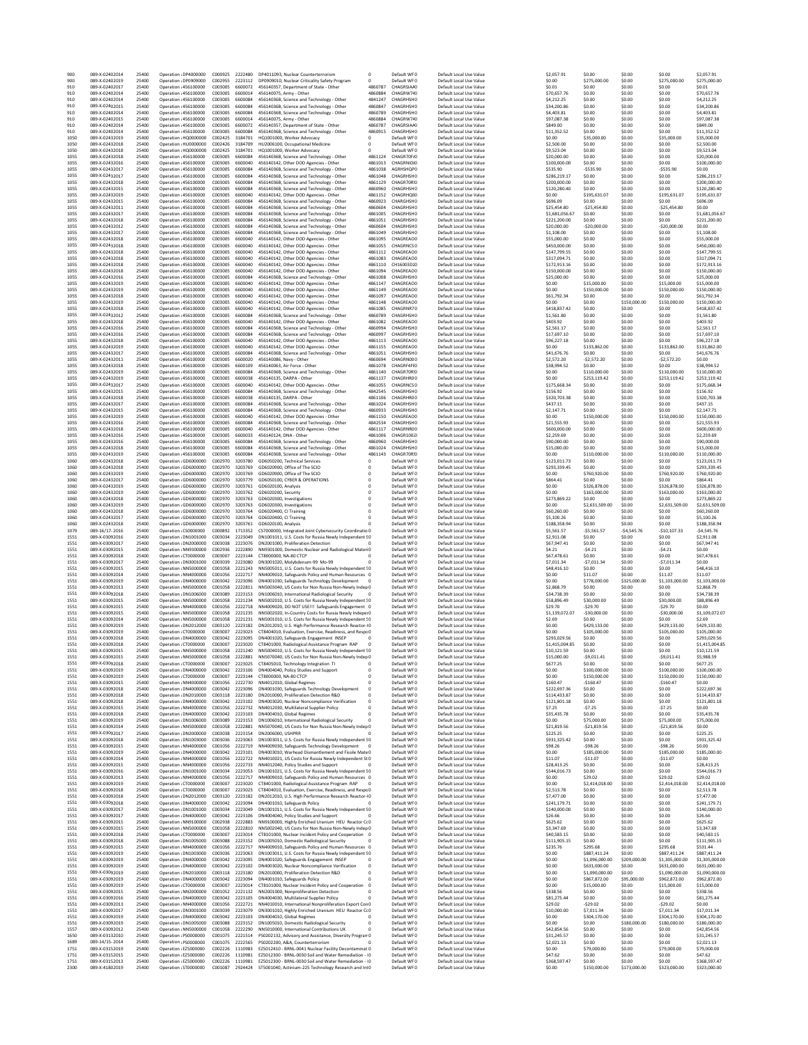| | | | | | | | | | | | | | | | |
|---|---|---|---|---|---|---|---|---|---|---|---|---|---|---|---|
| 900 | 089-X-02402014 | 25400 | Operation : DP4000000 | C000925 | 2222480 | DP4011093, Nuclear Counterterrorism | 0 | Default WFO | Default Local Use Value | $2,057.91 | $0.00 | $0.00 | $0.00 | $2,057.91 |
| 900 | 089-X-02402019 | 25400 | Operation : DP0909000 | C002955 | 2223112 | DP0909010, Nuclear Criticality Safety Program | 0 | Default WFO | Default Local Use Value | $0.00 | $275,000.00 | $0.00 | $275,000.00 | $275,000.00 |
| 910 | 089-X-02402017 | 25400 | Operation : 456100000 | C003005 | 6600072 | 456140357, Department of State - Other | 4860787 | CHAGRSIAA0 | Default Local Use Value | $0.01 | $0.00 | $0.00 | $0.00 | $0.01 |
| 910 | 089-X-02402014 | 25400 | Operation : 456100000 | C003005 | 6600014 | 456140075, Army - Other | 4860884 | CHAGRW740 | Default Local Use Value | $70,657.76 | $0.00 | $0.00 | $0.00 | $70,657.76 |
| 910 | 089-X-02402014 | 25400 | Operation : 456100000 | C003005 | 6600084 | 456140368, Science and Technology - Other | 4841247 | CHAGRHSHO | Default Local Use Value | $4,212.25 | $0.00 | $0.00 | $0.00 | $4,212.25 |
| 910 | 089-X-02402015 | 25400 | Operation : 456100000 | C003005 | 6600084 | 456140368, Science and Technology - Other | 4860847 | CHAGRHSHO | Default Local Use Value | $34,200.86 | $0.00 | $0.00 | $0.00 | $34,200.86 |
| 910 | 089-X-02402014 | 25400 | Operation : 456100000 | C003005 | 6600084 | 456140368, Science and Technology - Other | 4860789 | CHAGRHSHO | Default Local Use Value | $4,403.81 | $0.00 | $0.00 | $0.00 | $4,403.81 |
| 910 | 089-X-02402015 | 25400 | Operation : 456100000 | C003005 | 6600014 | 456140075, Army - Other | 4860884 | CHAGRW740 | Default Local Use Value | $97,087.38 | $0.00 | $0.00 | $0.00 | $97,087.38 |
| 910 | 089-X-02402014 | 25400 | Operation : 456100000 | C003005 | 6600072 | 456140357, Department of State - Other | 4860787 | CHAGRSIAA0 | Default Local Use Value | $849.00 | $0.00 | $0.00 | $0.00 | $849.00 |
| 910 | 089-X-02402014 | 25400 | Operation : 456100000 | C003005 | 6600084 | 456140368, Science and Technology - Other | 4860915 | CHAGRHSHO | Default Local Use Value | $11,352.52 | $0.00 | $0.00 | $0.00 | $11,352.52 |
| 1050 | 089-X-02432019 | 25400 | Operation : HQ0000000 | C002425 | 3184701 | HQ1001000, Worker Advocacy | 0 | Default WFO | Default Local Use Value | $0.00 | $35,000.00 | $0.00 | $35,000.00 | $35,000.00 |
| 1050 | 089-X-02432018 | 25400 | Operation : HU0000000 | C002426 | 3184709 | HU2006100, Occupational Medicine | 0 | Default WFO | Default Local Use Value | $2,500.00 | $0.00 | $0.00 | $0.00 | $2,500.00 |
| 1050 | 089-X-02432018 | 25400 | Operation : HQ0000000 | C002425 | 3184701 | HQ1001000, Worker Advocacy | 0 | Default WFO | Default Local Use Value | $9,523.04 | $0.00 | $0.00 | $0.00 | $9,523.04 |
| 1055 | 089-X-02432018 | 25400 | Operation : 456100000 | C003005 | 6600084 | 456140368, Science and Technology - Other | 4861124 | CHAGR70FJ0 | Default Local Use Value | $20,000.00 | $0.00 | $0.00 | $0.00 | $20,000.00 |
| 1055 | 089-X-02432016 | 25400 | Operation : 456100000 | C003005 | 6600040 | 456140142, Other DOD Agencies - Other | 4861013 | CHAGRNIDI0 | Default Local Use Value | $100,000.00 | $0.00 | $0.00 | $0.00 | $100,000.00 |
| 1055 | 089-X-02432017 | 25400 | Operation : 456100000 | C003005 | 6600084 | 456140368, Science and Technology - Other | 4861038 | AGRHSHQPO | Default Local Use Value | $535.90 | -$535.90 | $0.00 | -$535.90 | $0.00 |
| 1055 | 089-X-02432017 | 25400 | Operation : 456100000 | C003005 | 6600084 | 456140368, Science and Technology - Other | 4861048 | CHAGRHSHO | Default Local Use Value | $286,219.17 | $0.00 | $0.00 | $0.00 | $286,219.17 |
| 1055 | 089-X-02432018 | 25400 | Operation : 456100000 | C003005 | 6600084 | 456140368, Science and Technology - Other | 4861129 | CHAGR70RI0 | Default Local Use Value | $200,000.00 | $0.00 | $0.00 | $0.00 | $200,000.00 |
| 1055 | 089-X-02432015 | 25400 | Operation : 456100000 | C003005 | 6600084 | 456140368, Science and Technology - Other | 4860960 | CHAGRHSHO | Default Local Use Value | $120,280.40 | $0.00 | $0.00 | $0.00 | $120,280.40 |
| 1055 | 089-X-02432019 | 25400 | Operation : 456100000 | C003005 | 6600040 | 456140142, Other DOD Agencies - Other | 4861152 | CHAGRHQ00 | Default Local Use Value | $0.00 | $195,631.07 | $0.00 | $195,631.07 | $195,631.07 |
| 1055 | 089-X-02432015 | 25400 | Operation : 456100000 | C003005 | 6600084 | 456140368, Science and Technology - Other | 4860923 | CHARGHSHO | Default Local Use Value | $696.09 | $0.00 | $0.00 | $0.00 | $696.09 |
| 1055 | 089-X-02432011 | 25400 | Operation : 456100000 | C003005 | 6600084 | 456140368, Science and Technology - Other | 4860604 | CHAGRHSHO | Default Local Use Value | $25,454.80 | -$25,454.80 | $0.00 | -$25,454.80 | $0.00 |
| 1055 | 089-X-02432017 | 25400 | Operation : 456100000 | C003005 | 6600084 | 456140368, Science and Technology - Other | 4861005 | CHAGRHSHO | Default Local Use Value | $1,681,056.67 | $0.00 | $0.00 | $0.00 | $1,681,056.67 |
| 1055 | 089-X-02432018 | 25400 | Operation : 456100000 | C003005 | 6600084 | 456140368, Science and Technology - Other | 4861051 | CHAGRHSHO | Default Local Use Value | $221,200.00 | $0.00 | $0.00 | $0.00 | $221,200.00 |
| 1055 | 089-X-02432012 | 25400 | Operation : 456100000 | C003005 | 6600084 | 456140368, Science and Technology - Other | 4860604 | CHAGRHSHO | Default Local Use Value | $20,000.00 | -$20,000.00 | $0.00 | -$20,000.00 | $0.00 |
| 1055 | 089-X-02432017 | 25400 | Operation : 456100000 | C003005 | 6600084 | 456140368, Science and Technology - Other | 4861049 | CHAGRHSHO | Default Local Use Value | $1,108.00 | $0.00 | $0.00 | $0.00 | $1,108.00 |
| 1055 | 089-X-02432018 | 25400 | Operation : 456100000 | C003005 | 6600040 | 456140142, Other DOD Agencies - Other | 4861095 | CHAGREAO0 | Default Local Use Value | $55,000.00 | $0.00 | $0.00 | $0.00 | $55,000.00 |
| 1055 | 089-X-02432018 | 25400 | Operation : 456100000 | C003005 | 6600040 | 456140142, Other DOD Agencies - Other | 4861055 | CHAGRNCS0 | Default Local Use Value | $450,000.00 | $0.00 | $0.00 | $0.00 | $450,000.00 |
| 1055 | 089-X-02432018 | 25400 | Operation : 456100000 | C003005 | 6600040 | 456140142, Other DOD Agencies - Other | 4861112 | CHAGREAO0 | Default Local Use Value | $147,799.55 | $0.00 | $0.00 | $0.00 | $147,799.55 |
| 1055 | 089-X-02432018 | 25400 | Operation : 456100000 | C003005 | 6600040 | 456140142, Other DOD Agencies - Other | 4861083 | CHAGREAO0 | Default Local Use Value | $317,094.71 | $0.00 | $0.00 | $0.00 | $317,094.71 |
| 1055 | 089-X-02432018 | 25400 | Operation : 456100000 | C003005 | 6600040 | 456140142, Other DOD Agencies - Other | 4861110 | CH16003D20 | Default Local Use Value | $172,913.16 | $0.00 | $0.00 | $0.00 | $172,913.16 |
| 1055 | 089-X-02432018 | 25400 | Operation : 456100000 | C003005 | 6600040 | 456140142, Other DOD Agencies - Other | 4861094 | CHAGREAO0 | Default Local Use Value | $150,000.00 | $0.00 | $0.00 | $0.00 | $150,000.00 |
| 1055 | 089-X-02432016 | 25400 | Operation : 456100000 | C003005 | 6600084 | 456140368, Science and Technology - Other | 4861008 | CHAGRHSHO | Default Local Use Value | $25,000.00 | $0.00 | $0.00 | $0.00 | $25,000.00 |
| 1055 | 089-X-02432019 | 25400 | Operation : 456100000 | C003005 | 6600040 | 456140142, Other DOD Agencies - Other | 4861147 | CHAGREAO0 | Default Local Use Value | $0.00 | $15,000.00 | $0.00 | $15,000.00 | $15,000.00 |
| 1055 | 089-X-02432019 | 25400 | Operation : 456100000 | C003005 | 6600040 | 456140142, Other DOD Agencies - Other | 4861149 | CHAGREAO0 | Default Local Use Value | $0.00 | $150,000.00 | $0.00 | $150,000.00 | $150,000.00 |
| 1055 | 089-X-02432018 | 25400 | Operation : 456100000 | C003005 | 6600040 | 456140142, Other DOD Agencies - Other | 4861097 | CHAGREAO0 | Default Local Use Value | $61,792.34 | $0.00 | $0.00 | $0.00 | $61,792.34 |
| 1055 | 089-X-02432019 | 25400 | Operation : 456100000 | C003005 | 6600040 | 456140142, Other DOD Agencies - Other | 4861148 | CHAGREAO0 | Default Local Use Value | $0.00 | $0.00 | $150,000.00 | $150,000.00 | $150,000.00 |
| 1055 | 089-X-02432018 | 25400 | Operation : 456100000 | C003005 | 6600040 | 456140142, Other DOD Agencies - Other | 4861085 | CHAGRNR70 | Default Local Use Value | $418,837.42 | $0.00 | $0.00 | $0.00 | $418,837.42 |
| 1055 | 089-X-02432012 | 25400 | Operation : 456100000 | C003005 | 6600084 | 456140368, Science and Technology - Other | 4860789 | CHAGRHSHO | Default Local Use Value | $1,561.80 | $0.00 | $0.00 | $0.00 | $1,561.80 |
| 1055 | 089-X-02432018 | 25400 | Operation : 456100000 | C003005 | 6600040 | 456140142, Other DOD Agencies - Other | 4861082 | CHAGREAO0 | Default Local Use Value | $403.92 | $0.00 | $0.00 | $0.00 | $403.92 |
| 1055 | 089-X-02432016 | 25400 | Operation : 456100000 | C003005 | 6600084 | 456140368, Science and Technology - Other | 4860994 | CHAGRHSHO | Default Local Use Value | $2,561.17 | $0.00 | $0.00 | $0.00 | $2,561.17 |
| 1055 | 089-X-02432016 | 25400 | Operation : 456100000 | C003005 | 6600084 | 456140368, Science and Technology - Other | 4860997 | CHAGRHSHO | Default Local Use Value | $17,697.10 | $0.00 | $0.00 | $0.00 | $17,697.10 |
| 1055 | 089-X-02432018 | 25400 | Operation : 456100000 | C003005 | 6600040 | 456140142, Other DOD Agencies - Other | 4861113 | CHAGREAO0 | Default Local Use Value | $96,227.18 | $0.00 | $0.00 | $0.00 | $96,227.18 |
| 1055 | 089-X-02432019 | 25400 | Operation : 456100000 | C003005 | 6600040 | 456140142, Other DOD Agencies - Other | 4861155 | CHAGREAO0 | Default Local Use Value | $0.00 | $133,862.00 | $0.00 | $133,862.00 | $133,862.00 |
| 1055 | 089-X-02432017 | 25400 | Operation : 456100000 | C003005 | 6600084 | 456140368, Science and Technology - Other | 4861051 | CHAGRHSHO | Default Local Use Value | $41,676.76 | $0.00 | $0.00 | $0.00 | $41,676.76 |
| 1055 | 089-X-02432011 | 25400 | Operation : 456100000 | C003005 | 6600020 | 456140086, Navy - Other | 4860694 | CHAGRN000 | Default Local Use Value | $2,572.20 | -$2,572.20 | $0.00 | -$2,572.20 | $0.00 |
| 1055 | 089-X-02432018 | 25400 | Operation : 456100000 | C003005 | 6600109 | 456140063, Air Force - Other | 4861078 | CHAGRF4FE0 | Default Local Use Value | $38,994.52 | $0.00 | $0.00 | $0.00 | $38,994.52 |
| 1055 | 089-X-02432019 | 25400 | Operation : 456100000 | C003005 | 6600084 | 456140368, Science and Technology - Other | 4861140 | CHAGR70RI0 | Default Local Use Value | $0.00 | $110,000.00 | $0.00 | $110,000.00 | $110,000.00 |
| 1055 | 089-X-02432019 | 25400 | Operation : 456100000 | C003005 | 6600038 | 456140135, DARPA - Other | 4861137 | CHAGRRD0 | Default Local Use Value | $0.00 | $253,119.42 | $0.00 | $253,119.42 | $253,119.42 |
| 1055 | 089-X-02432017 | 25400 | Operation : 456100000 | C003005 | 6600040 | 456140142, Other DOD Agencies - Other | 4861055 | CHAGRNCS0 | Default Local Use Value | $175,668.34 | $0.00 | $0.00 | $0.00 | $175,668.34 |
| 1055 | 089-X-02432015 | 25400 | Operation : 456100000 | C003005 | 6600084 | 456140368, Science and Technology - Other | 4842545 | CHAGRHSHO | Default Local Use Value | $156.92 | $0.00 | $0.00 | $0.00 | $156.92 |
| 1055 | 089-X-02432018 | 25400 | Operation : 456100000 | C003005 | 6600038 | 456140135, DARPA - Other | 4861106 | CHAGRRD0 | Default Local Use Value | $320,703.38 | $0.00 | $0.00 | $0.00 | $320,703.38 |
| 1055 | 089-X-02432017 | 25400 | Operation : 456100000 | C003005 | 6600084 | 456140368, Science and Technology - Other | 4861024 | CHAGRHSHO | Default Local Use Value | $437.15 | $0.00 | $0.00 | $0.00 | $437.15 |
| 1055 | 089-X-02432015 | 25400 | Operation : 456100000 | C003005 | 6600084 | 456140368, Science and Technology - Other | 4860933 | CHAGRHSHO | Default Local Use Value | $2,147.71 | $0.00 | $0.00 | $0.00 | $2,147.71 |
| 1055 | 089-X-02432019 | 25400 | Operation : 456100000 | C003005 | 6600040 | 456140142, Other DOD Agencies - Other | 4861150 | CHAGREAO0 | Default Local Use Value | $0.00 | $150,000.00 | $0.00 | $150,000.00 | $150,000.00 |
| 1055 | 089-X-02432016 | 25400 | Operation : 456100000 | C003005 | 6600084 | 456140368, Science and Technology - Other | 4842534 | CHAGRHSHO | Default Local Use Value | $21,555.93 | $0.00 | $0.00 | $0.00 | $21,555.93 |
| 1055 | 089-X-02432018 | 25400 | Operation : 456100000 | C003005 | 6600040 | 456140142, Other DOD Agencies - Other | 4861117 | CHAGRNR00 | Default Local Use Value | $600,000.00 | $0.00 | $0.00 | $0.00 | $600,000.00 |
| 1055 | 089-X-02432016 | 25400 | Operation : 456100000 | C003005 | 6600033 | 456140124, DNA - Other | 4861006 | CHAGR100J0 | Default Local Use Value | $2,259.69 | $0.00 | $0.00 | $0.00 | $2,259.69 |
| 1055 | 089-X-02432016 | 25400 | Operation : 456100000 | C003005 | 6600084 | 456140368, Science and Technology - Other | 4860960 | CHAGRHSHO | Default Local Use Value | $90,000.00 | $0.00 | $0.00 | $0.00 | $90,000.00 |
| 1055 | 089-X-02432018 | 25400 | Operation : 456100000 | C003005 | 6600084 | 456140368, Science and Technology - Other | 4861024 | CHAGRHSHO | Default Local Use Value | $15,000.00 | $0.00 | $0.00 | $0.00 | $15,000.00 |
| 1055 | 089-X-02432019 | 25400 | Operation : 456100000 | C003005 | 6600084 | 456140368, Science and Technology - Other | 4861143 | CHAGR70RI0 | Default Local Use Value | $0.00 | $110,000.00 | $0.00 | $110,000.00 | $110,000.00 |
| 1060 | 089-X-02432018 | 25400 | Operation : GD6000000 | C002970 | 3203780 | GD6050200, Technical Services | 0 | Default WFO | Default Local Use Value | $123,011.73 | $0.00 | $0.00 | $0.00 | $123,011.73 |
| 1060 | 089-X-02432018 | 25400 | Operation : GD6000000 | C002970 | 3203769 | GD6020900, Office of The SCIO | 0 | Default WFO | Default Local Use Value | $293,339.45 | $0.00 | $0.00 | $0.00 | $293,339.45 |
| 1060 | 089-X-02432019 | 25400 | Operation : GD6000000 | C002970 | 3203769 | GD6020900, Office of The SCIO | 0 | Default WFO | Default Local Use Value | $0.00 | $760,920.00 | $0.00 | $760,920.00 | $760,920.00 |
| 1060 | 089-X-02432017 | 25400 | Operation : GD6000000 | C002970 | 3203779 | GD6050100, CYBER & OPERATIONS | 0 | Default WFO | Default Local Use Value | $864.41 | $0.00 | $0.00 | $0.00 | $864.41 |
| 1060 | 089-X-02432019 | 25400 | Operation : GD6000000 | C002970 | 3203761 | GD6020100, Analysis | 0 | Default WFO | Default Local Use Value | $0.00 | $326,878.00 | $0.00 | $326,878.00 | $326,878.00 |
| 1060 | 089-X-02432019 | 25400 | Operation : GD6000000 | C002970 | 3203762 | GD6020200, Security | 0 | Default WFO | Default Local Use Value | $0.00 | $163,000.00 | $0.00 | $163,000.00 | $163,000.00 |
| 1060 | 089-X-02432018 | 25400 | Operation : GD6000000 | C002970 | 3203763 | GD6020300, Investigations | 0 | Default WFO | Default Local Use Value | $273,869.22 | $0.00 | $0.00 | $0.00 | $273,869.22 |
| 1060 | 089-X-02432019 | 25400 | Operation : GD6000000 | C002970 | 3203763 | GD6020300, Investigations | 0 | Default WFO | Default Local Use Value | $0.00 | $2,631,509.00 | $0.00 | $2,631,509.00 | $2,631,509.00 |
| 1060 | 089-X-02432018 | 25400 | Operation : GD6000000 | C002970 | 3203764 | GD6020400, CI Training | 0 | Default WFO | Default Local Use Value | $60,260.00 | $0.00 | $0.00 | $0.00 | $60,260.00 |
| 1060 | 089-X-02432017 | 25400 | Operation : GD6000000 | C002970 | 3203764 | GD6020400, CI Training | 0 | Default WFO | Default Local Use Value | $5,100.26 | $0.00 | $0.00 | $0.00 | $5,100.26 |
| 1060 | 089-X-02432018 | 25400 | Operation : GD6000000 | C002970 | 3203761 | GD6020100, Analysis | 0 | Default WFO | Default Local Use Value | $188,358.94 | $0.00 | $0.00 | $0.00 | $188,358.94 |
| 1079 | 089-16/17- 2016 | 25400 | Operation : CS0000000 | C000892 | 1713352 | CS7000000, Integrated Joint Cybersecurity Coordinatio | 0 | Default WFO | Default Local Use Value | $5,561.57 | -$5,561.57 | -$4,545.76 | -$10,107.33 | -$4,545.76 |
| 1551 | 089-X-03092016 | 25400 | Operation : DN1000000 | C003034 | 2223049 | DN1001011, U.S. Costs for Russia Newly Independent St | 0 | Default WFO | Default Local Use Value | $2,911.08 | $0.00 | $0.00 | $0.00 | $2,911.08 |
| 1551 | 089-X-03092017 | 25400 | Operation : DN2000000 | C003038 | 2223076 | DN2001000, Proliferation Detection | 0 | Default WFO | Default Local Use Value | $67,947.41 | $0.00 | $0.00 | $0.00 | $67,947.41 |
| 1551 | 089-X-03092015 | 25400 | Operation : NN9300000 | C002936 | 2222890 | NN9301000, Domestic Nuclear and Radiological Materi | 0 | Default WFO | Default Local Use Value | $4.21 | -$4.21 | $0.00 | -$4.21 | $0.00 |
| 1551 | 089-X-03092018 | 25400 | Operation : CT0000000 | C003007 | 2223144 | CT8000000, NA-80 CTCP | 0 | Default WFO | Default Local Use Value | $67,478.61 | $0.00 | $0.00 | $0.00 | $67,478.61 |
| 1551 | 089-X-03092017 | 25400 | Operation : DN3000000 | C003039 | 2223080 | DN3001020, Molybdenum-99 Mo-99 | 0 | Default WFO | Default Local Use Value | $7,011.34 | -$7,011.34 | $0.00 | -$7,011.34 | $0.00 |
| 1551 | 089-X-03092015 | 25400 | Operation : NN5000000 | C001058 | 2221243 | NN5005011, U.S. Costs for Russia Newly Independent St | 0 | Default WFO | Default Local Use Value | $48,416.10 | $0.00 | $0.00 | $0.00 | $48,416.10 |
| 1551 | 089-X-03092014 | 25400 | Operation : NN4000000 | C001056 | 2222717 | NN4009010, Safeguards Policy and Human Resources | 0 | Default WFO | Default Local Use Value | $0.00 | $11.07 | $0.00 | $11.07 | $11.07 |
| 1551 | 089-X-03092019 | 25400 | Operation : DN4000000 | C003042 | 2223096 | DN4001030, Safeguards Technology Development | 0 | Default WFO | Default Local Use Value | $0.00 | $778,000.00 | $325,000.00 | $1,103,000.00 | $1,103,000.00 |
| 1551 | 089-X-03092013 | 25400 | Operation : NN5000000 | C001058 | 2222811 | NN5003040, US Costs for Non Russia Non-Newly Indep | 0 | Default WFO | Default Local Use Value | $2,868.79 | $0.00 | $0.00 | $0.00 | $2,868.79 |
| 1551 | 089-X-03092018 | 25400 | Operation : DN1000000 | C003089 | 2223153 | DN1006010, International Radiological Security | 0 | Default WFO | Default Local Use Value | $34,738.39 | $0.00 | $0.00 | $0.00 | $34,738.39 |
| 1551 | 089-X-03092015 | 25400 | Operation : NN5000000 | C001058 | 2221234 | NN5002010, U.S. Costs for Russia Newly Independent St | 0 | Default WFO | Default Local Use Value | $58,896.49 | $30,000.00 | $0.00 | $30,000.00 | $88,896.49 |
| 1551 | 089-X-03092015 | 25400 | Operation : NN4000000 | C001056 | 2222718 | NN4009020, DO NOT USE!!! Safeguards Engagement | 0 | Default WFO | Default Local Use Value | $29.70 | -$29.70 | $0.00 | -$29.70 | $0.00 |
| 1551 | 089-X-03092015 | 25400 | Operation : NN5000000 | C001058 | 2221235 | NN5002020, In-Country Costs for Russia Newly Indepen | 0 | Default WFO | Default Local Use Value | $1,139,072.07 | -$30,000.00 | $0.00 | -$30,000.00 | $1,109,072.07 |
| 1551 | 089-X-03092014 | 25400 | Operation : NN5000000 | C001058 | 2221231 | NN5001010, U.S. Costs for Russia Newly Independent St | 0 | Default WFO | Default Local Use Value | $2.69 | $0.00 | $0.00 | $0.00 | $2.69 |
| 1551 | 089-X-03092019 | 25400 | Operation : DN2012000 | C003120 | 2223182 | DN2012010, U.S. High Performance Research Reactor-I | 0 | Default WFO | Default Local Use Value | $0.00 | $429,133.00 | $0.00 | $429,133.00 | $429,133.00 |
| 1551 | 089-X-03092019 | 25400 | Operation : CT0000000 | C003007 | 2223023 | CT8404010, Evaluation, Exercise, Readiness, and Respo | 0 | Default WFO | Default Local Use Value | $0.00 | $105,000.00 | $0.00 | $105,000.00 | $105,000.00 |
| 1551 | 089-X-03092018 | 25400 | Operation : DN4000000 | C003042 | 2223095 | DN4001020, Safeguards Engagement INSEP | 0 | Default WFO | Default Local Use Value | $293,029.56 | $0.00 | $0.00 | $0.00 | $293,029.56 |
| 1551 | 089-X-03092018 | 25400 | Operation : CT0000000 | C003007 | 2223020 | CT8401000, Radiological Assistance Program RAP | 0 | Default WFO | Default Local Use Value | $1,415,004.85 | $0.00 | $0.00 | $0.00 | $1,415,004.85 |
| 1551 | 089-X-03092015 | 25400 | Operation : NN5000000 | C001058 | 2221240 | NN5004010, U.S. Costs for Russia Newly Independent St | 0 | Default WFO | Default Local Use Value | $10,121.59 | $0.00 | $0.00 | $0.00 | $10,121.59 |
| 1551 | 089-X-03092015 | 25400 | Operation : NN5000000 | C001058 | 2222881 | NN5070040, US Costs for Non Russia Non-Newly Indep | 0 | Default WFO | Default Local Use Value | $15,000.00 | -$9,011.41 | $0.00 | -$9,011.41 | $5,988.59 |
| 1551 | 089-X-03092018 | 25400 | Operation : CT0000000 | C003007 | 2223025 | CT8405010, Technology Integration TI | 0 | Default WFO | Default Local Use Value | $677.25 | $0.00 | $0.00 | $0.00 | $677.25 |
| 1551 | 089-X-03092019 | 25400 | Operation : DN4000000 | C003042 | 2223106 | DN4004040, Policy Studies and Support | 0 | Default WFO | Default Local Use Value | $0.00 | $100,000.00 | $0.00 | $100,000.00 | $100,000.00 |
| 1551 | 089-X-03092019 | 25400 | Operation : CT0000000 | C003007 | 2223144 | CT8000000, NA-80 CTCP | 0 | Default WFO | Default Local Use Value | $0.00 | $150,000.00 | $0.00 | $150,000.00 | $150,000.00 |
| 1551 | 089-X-03092015 | 25400 | Operation : NN4000000 | C001056 | 2222730 | NN4012010, Global Regimes | 0 | Default WFO | Default Local Use Value | $160.47 | -$160.47 | $0.00 | -$160.47 | $0.00 |
| 1551 | 089-X-03092018 | 25400 | Operation : DN4000000 | C003042 | 2223096 | DN4001030, Safeguards Technology Development | 0 | Default WFO | Default Local Use Value | $222,697.36 | $0.00 | $0.00 | $0.00 | $222,697.36 |
| 1551 | 089-X-03092018 | 25400 | Operation : DN2010000 | C003118 | 2223180 | DN2010000, Proliferation Detection R&D | 0 | Default WFO | Default Local Use Value | $114,433.87 | $0.00 | $0.00 | $0.00 | $114,433.87 |
| 1551 | 089-X-03092018 | 25400 | Operation : DN4000000 | C003042 | 2223102 | DN4003020, Nuclear Noncompliance Verification | 0 | Default WFO | Default Local Use Value | $121,801.18 | $0.00 | $0.00 | $0.00 | $121,801.18 |
| 1551 | 089-X-03092015 | 25400 | Operation : NN4000000 | C001056 | 2222732 | NN4012030, Multilateral Supplier Policy | 0 | Default WFO | Default Local Use Value | $7.25 | -$7.25 | $0.00 | -$7.25 | $0.00 |
| 1551 | 089-X-03092018 | 25400 | Operation : DN4000000 | C003042 | 2223103 | DN4004010, Global Regimes | 0 | Default WFO | Default Local Use Value | $35,435.78 | $0.00 | $0.00 | $0.00 | $35,435.78 |
| 1551 | 089-X-03092019 | 25400 | Operation : DN1000000 | C003089 | 2223153 | DN1006010, International Radiological Security | 0 | Default WFO | Default Local Use Value | $0.00 | $75,000.00 | $0.00 | $75,000.00 | $75,000.00 |
| 1551 | 089-X-03092014 | 25400 | Operation : NN5000000 | C001058 | 2222881 | NN5070040, US Costs for Non Russia Non-Newly Indep | 0 | Default WFO | Default Local Use Value | $21,819.56 | -$21,819.56 | $0.00 | -$21,819.56 | $0.00 |
| 1551 | 089-X-03092017 | 25400 | Operation : DN2000000 | C003038 | 2223154 | DN2006000, USHPRR | 0 | Default WFO | Default Local Use Value | $225.25 | $0.00 | $0.00 | $0.00 | $225.25 |
| 1551 | 089-X-03092018 | 25400 | Operation : DN1000000 | C003036 | 2223063 | DN1003011, U.S. Costs for Russia Newly Independent St | 0 | Default WFO | Default Local Use Value | $931,325.42 | $0.00 | $0.00 | $0.00 | $931,325.42 |
| 1551 | 089-X-03092015 | 25400 | Operation : NN4000000 | C001056 | 2222719 | NN4009030, Safeguards Technology Development | 0 | Default WFO | Default Local Use Value | $98.26 | -$98.26 | $0.00 | -$98.26 | $0.00 |
| 1551 | 089-X-03092019 | 25400 | Operation : DN4000000 | C003042 | 2223101 | DN4003010, Warhead Dismantlement and Fissile Mate | 0 | Default WFO | Default Local Use Value | $0.00 | $185,000.00 | $0.00 | $185,000.00 | $185,000.00 |
| 1551 | 089-X-03092014 | 25400 | Operation : NN4000000 | C001056 | 2222722 | NN4010021, US Costs for Russia Newly Independent St | 0 | Default WFO | Default Local Use Value | $11.07 | -$11.07 | $0.00 | -$11.07 | $0.00 |
| 1551 | 089-X-03092015 | 25400 | Operation : NN4000000 | C001056 | 2222733 | NN4012040, Policy Studies and Support | 0 | Default WFO | Default Local Use Value | $28,413.25 | $0.00 | $0.00 | $0.00 | $28,413.25 |
| 1551 | 089-X-03092016 | 25400 | Operation : DN1000000 | C003034 | 2223053 | DN1001021, U.S. Costs for Russia Newly Independent St | 0 | Default WFO | Default Local Use Value | $544,016.73 | $0.00 | $0.00 | $0.00 | $544,016.73 |
| 1551 | 089-X-03092013 | 25400 | Operation : NN4000000 | C001056 | 2222717 | NN4009010, Safeguards Policy and Human Resources | 0 | Default WFO | Default Local Use Value | $0.00 | $29.02 | $0.00 | $29.02 | $29.02 |
| 1551 | 089-X-03092019 | 25400 | Operation : CT0000000 | C003007 | 2223020 | CT8401000, Radiological Assistance Program RAP | 0 | Default WFO | Default Local Use Value | $0.00 | $2,414,018.00 | $0.00 | $2,414,018.00 | $2,414,018.00 |
| 1551 | 089-X-03092018 | 25400 | Operation : CT0000000 | C003007 | 2223023 | CT8404010, Evaluation, Exercise, Readiness, and Respo | 0 | Default WFO | Default Local Use Value | $2,513.78 | $0.00 | $0.00 | $0.00 | $2,513.78 |
| 1551 | 089-X-03092018 | 25400 | Operation : DN2012000 | C003120 | 2223182 | DN2012010, U.S. High Performance Research Reactor-I | 0 | Default WFO | Default Local Use Value | $7,477.00 | $0.00 | $0.00 | $0.00 | $7,477.00 |
| 1551 | 089-X-03092018 | 25400 | Operation : DN4000000 | C003042 | 2223094 | DN4001010, Safeguards Policy | 0 | Default WFO | Default Local Use Value | $241,179.71 | $0.00 | $0.00 | $0.00 | $241,179.71 |
| 1551 | 089-X-03092017 | 25400 | Operation : DN1000000 | C003034 | 2223049 | DN1001011, U.S. Costs for Russia Newly Independent St | 0 | Default WFO | Default Local Use Value | $140,000.00 | $0.00 | $0.00 | $0.00 | $140,000.00 |
| 1551 | 089-X-03092017 | 25400 | Operation : DN4000000 | C003042 | 2223106 | DN4004040, Policy Studies and Support | 0 | Default WFO | Default Local Use Value | $26.66 | $0.00 | $0.00 | $0.00 | $26.66 |
| 1551 | 089-X-03092015 | 25400 | Operation : NN9100000 | C002938 | 2222883 | NN9100000, Highly Enriched Uranium HEU Reactor C | 0 | Default WFO | Default Local Use Value | $625.62 | $0.00 | $0.00 | $0.00 | $625.62 |
| 1551 | 089-X-03092015 | 25400 | Operation : NN5000000 | C001058 | 2222810 | NN5002040, US Costs for Non Russia Non-Newly Indep | 0 | Default WFO | Default Local Use Value | $3,347.69 | $0.00 | $0.00 | $0.00 | $3,347.69 |
| 1551 | 089-X-03092018 | 25400 | Operation : CT0000000 | C003007 | 2223014 | CT8101000, Nuclear Incident Policy and Cooperation | 0 | Default WFO | Default Local Use Value | $40,583.15 | $0.00 | $0.00 | $0.00 | $40,583.15 |
| 1551 | 089-X-03092018 | 25400 | Operation : DN1000000 | C003088 | 2223152 | DN1005010, Domestic Radiological Security | 0 | Default WFO | Default Local Use Value | $111,905.15 | $0.00 | $0.00 | $0.00 | $111,905.15 |
| 1551 | 089-X-03092015 | 25400 | Operation : NN4000000 | C001056 | 2222717 | NN4009010, Safeguards Policy and Human Resources | 0 | Default WFO | Default Local Use Value | $235.76 | $295.68 | $0.00 | $295.68 | $531.44 |
| 1551 | 089-X-03092019 | 25400 | Operation : DN1003000 | C003036 | 2223063 | DN1003011, U.S. Costs for Russia Newly Independent St | 0 | Default WFO | Default Local Use Value | $0.00 | $887,411.24 | $0.00 | $887,411.24 | $887,411.24 |
| 1551 | 089-X-03092019 | 25400 | Operation : DN4000000 | C003042 | 2223095 | DN4001020, Safeguards Engagement INSEP | 0 | Default WFO | Default Local Use Value | $0.00 | $1,096,000.00 | $209,000.00 | $1,305,000.00 | $1,305,000.00 |
| 1551 | 089-X-03092019 | 25400 | Operation : DN4000000 | C003042 | 2223102 | DN4003020, Nuclear Noncompliance Verification | 0 | Default WFO | Default Local Use Value | $0.00 | $631,000.00 | $0.00 | $631,000.00 | $631,000.00 |
| 1551 | 089-X-03092019 | 25400 | Operation : DN2010000 | C003118 | 2223180 | DN2010000, Proliferation Detection R&D | 0 | Default WFO | Default Local Use Value | $0.00 | $1,090,000.00 | $0.00 | $1,090,000.00 | $1,090,000.00 |
| 1551 | 089-X-03092019 | 25400 | Operation : DN4000000 | C003042 | 2223094 | DN4001010, Safeguards Policy | 0 | Default WFO | Default Local Use Value | $0.00 | $867,872.00 | $95,000.00 | $962,872.00 | $962,872.00 |
| 1551 | 089-X-03092019 | 25400 | Operation : CT0000000 | C003007 | 2223014 | CT8101000, Nuclear Incident Policy and Cooperation | 0 | Default WFO | Default Local Use Value | $0.00 | $15,000.00 | $0.00 | $15,000.00 | $15,000.00 |
| 1551 | 089-X-03092015 | 25400 | Operation : NN2000000 | C001052 | 2221132 | NN2001000, Nonproliferation Detection | 0 | Default WFO | Default Local Use Value | $338.56 | $0.00 | $0.00 | $0.00 | $338.56 |
| 1551 | 089-X-03092016 | 25400 | Operation : DN4000000 | C003042 | 2223105 | DN4004030, Multilateral Supplier Policy | 0 | Default WFO | Default Local Use Value | $81,275.44 | $0.00 | $0.00 | $0.00 | $81,275.44 |
| 1551 | 089-X-03092013 | 25400 | Operation : NN4000000 | C001056 | 2222721 | NN4010010, International Nonproliferation Export Con | 0 | Default WFO | Default Local Use Value | $29.02 | -$29.02 | $0.00 | -$29.02 | $0.00 |
| 1551 | 089-X-03092017 | 25400 | Operation : DN3000000 | C003039 | 2223079 | DN3001010, Highly Enriched Uranium HEU Reactor C | 0 | Default WFO | Default Local Use Value | $10,000.00 | $7,011.34 | $0.00 | $7,011.34 | $17,011.34 |
| 1551 | 089-X-03092019 | 25400 | Operation : DN4000000 | C003042 | 2223103 | DN4004010, Global Regimes | 0 | Default WFO | Default Local Use Value | $0.00 | $304,170.00 | $0.00 | $304,170.00 | $304,170.00 |
| 1551 | 089-X-03092019 | 25400 | Operation : DN1005000 | C003088 | 2223152 | DN1005010, Domestic Radiological Security | 0 | Default WFO | Default Local Use Value | $0.00 | $0.00 | $180,000.00 | $180,000.00 | $180,000.00 |
| 1557 | 089-X-03092012 | 25400 | Operation : NN5000000 | C001058 | 2222290 | NN5010000, International Contributions UK | 0 | Default WFO | Default Local Use Value | $42,854.56 | $0.00 | $0.00 | $0.00 | $42,854.56 |
| 1650 | 089-X-03132010 | 25400 | Operation : PS0000000 | C001075 | 2221514 | PS0202132, Advisory and Assistance, Diversity Progran | 0 | Default WFO | Default Local Use Value | $31,245.57 | $0.00 | $0.00 | $0.00 | $31,245.57 |
| 1689 | 089-14/15- 2014 | 25400 | Operation : PS0000000 | C001075 | 2222565 | PS0202200, A&A, Counterterrorism | 0 | Default WFO | Default Local Use Value | $2,021.13 | $0.00 | $0.00 | $0.00 | $2,021.13 |
| 1751 | 089-X-03152019 | 25400 | Operation : EZ5000000 | C002226 | 1110983 | EZ5012410 - BRNL-0041 Nuclear Facility Decontaminat | 0 | Default WFO | Default Local Use Value | $0.00 | $79,000.00 | $0.00 | $79,000.00 | $79,000.00 |
| 1751 | 089-X-03152015 | 25400 | Operation : EZ5000000 | C002226 | 1110981 | EZ5012300 - BRNL-0030 Soil and Water Remediation - | 0 | Default WFO | Default Local Use Value | $47.62 | $0.00 | $0.00 | $0.00 | $47.62 |
| 1751 | 089-X-03152013 | 25400 | Operation : EZ5000000 | C002226 | 1110981 | EZ5012300 - BRNL-0030 Soil and Water Remediation - | 0 | Default WFO | Default Local Use Value | $368,597.47 | $0.00 | $0.00 | $0.00 | $368,597.47 |
| 2300 | 089-X-41802019 | 25400 | Operation : ST0000000 | C001087 | 2924424 | ST5001040, Actinium-225 Technology Research and Int | 0 | Default WFO | Default Local Use Value | $0.00 | $150,000.00 | $173,000.00 | $323,000.00 | $323,000.00 |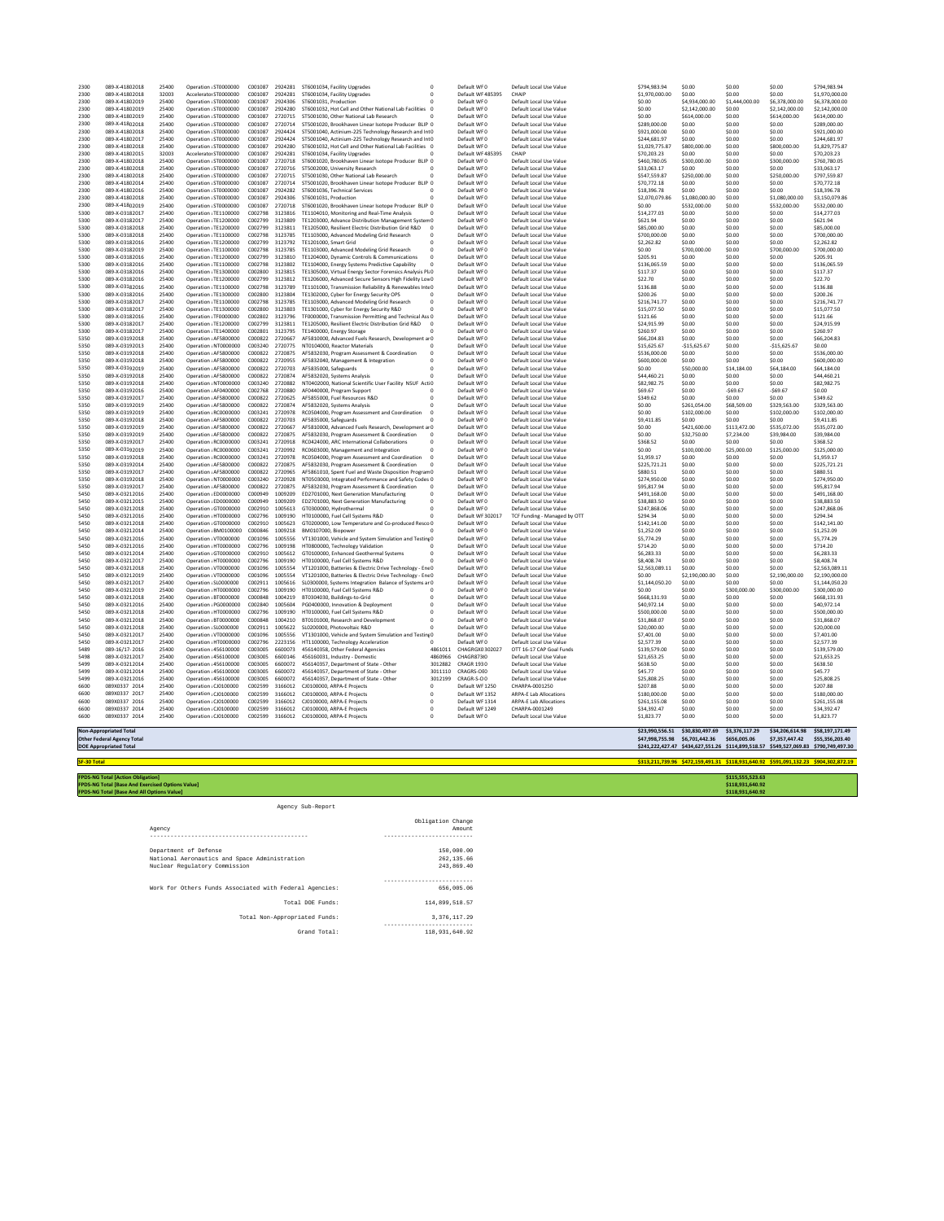| | | | | | | | | | | | | | | | | | |
|---|---|---|---|---|---|---|---|---|---|---|---|---|---|---|---|---|---|
| 2300 | 089-X-41802018 | 25400 | Operation : ST0000000 | C001087 | 2924281 | ST6001034, Facility Upgrades | 0 | Default WF 0 | | Default Local Use Value | $794,983.94 | $0.00 | $0.00 | $0.00 | $794,983.94 |
| 2300 | 089-X-41802018 | 32003 | Accelerator ST0000000 | C001087 | 2924281 | ST6001034, Facility Upgrades | 0 | Default WF 485395 | | CHAIP | $1,970,000.00 | $0.00 | $0.00 | $0.00 | $1,970,000.00 |
| 2300 | 089-X-41802019 | 25400 | Operation : ST0000000 | C001087 | 2924306 | ST6001031, Production | 0 | Default WF 0 | | Default Local Use Value | $0.00 | $4,934,000.00 | $1,444,000.00 | $6,378,000.00 | $6,378,000.00 |
| 2300 | 089-X-41802019 | 25400 | Operation : ST0000000 | C001087 | 2924280 | ST6001032, Hot Cell and Other National Lab Facilities | 0 | Default WF 0 | | Default Local Use Value | $0.00 | $2,142,000.00 | $0.00 | $2,142,000.00 | $2,142,000.00 |
| 2300 | 089-X-41802019 | 25400 | Operation : ST0000000 | C001087 | 2720715 | ST5001030, Other National Lab Research | 0 | Default WF 0 | | Default Local Use Value | $0.00 | $614,000.00 | $0.00 | $614,000.00 | $614,000.00 |
| 2300 | 089-X-41802018 | 25400 | Operation : ST0000000 | C001087 | 2720714 | ST5001020, Brookhaven Linear Isotope Producer BLIP | 0 | Default WF 0 | | Default Local Use Value | $289,000.00 | $0.00 | $0.00 | $0.00 | $289,000.00 |
| 2300 | 089-X-41802018 | 25400 | Operation : ST0000000 | C001087 | 2924424 | ST5001040, Actinium-225 Technology Research and Int | 0 | Default WF 0 | | Default Local Use Value | $921,000.00 | $0.00 | $0.00 | $0.00 | $921,000.00 |
| 2300 | 089-X-41802017 | 25400 | Operation : ST0000000 | C001087 | 2924424 | ST5001040, Actinium-225 Technology Research and Int | 0 | Default WF 0 | | Default Local Use Value | $244,681.97 | $0.00 | $0.00 | $0.00 | $244,681.97 |
| 2300 | 089-X-41802018 | 25400 | Operation : ST0000000 | C001087 | 2924280 | ST6001032, Hot Cell and Other National Lab Facilities | 0 | Default WF 0 | | Default Local Use Value | $1,029,775.87 | $800,000.00 | $0.00 | $800,000.00 | $1,829,775.87 |
| 2300 | 089-X-41802015 | 32003 | Accelerator ST0000000 | C001087 | 2924281 | ST6001034, Facility Upgrades | 0 | Default WF 485395 | | CHAIP | $70,203.23 | $0.00 | $0.00 | $0.00 | $70,203.23 |
| 2300 | 089-X-41802018 | 25400 | Operation : ST0000000 | C001087 | 2720718 | ST6001020, Brookhaven Linear Isotope Producer BLIP | 0 | Default WF 0 | | Default Local Use Value | $460,780.05 | $300,000.00 | $0.00 | $300,000.00 | $760,780.05 |
| 2300 | 089-X-41802018 | 25400 | Operation : ST0000000 | C001087 | 2720716 | ST5002000, University Research | 0 | Default WF 0 | | Default Local Use Value | $33,063.17 | $0.00 | $0.00 | $0.00 | $33,063.17 |
| 2300 | 089-X-41802018 | 25400 | Operation : ST0000000 | C001087 | 2720715 | ST5001030, Other National Lab Research | 0 | Default WF 0 | | Default Local Use Value | $547,559.87 | $250,000.00 | $0.00 | $250,000.00 | $797,559.87 |
| 2300 | 089-X-41802014 | 25400 | Operation : ST0000000 | C001087 | 2720714 | ST5001020, Brookhaven Linear Isotope Producer BLIP | 0 | Default WF 0 | | Default Local Use Value | $70,772.18 | $0.00 | $0.00 | $0.00 | $70,772.18 |
| 2300 | 089-X-41802016 | 25400 | Operation : ST0000000 | C001087 | 2924282 | ST6001036, Technical Services | 0 | Default WF 0 | | Default Local Use Value | $18,396.78 | $0.00 | $0.00 | $0.00 | $18,396.78 |
| 2300 | 089-X-41802018 | 25400 | Operation : ST0000000 | C001087 | 2924306 | ST6001031, Production | 0 | Default WF 0 | | Default Local Use Value | $2,070,079.86 | $1,080,000.00 | $0.00 | $1,080,000.00 | $3,150,079.86 |
| 2300 | 089-X-41802019 | 25400 | Operation : ST0000000 | C001087 | 2720718 | ST6001020, Brookhaven Linear Isotope Producer BLIP | 0 | Default WF 0 | | Default Local Use Value | $0.00 | $532,000.00 | $0.00 | $532,000.00 | $532,000.00 |
| 5300 | 089-X-03182017 | 25400 | Operation : TE1100000 | C002798 | 3123816 | TE1104010, Monitoring and Real-Time Analysis | 0 | Default WF 0 | | Default Local Use Value | $14,277.03 | $0.00 | $0.00 | $0.00 | $14,277.03 |
| 5300 | 089-X-03182016 | 25400 | Operation : TE1200000 | C002799 | 3123809 | TE1203000, Advance Distribution Management System | 0 | Default WF 0 | | Default Local Use Value | $621.94 | $0.00 | $0.00 | $0.00 | $621.94 |
| 5300 | 089-X-03182018 | 25400 | Operation : TE1200000 | C002799 | 3123811 | TE1205000, Resilient Electric Distribution Grid R&D | 0 | Default WF 0 | | Default Local Use Value | $85,000.00 | $0.00 | $0.00 | $0.00 | $85,000.00 |
| 5300 | 089-X-03182018 | 25400 | Operation : TE1100000 | C002798 | 3123785 | TE1103000, Advanced Modeling Grid Research | 0 | Default WF 0 | | Default Local Use Value | $700,000.00 | $0.00 | $0.00 | $0.00 | $700,000.00 |
| 5300 | 089-X-03182016 | 25400 | Operation : TE1200000 | C002799 | 3123792 | TE1201000, Smart Grid | 0 | Default WF 0 | | Default Local Use Value | $2,262.82 | $0.00 | $0.00 | $0.00 | $2,262.82 |
| 5300 | 089-X-03182019 | 25400 | Operation : TE1100000 | C002798 | 3123785 | TE1103000, Advanced Modeling Grid Research | 0 | Default WF 0 | | Default Local Use Value | $0.00 | $700,000.00 | $0.00 | $700,000.00 | $700,000.00 |
| 5300 | 089-X-03182016 | 25400 | Operation : TE1200000 | C002799 | 3123810 | TE1204000, Dynamic Controls & Communications | 0 | Default WF 0 | | Default Local Use Value | $205.91 | $0.00 | $0.00 | $0.00 | $205.91 |
| 5300 | 089-X-03182016 | 25400 | Operation : TE1100000 | C002798 | 3123802 | TE1104000, Energy Systems Predictive Capability | 0 | Default WF 0 | | Default Local Use Value | $136,065.59 | $0.00 | $0.00 | $0.00 | $136,065.59 |
| 5300 | 089-X-03182016 | 25400 | Operation : TE1300000 | C002800 | 3123815 | TE1305000, Virtual Energy Sector Forensics Analysis PL | 0 | Default WF 0 | | Default Local Use Value | $117.37 | $0.00 | $0.00 | $0.00 | $117.37 |
| 5300 | 089-X-03182016 | 25400 | Operation : TE1200000 | C002799 | 3123812 | TE1206000, Advanced Secure Sensors High Fidelity Low | 0 | Default WF 0 | | Default Local Use Value | $22.70 | $0.00 | $0.00 | $0.00 | $22.70 |
| 5300 | 089-X-03182016 | 25400 | Operation : TE1100000 | C002798 | 3123789 | TE1101000, Transmission Reliability & Renewables Inte | 0 | Default WF 0 | | Default Local Use Value | $136.88 | $0.00 | $0.00 | $0.00 | $136.88 |
| 5300 | 089-X-03182016 | 25400 | Operation : TE1300000 | C002800 | 3123804 | TE1302000, Cyber for Energy Security OPS | 0 | Default WF 0 | | Default Local Use Value | $200.26 | $0.00 | $0.00 | $0.00 | $200.26 |
| 5300 | 089-X-03182017 | 25400 | Operation : TE1100000 | C002798 | 3123785 | TE1103000, Advanced Modeling Grid Research | 0 | Default WF 0 | | Default Local Use Value | $216,741.77 | $0.00 | $0.00 | $0.00 | $216,741.77 |
| 5300 | 089-X-03182017 | 25400 | Operation : TE1300000 | C002800 | 3123803 | TE1301000, Cyber for Energy Security R&D | 0 | Default WF 0 | | Default Local Use Value | $15,077.50 | $0.00 | $0.00 | $0.00 | $15,077.50 |
| 5300 | 089-X-03182016 | 25400 | Operation : TF0000000 | C002802 | 3123796 | TF0000000, Transmission Permitting and Technical Ass | 0 | Default WF 0 | | Default Local Use Value | $121.66 | $0.00 | $0.00 | $0.00 | $121.66 |
| 5300 | 089-X-03182017 | 25400 | Operation : TE1200000 | C002799 | 3123811 | TE1205000, Resilient Electric Distribution Grid R&D | 0 | Default WF 0 | | Default Local Use Value | $24,915.99 | $0.00 | $0.00 | $0.00 | $24,915.99 |
| 5300 | 089-X-03182017 | 25400 | Operation : TE1400000 | C002801 | 3123795 | TE1400000, Energy Storage | 0 | Default WF 0 | | Default Local Use Value | $260.97 | $0.00 | $0.00 | $0.00 | $260.97 |
| 5350 | 089-X-03192018 | 25400 | Operation : AF5800000 | C000822 | 2720667 | AF5810000, Advanced Fuels Research, Development a | 0 | Default WF 0 | | Default Local Use Value | $66,204.83 | $0.00 | $0.00 | $0.00 | $66,204.83 |
| 5350 | 089-X-03192013 | 25400 | Operation : NT0000000 | C003240 | 2720775 | NT0104000, Reactor Materials | 0 | Default WF 0 | | Default Local Use Value | $15,625.67 | -$15,625.67 | $0.00 | -$15,625.67 | $0.00 |
| 5350 | 089-X-03192018 | 25400 | Operation : AF5800000 | C000822 | 2720875 | AF5832030, Program Assessment & Coordination | 0 | Default WF 0 | | Default Local Use Value | $536,000.00 | $0.00 | $0.00 | $0.00 | $536,000.00 |
| 5350 | 089-X-03192018 | 25400 | Operation : AF5800000 | C000822 | 2720955 | AF5832040, Management & Integration | 0 | Default WF 0 | | Default Local Use Value | $600,000.00 | $0.00 | $0.00 | $0.00 | $600,000.00 |
| 5350 | 089-X-03192019 | 25400 | Operation : AF5800000 | C000822 | 2720703 | AF5835000, Safeguards | 0 | Default WF 0 | | Default Local Use Value | $0.00 | $50,000.00 | $14,184.00 | $64,184.00 | $64,184.00 |
| 5350 | 089-X-03192018 | 25400 | Operation : AF5800000 | C000822 | 2720874 | AF5832020, Systems Analysis | 0 | Default WF 0 | | Default Local Use Value | $44,460.21 | $0.00 | $0.00 | $0.00 | $44,460.21 |
| 5350 | 089-X-03192018 | 25400 | Operation : NT0000000 | C003240 | 2720882 | NT0402000, National Scientific User Facility NSUF Acti | 0 | Default WF 0 | | Default Local Use Value | $82,982.75 | $0.00 | $0.00 | $0.00 | $82,982.75 |
| 5350 | 089-X-03192016 | 25400 | Operation : AF0400000 | C002768 | 2720880 | AF0440000, Program Support | 0 | Default WF 0 | | Default Local Use Value | $69.67 | $0.00 | -$69.67 | -$69.67 | $0.00 |
| 5350 | 089-X-03192017 | 25400 | Operation : AF5800000 | C000822 | 2720625 | AF5855000, Fuel Resources R&D | 0 | Default WF 0 | | Default Local Use Value | $349.62 | $0.00 | $0.00 | $0.00 | $349.62 |
| 5350 | 089-X-03192019 | 25400 | Operation : AF5800000 | C000822 | 2720874 | AF5832020, Systems Analysis | 0 | Default WF 0 | | Default Local Use Value | $0.00 | $261,054.00 | $68,509.00 | $329,563.00 | $329,563.00 |
| 5350 | 089-X-03192019 | 25400 | Operation : RC0000000 | C003241 | 2720978 | RC0504000, Program Assessment and Coordination | 0 | Default WF 0 | | Default Local Use Value | $0.00 | $102,000.00 | $0.00 | $102,000.00 | $102,000.00 |
| 5350 | 089-X-03192018 | 25400 | Operation : AF5800000 | C000822 | 2720703 | AF5835000, Safeguards | 0 | Default WF 0 | | Default Local Use Value | $9,411.85 | $0.00 | $0.00 | $0.00 | $9,411.85 |
| 5350 | 089-X-03192019 | 25400 | Operation : AF5800000 | C000822 | 2720667 | AF5810000, Advanced Fuels Research, Development a | 0 | Default WF 0 | | Default Local Use Value | $0.00 | $421,600.00 | $113,472.00 | $535,072.00 | $535,072.00 |
| 5350 | 089-X-03192019 | 25400 | Operation : AF5800000 | C000822 | 2720875 | AF5832030, Program Assessment & Coordination | 0 | Default WF 0 | | Default Local Use Value | $0.00 | $32,750.00 | $7,234.00 | $39,984.00 | $39,984.00 |
| 5350 | 089-X-03192017 | 25400 | Operation : RC0000000 | C003241 | 2720918 | RC0424000, ARC International Collaborations | 0 | Default WF 0 | | Default Local Use Value | $368.52 | $0.00 | $0.00 | $0.00 | $368.52 |
| 5350 | 089-X-03192019 | 25400 | Operation : RC0000000 | C003241 | 2720992 | RC0603000, Management and Integration | 0 | Default WF 0 | | Default Local Use Value | $0.00 | $100,000.00 | $25,000.00 | $125,000.00 | $125,000.00 |
| 5350 | 089-X-03192018 | 25400 | Operation : RC0000000 | C003241 | 2720978 | RC0504000, Program Assessment and Coordination | 0 | Default WF 0 | | Default Local Use Value | $1,959.17 | $0.00 | $0.00 | $0.00 | $1,959.17 |
| 5350 | 089-X-03192014 | 25400 | Operation : AF5800000 | C000822 | 2720875 | AF5832030, Program Assessment & Coordination | 0 | Default WF 0 | | Default Local Use Value | $225,721.21 | $0.00 | $0.00 | $0.00 | $225,721.21 |
| 5350 | 089-X-03192017 | 25400 | Operation : AF5800000 | C000822 | 2720965 | AF5861010, Spent Fuel and Waste Disposition Program | 0 | Default WF 0 | | Default Local Use Value | $880.51 | $0.00 | $0.00 | $0.00 | $880.51 |
| 5350 | 089-X-03192018 | 25400 | Operation : NT0000000 | C003240 | 2720928 | NT0503000, Integrated Performance and Safety Codes | 0 | Default WF 0 | | Default Local Use Value | $274,950.00 | $0.00 | $0.00 | $0.00 | $274,950.00 |
| 5350 | 089-X-03192017 | 25400 | Operation : AF5800000 | C000822 | 2720875 | AF5832030, Program Assessment & Coordination | 0 | Default WF 0 | | Default Local Use Value | $95,817.94 | $0.00 | $0.00 | $0.00 | $95,817.94 |
| 5450 | 089-X-03212016 | 25400 | Operation : ED0000000 | C000949 | 1009209 | ED2701000, Next Generation Manufacturing | 0 | Default WF 0 | | Default Local Use Value | $491,168.00 | $0.00 | $0.00 | $0.00 | $491,168.00 |
| 5450 | 089-X-03212015 | 25400 | Operation : ED0000000 | C000949 | 1009209 | ED2701000, Next Generation Manufacturing | 0 | Default WF 0 | | Default Local Use Value | $38,883.50 | $0.00 | $0.00 | $0.00 | $38,883.50 |
| 5450 | 089-X-03212018 | 25400 | Operation : GT0000000 | C002910 | 1005613 | GT0300000, Hydrothermal | 0 | Default WF 0 | | Default Local Use Value | $247,868.06 | $0.00 | $0.00 | $0.00 | $247,868.06 |
| 5450 | 089-X-03212016 | 25400 | Operation : HT0000000 | C002796 | 1009190 | HT0100000, Fuel Cell Systems R&D | 0 | Default WF 302017 | | TCF Funding - Managed by OTT | $294.34 | $0.00 | $0.00 | $0.00 | $294.34 |
| 5450 | 089-X-03212018 | 25400 | Operation : GT0000000 | C002910 | 1005623 | GT0200000, Low Temperature and Co-produced Resou | 0 | Default WF 0 | | Default Local Use Value | $142,141.00 | $0.00 | $0.00 | $0.00 | $142,141.00 |
| 5450 | 089-X-03212014 | 25400 | Operation : BM0100000 | C000846 | 1009218 | BM0107000, Biopower | 0 | Default WF 0 | | Default Local Use Value | $1,252.09 | $0.00 | $0.00 | $0.00 | $1,252.09 |
| 5450 | 089-X-03212016 | 25400 | Operation : VT0000000 | C001096 | 1005556 | VT1301000, Vehicle and System Simulation and Testing | 0 | Default WF 0 | | Default Local Use Value | $5,774.29 | $0.00 | $0.00 | $0.00 | $5,774.29 |
| 5450 | 089-X-03212016 | 25400 | Operation : HT0000000 | C002796 | 1009198 | HT0800000, Technology Validation | 0 | Default WF 0 | | Default Local Use Value | $714.20 | $0.00 | $0.00 | $0.00 | $714.20 |
| 5450 | 089-X-03212014 | 25400 | Operation : GT0000000 | C002910 | 1005612 | GT0100000, Enhanced Geothermal Systems | 0 | Default WF 0 | | Default Local Use Value | $6,283.33 | $0.00 | $0.00 | $0.00 | $6,283.33 |
| 5450 | 089-X-03212017 | 25400 | Operation : HT0000000 | C002796 | 1009190 | HT0100000, Fuel Cell Systems R&D | 0 | Default WF 0 | | Default Local Use Value | $8,408.74 | $0.00 | $0.00 | $0.00 | $8,408.74 |
| 5450 | 089-X-03212018 | 25400 | Operation : VT0000000 | C001096 | 1005554 | VT1201000, Batteries & Electric Drive Technology - Ene | 0 | Default WF 0 | | Default Local Use Value | $2,563,089.11 | $0.00 | $0.00 | $0.00 | $2,563,089.11 |
| 5450 | 089-X-03212019 | 25400 | Operation : VT0000000 | C001096 | 1005554 | VT1201000, Batteries & Electric Drive Technology - Ene | 0 | Default WF 0 | | Default Local Use Value | $0.00 | $2,190,000.00 | $0.00 | $2,190,000.00 | $2,190,000.00 |
| 5450 | 089-X-03212017 | 25400 | Operation : SL0000000 | C002911 | 1005616 | SL0300000, Systems Integration Balance of Systems ar | 0 | Default WF 0 | | Default Local Use Value | $1,144,050.20 | $0.00 | $0.00 | $0.00 | $1,144,050.20 |
| 5450 | 089-X-03212019 | 25400 | Operation : HT0000000 | C002796 | 1009190 | HT0100000, Fuel Cell Systems R&D | 0 | Default WF 0 | | Default Local Use Value | $0.00 | $0.00 | $300,000.00 | $300,000.00 | $300,000.00 |
| 5450 | 089-X-03212018 | 25400 | Operation : BT0000000 | C000848 | 1004219 | BT0304030, Buildings-to-Grid | 0 | Default WF 0 | | Default Local Use Value | $668,131.93 | $0.00 | $0.00 | $0.00 | $668,131.93 |
| 5450 | 089-X-03212016 | 25400 | Operation : PG0000000 | C002840 | 1005604 | PG0400000, Innovation & Deployment | 0 | Default WF 0 | | Default Local Use Value | $40,972.14 | $0.00 | $0.00 | $0.00 | $40,972.14 |
| 5450 | 089-X-03212018 | 25400 | Operation : HT0000000 | C002796 | 1009190 | HT0100000, Fuel Cell Systems R&D | 0 | Default WF 0 | | Default Local Use Value | $500,000.00 | $0.00 | $0.00 | $0.00 | $500,000.00 |
| 5450 | 089-X-03212014 | 25400 | Operation : BT0000000 | C000848 | 1004210 | BT0102000, Research and Development | 0 | Default WF 0 | | Default Local Use Value | $31,868.07 | $0.00 | $0.00 | $0.00 | $31,868.07 |
| 5450 | 089-X-03212018 | 25400 | Operation : SL0000000 | C002911 | 1005622 | SL0200000, Photovoltaic R&D | 0 | Default WF 0 | | Default Local Use Value | $20,000.00 | $0.00 | $0.00 | $0.00 | $20,000.00 |
| 5450 | 089-X-03212016 | 25400 | Operation : VT0000000 | C001096 | 1005556 | VT1301000, Vehicle and System Simulation and Testing | 0 | Default WF 0 | | Default Local Use Value | $7,401.00 | $0.00 | $0.00 | $0.00 | $7,401.00 |
| 5450 | 089-X-03212017 | 25400 | Operation : HT0000000 | C002796 | 2223156 | HT1100000, Technology Acceleration | 0 | Default WF 0 | | Default Local Use Value | $2,577.39 | $0.00 | $0.00 | $0.00 | $2,577.39 |
| 5489 | 089-16/17-2016 | 25400 | Operation : 456100000 | C003005 | 6600073 | 456140358, Other Federal Agencies | 4861011 | CHAGRGX0 302027 | | OTT 16-17 CAP Goal Funds | $139,579.00 | $0.00 | $0.00 | $0.00 | $139,579.00 |
| 5498 | 089-X-03212017 | 25400 | Operation : 456100000 | C003005 | 6600146 | 456160031, Industry - Domestic | 4860966 | CHAGR8730 | | Default Local Use Value | $21,653.25 | $0.00 | $0.00 | $0.00 | $21,653.25 |
| 5499 | 089-X-03212014 | 25400 | Operation : 456100000 | C003005 | 6600072 | 456140357, Department of State - Other | 3012882 | CRAGR 1930 | | Default Local Use Value | $638.50 | $0.00 | $0.00 | $0.00 | $638.50 |
| 5499 | 089-X-03212014 | 25400 | Operation : 456100000 | C003005 | 6600072 | 456140357, Department of State - Other | 3011110 | CRAGRS-O60 | | Default Local Use Value | $45.77 | $0.00 | $0.00 | $0.00 | $45.77 |
| 5499 | 089-X-03212016 | 25400 | Operation : 456100000 | C003005 | 6600072 | 456140357, Department of State - Other | 3012199 | CRAGR-S-O-O | | Default Local Use Value | $25,808.25 | $0.00 | $0.00 | $0.00 | $25,808.25 |
| 6600 | 089X0337 2014 | 25400 | Operation : CJ0100000 | C002599 | 3166012 | CJ0100000, ARPA-E Projects | 0 | Default WF 1250 | | CHARPA-0001250 | $207.88 | $0.00 | $0.00 | $0.00 | $207.88 |
| 6600 | 089X0337 2017 | 25400 | Operation : CJ0100000 | C002599 | 3166012 | CJ0100000, ARPA-E Projects | 0 | Default WF 1352 | | ARPA-E Lab Allocations | $180,000.00 | $0.00 | $0.00 | $0.00 | $180,000.00 |
| 6600 | 089X0337 2016 | 25400 | Operation : CJ0100000 | C002599 | 3166012 | CJ0100000, ARPA-E Projects | 0 | Default WF 1314 | | ARPA-E Lab Allocations | $261,155.08 | $0.00 | $0.00 | $0.00 | $261,155.08 |
| 6600 | 089X0337 2014 | 25400 | Operation : CJ0100000 | C002599 | 3166012 | CJ0100000, ARPA-E Projects | 0 | Default WF 1249 | | CHARPA-0001249 | $34,392.47 | $0.00 | $0.00 | $0.00 | $34,392.47 |
| 6600 | 089X0337 2015 | 25400 | Operation : CJ0100000 | C002599 | 3166012 | CJ0100000, ARPA-E Projects | 0 | Default WF 0 | | Default Local Use Value | $1,823.77 | $0.00 | $0.00 | $0.00 | $1,823.77 |
| **Non-Appropriated Total** | | | | | | | | | | | $23,990,556.51 | $30,830,497.69 | $3,376,117.29 | $34,206,614.98 | $58,197,171.49 |
| **Other Federal Agency Total** | | | | | | | | | | | $47,998,755.98 | $6,701,442.36 | $656,005.06 | $7,357,447.42 | $55,356,203.40 |
| **DOE Appropriated Total** | | | | | | | | | | | $241,222,427.47 | $434,627,551.26 | $114,899,518.57 | $549,527,069.83 | $790,749,497.30 |
| **SF-30 Total** | | | | | | | | | | | $313,211,739.96 | $472,159,491.31 | $118,931,640.92 | $591,091,132.23 | $904,302,872.19 |

| | |
|---|---|
| **FPDS-NG Total [Action Obligation]** | $115,555,523.63 |
| **FPDS-NG Total [Base And Exercised Options Value]** | $118,931,640.92 |
| **FPDS-NG Total [Base And All Options Value]** | $118,931,640.92 |

```
                          Agency Sub-Report

                                                         Obligation Change
Agency                                                              Amount
--------------------------------------------------  -------------------------

Department of Defense                                           150,000.00
National Aeronautics and Space Administration                   262,135.66
Nuclear Regulatory Commission                                   243,869.40

                                                    -------------------------
Work for Others Funds Associated with Federal Agencies:         656,005.06

                                   Total DOE Funds:          114,899,518.57

                        Total Non-Appropriated Funds:          3,376,117.29
                                                    -------------------------
                                       Grand Total:          118,931,640.92
```